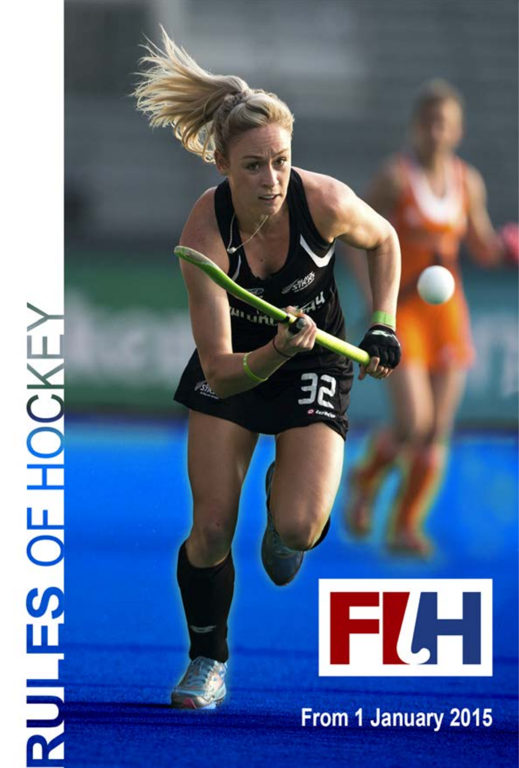# RULES OF HOCKEY

FIH

From 1 January 2015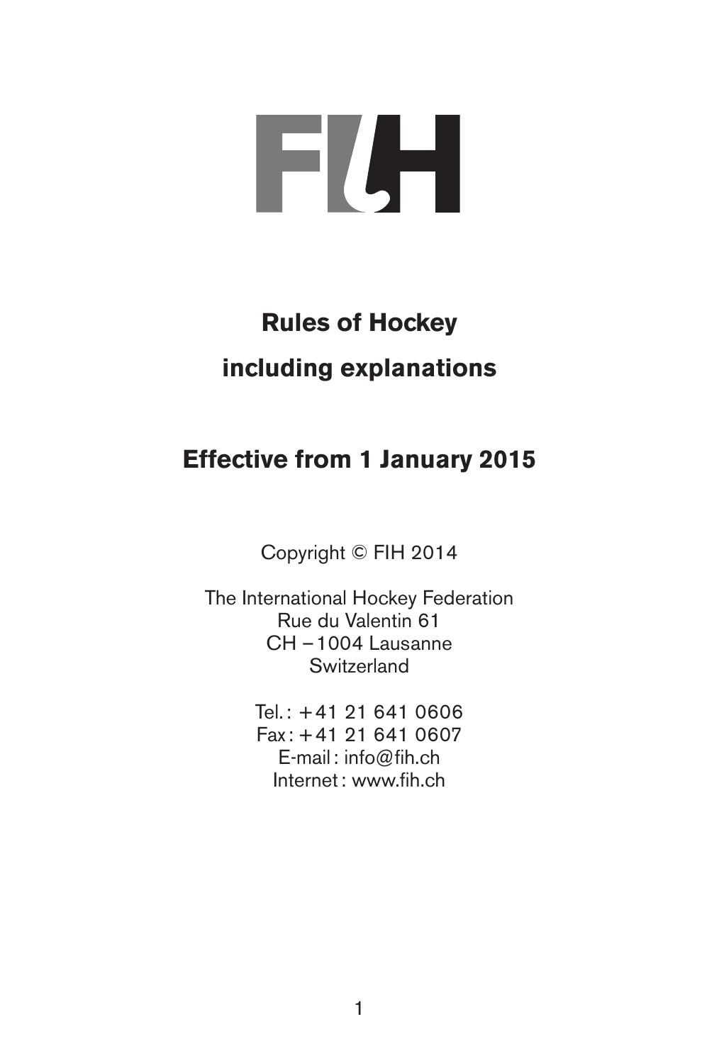# Rules of Hockey

# including explanations

## Effective from 1 January 2015

Copyright © FIH 2014

The International Hockey Federation
Rue du Valentin 61
CH – 1004 Lausanne
Switzerland

Tel. : +41 21 641 0606
Fax : +41 21 641 0607
E-mail : info@fih.ch
Internet : www.fih.ch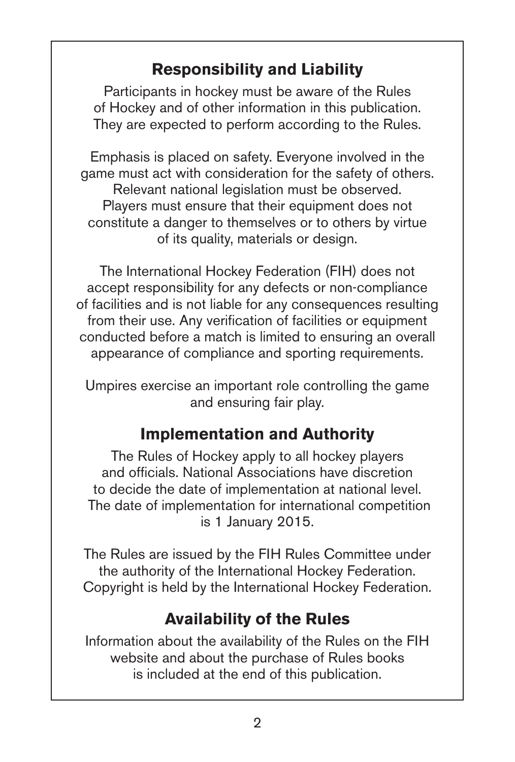## Responsibility and Liability

Participants in hockey must be aware of the Rules of Hockey and of other information in this publication. They are expected to perform according to the Rules.

Emphasis is placed on safety. Everyone involved in the game must act with consideration for the safety of others. Relevant national legislation must be observed. Players must ensure that their equipment does not constitute a danger to themselves or to others by virtue of its quality, materials or design.

The International Hockey Federation (FIH) does not accept responsibility for any defects or non-compliance of facilities and is not liable for any consequences resulting from their use. Any verification of facilities or equipment conducted before a match is limited to ensuring an overall appearance of compliance and sporting requirements.

Umpires exercise an important role controlling the game and ensuring fair play.

## Implementation and Authority

The Rules of Hockey apply to all hockey players and officials. National Associations have discretion to decide the date of implementation at national level. The date of implementation for international competition is 1 January 2015.

The Rules are issued by the FIH Rules Committee under the authority of the International Hockey Federation. Copyright is held by the International Hockey Federation.

## Availability of the Rules

Information about the availability of the Rules on the FIH website and about the purchase of Rules books is included at the end of this publication.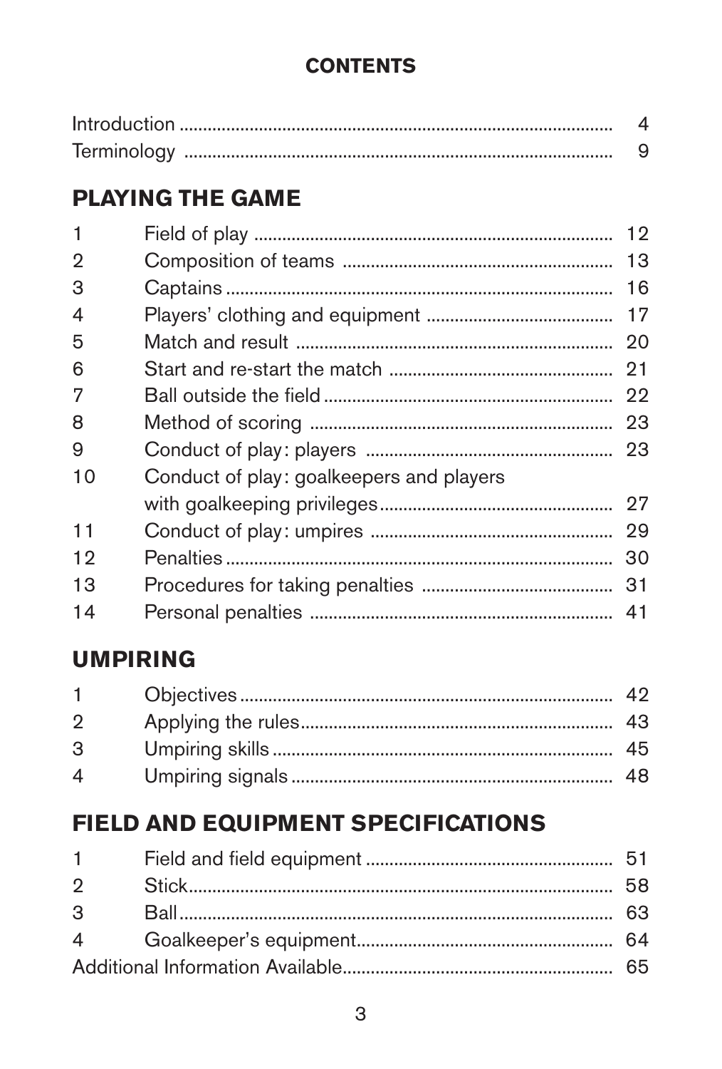# CONTENTS

| | | |
|---|---|---|
| Introduction | | 4 |
| Terminology | | 9 |

## PLAYING THE GAME

| | | |
|---|---|---|
| 1 | Field of play | 12 |
| 2 | Composition of teams | 13 |
| 3 | Captains | 16 |
| 4 | Players' clothing and equipment | 17 |
| 5 | Match and result | 20 |
| 6 | Start and re-start the match | 21 |
| 7 | Ball outside the field | 22 |
| 8 | Method of scoring | 23 |
| 9 | Conduct of play: players | 23 |
| 10 | Conduct of play: goalkeepers and players with goalkeeping privileges | 27 |
| 11 | Conduct of play: umpires | 29 |
| 12 | Penalties | 30 |
| 13 | Procedures for taking penalties | 31 |
| 14 | Personal penalties | 41 |

## UMPIRING

| | | |
|---|---|---|
| 1 | Objectives | 42 |
| 2 | Applying the rules | 43 |
| 3 | Umpiring skills | 45 |
| 4 | Umpiring signals | 48 |

## FIELD AND EQUIPMENT SPECIFICATIONS

| | | |
|---|---|---|
| 1 | Field and field equipment | 51 |
| 2 | Stick | 58 |
| 3 | Ball | 63 |
| 4 | Goalkeeper's equipment | 64 |
| Additional Information Available | | 65 |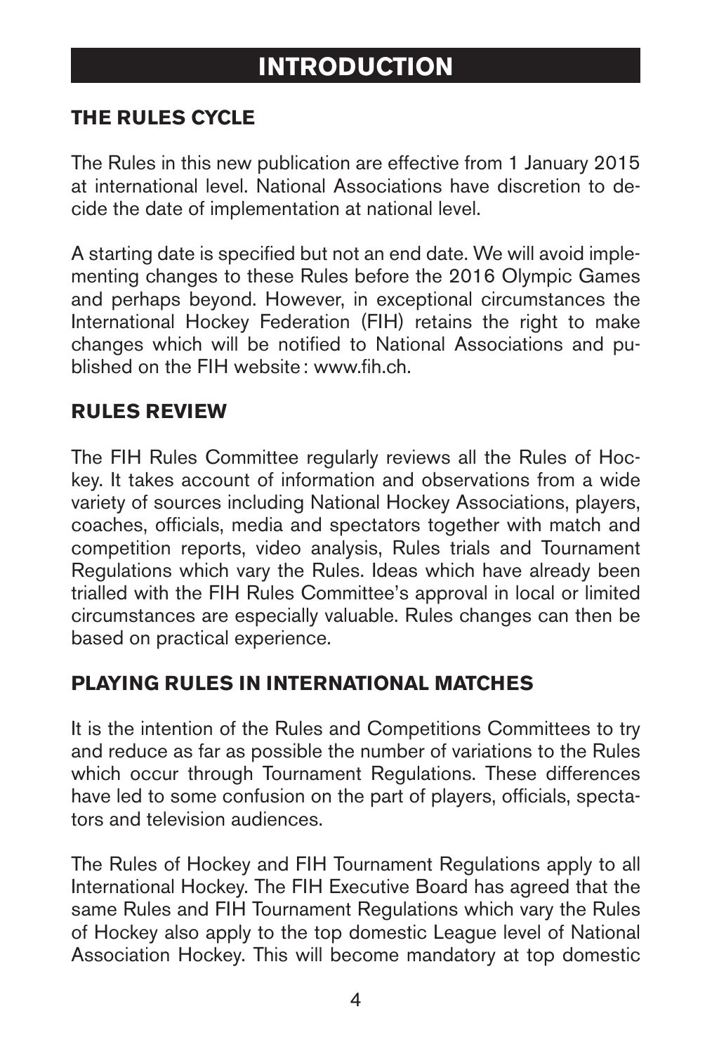# INTRODUCTION

## THE RULES CYCLE

The Rules in this new publication are effective from 1 January 2015 at international level. National Associations have discretion to decide the date of implementation at national level.

A starting date is specified but not an end date. We will avoid implementing changes to these Rules before the 2016 Olympic Games and perhaps beyond. However, in exceptional circumstances the International Hockey Federation (FIH) retains the right to make changes which will be notified to National Associations and published on the FIH website : www.fih.ch.

## RULES REVIEW

The FIH Rules Committee regularly reviews all the Rules of Hockey. It takes account of information and observations from a wide variety of sources including National Hockey Associations, players, coaches, officials, media and spectators together with match and competition reports, video analysis, Rules trials and Tournament Regulations which vary the Rules. Ideas which have already been trialled with the FIH Rules Committee's approval in local or limited circumstances are especially valuable. Rules changes can then be based on practical experience.

## PLAYING RULES IN INTERNATIONAL MATCHES

It is the intention of the Rules and Competitions Committees to try and reduce as far as possible the number of variations to the Rules which occur through Tournament Regulations. These differences have led to some confusion on the part of players, officials, spectators and television audiences.

The Rules of Hockey and FIH Tournament Regulations apply to all International Hockey. The FIH Executive Board has agreed that the same Rules and FIH Tournament Regulations which vary the Rules of Hockey also apply to the top domestic League level of National Association Hockey. This will become mandatory at top domestic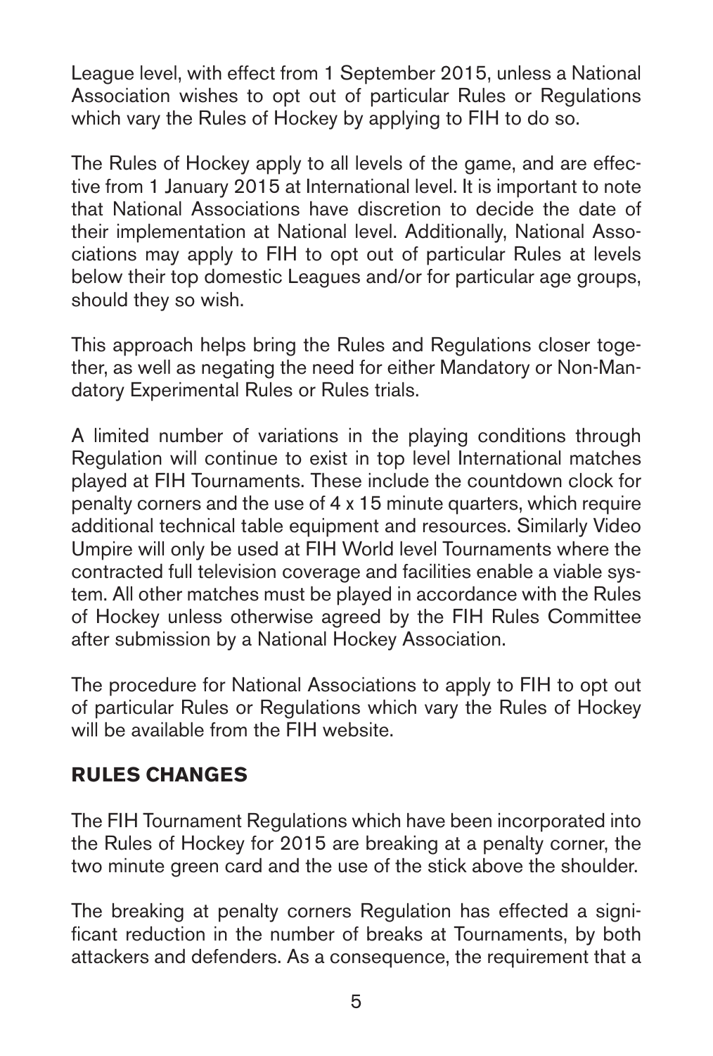League level, with effect from 1 September 2015, unless a National Association wishes to opt out of particular Rules or Regulations which vary the Rules of Hockey by applying to FIH to do so.

The Rules of Hockey apply to all levels of the game, and are effective from 1 January 2015 at International level. It is important to note that National Associations have discretion to decide the date of their implementation at National level. Additionally, National Associations may apply to FIH to opt out of particular Rules at levels below their top domestic Leagues and/or for particular age groups, should they so wish.

This approach helps bring the Rules and Regulations closer together, as well as negating the need for either Mandatory or Non-Mandatory Experimental Rules or Rules trials.

A limited number of variations in the playing conditions through Regulation will continue to exist in top level International matches played at FIH Tournaments. These include the countdown clock for penalty corners and the use of 4 x 15 minute quarters, which require additional technical table equipment and resources. Similarly Video Umpire will only be used at FIH World level Tournaments where the contracted full television coverage and facilities enable a viable system. All other matches must be played in accordance with the Rules of Hockey unless otherwise agreed by the FIH Rules Committee after submission by a National Hockey Association.

The procedure for National Associations to apply to FIH to opt out of particular Rules or Regulations which vary the Rules of Hockey will be available from the FIH website.

## RULES CHANGES

The FIH Tournament Regulations which have been incorporated into the Rules of Hockey for 2015 are breaking at a penalty corner, the two minute green card and the use of the stick above the shoulder.

The breaking at penalty corners Regulation has effected a significant reduction in the number of breaks at Tournaments, by both attackers and defenders. As a consequence, the requirement that a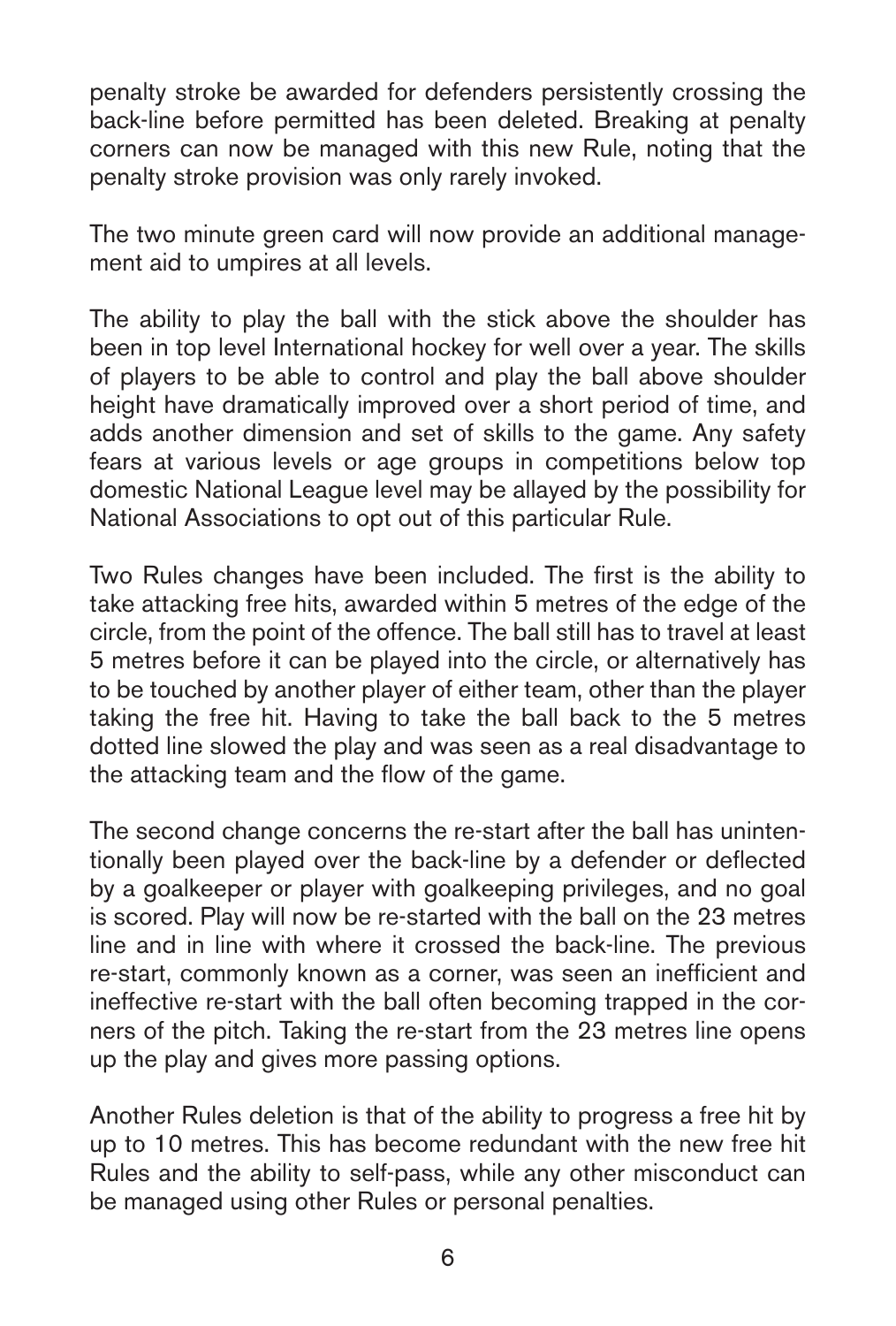penalty stroke be awarded for defenders persistently crossing the back-line before permitted has been deleted. Breaking at penalty corners can now be managed with this new Rule, noting that the penalty stroke provision was only rarely invoked.

The two minute green card will now provide an additional management aid to umpires at all levels.

The ability to play the ball with the stick above the shoulder has been in top level International hockey for well over a year. The skills of players to be able to control and play the ball above shoulder height have dramatically improved over a short period of time, and adds another dimension and set of skills to the game. Any safety fears at various levels or age groups in competitions below top domestic National League level may be allayed by the possibility for National Associations to opt out of this particular Rule.

Two Rules changes have been included. The first is the ability to take attacking free hits, awarded within 5 metres of the edge of the circle, from the point of the offence. The ball still has to travel at least 5 metres before it can be played into the circle, or alternatively has to be touched by another player of either team, other than the player taking the free hit. Having to take the ball back to the 5 metres dotted line slowed the play and was seen as a real disadvantage to the attacking team and the flow of the game.

The second change concerns the re-start after the ball has unintentionally been played over the back-line by a defender or deflected by a goalkeeper or player with goalkeeping privileges, and no goal is scored. Play will now be re-started with the ball on the 23 metres line and in line with where it crossed the back-line. The previous re-start, commonly known as a corner, was seen an inefficient and ineffective re-start with the ball often becoming trapped in the corners of the pitch. Taking the re-start from the 23 metres line opens up the play and gives more passing options.

Another Rules deletion is that of the ability to progress a free hit by up to 10 metres. This has become redundant with the new free hit Rules and the ability to self-pass, while any other misconduct can be managed using other Rules or personal penalties.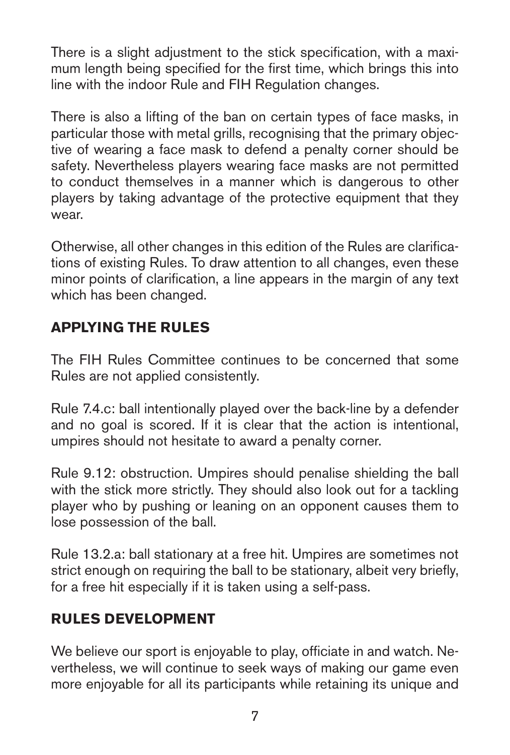There is a slight adjustment to the stick specification, with a maximum length being specified for the first time, which brings this into line with the indoor Rule and FIH Regulation changes.

There is also a lifting of the ban on certain types of face masks, in particular those with metal grills, recognising that the primary objective of wearing a face mask to defend a penalty corner should be safety. Nevertheless players wearing face masks are not permitted to conduct themselves in a manner which is dangerous to other players by taking advantage of the protective equipment that they wear.

Otherwise, all other changes in this edition of the Rules are clarifications of existing Rules. To draw attention to all changes, even these minor points of clarification, a line appears in the margin of any text which has been changed.

## APPLYING THE RULES

The FIH Rules Committee continues to be concerned that some Rules are not applied consistently.

Rule 7.4.c: ball intentionally played over the back-line by a defender and no goal is scored. If it is clear that the action is intentional, umpires should not hesitate to award a penalty corner.

Rule 9.12: obstruction. Umpires should penalise shielding the ball with the stick more strictly. They should also look out for a tackling player who by pushing or leaning on an opponent causes them to lose possession of the ball.

Rule 13.2.a: ball stationary at a free hit. Umpires are sometimes not strict enough on requiring the ball to be stationary, albeit very briefly, for a free hit especially if it is taken using a self-pass.

## RULES DEVELOPMENT

We believe our sport is enjoyable to play, officiate in and watch. Nevertheless, we will continue to seek ways of making our game even more enjoyable for all its participants while retaining its unique and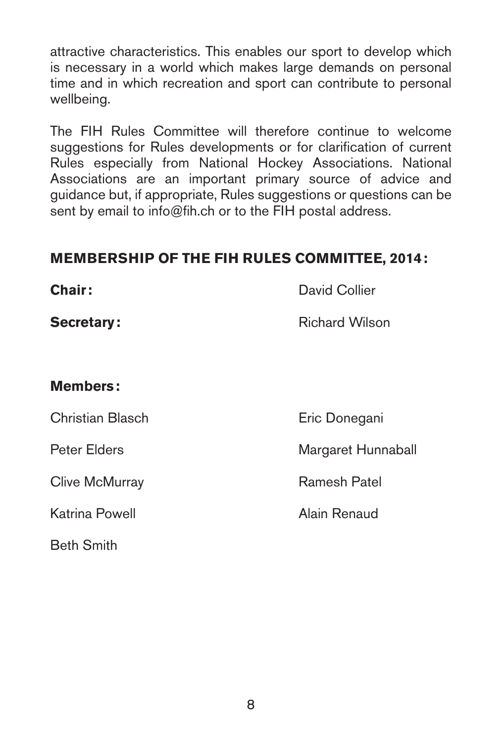attractive characteristics. This enables our sport to develop which is necessary in a world which makes large demands on personal time and in which recreation and sport can contribute to personal wellbeing.

The FIH Rules Committee will therefore continue to welcome suggestions for Rules developments or for clarification of current Rules especially from National Hockey Associations. National Associations are an important primary source of advice and guidance but, if appropriate, Rules suggestions or questions can be sent by email to info@fih.ch or to the FIH postal address.

## MEMBERSHIP OF THE FIH RULES COMMITTEE, 2014 :

**Chair :** David Collier

**Secretary :** Richard Wilson

**Members :**

| | |
|---|---|
| Christian Blasch | Eric Donegani |
| Peter Elders | Margaret Hunnaball |
| Clive McMurray | Ramesh Patel |
| Katrina Powell | Alain Renaud |
| Beth Smith | |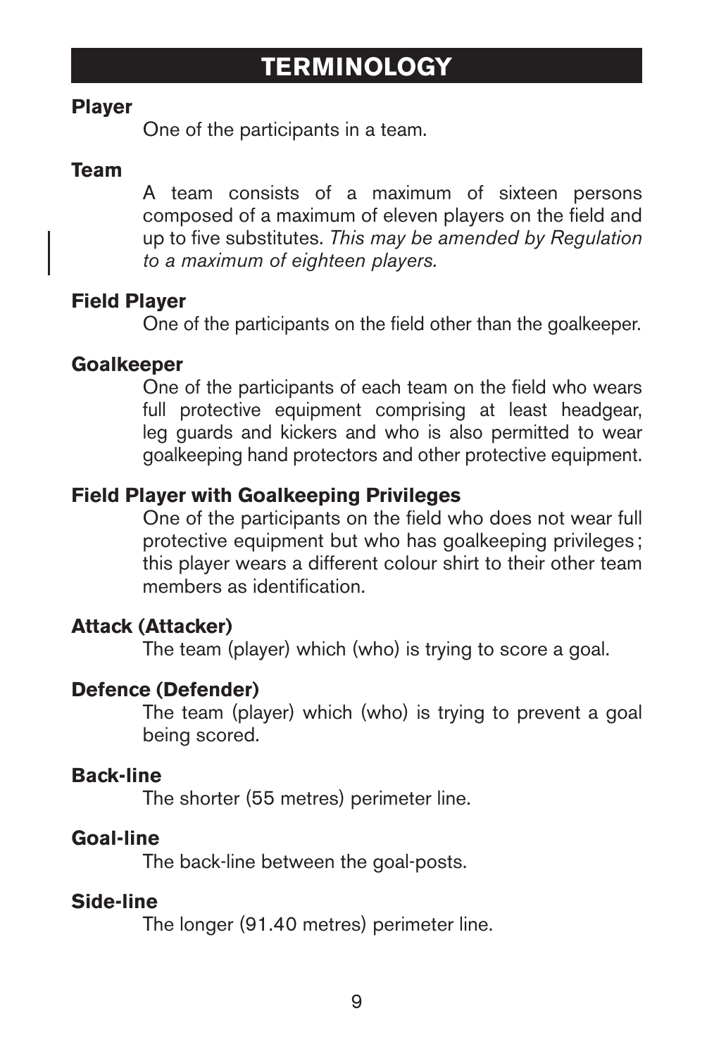# TERMINOLOGY

**Player**

One of the participants in a team.

**Team**

A team consists of a maximum of sixteen persons composed of a maximum of eleven players on the field and up to five substitutes. *This may be amended by Regulation to a maximum of eighteen players.*

**Field Player**

One of the participants on the field other than the goalkeeper.

**Goalkeeper**

One of the participants of each team on the field who wears full protective equipment comprising at least headgear, leg guards and kickers and who is also permitted to wear goalkeeping hand protectors and other protective equipment.

**Field Player with Goalkeeping Privileges**

One of the participants on the field who does not wear full protective equipment but who has goalkeeping privileges ; this player wears a different colour shirt to their other team members as identification.

**Attack (Attacker)**

The team (player) which (who) is trying to score a goal.

**Defence (Defender)**

The team (player) which (who) is trying to prevent a goal being scored.

**Back-line**

The shorter (55 metres) perimeter line.

**Goal-line**

The back-line between the goal-posts.

**Side-line**

The longer (91.40 metres) perimeter line.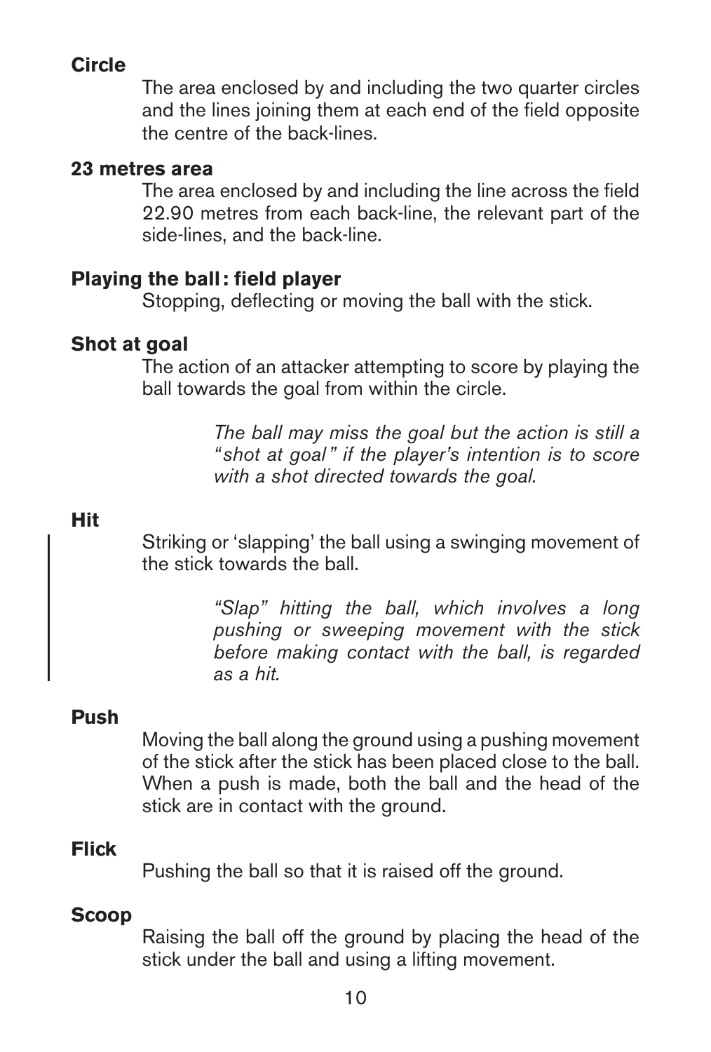**Circle**

The area enclosed by and including the two quarter circles and the lines joining them at each end of the field opposite the centre of the back-lines.

**23 metres area**

The area enclosed by and including the line across the field 22.90 metres from each back-line, the relevant part of the side-lines, and the back-line.

**Playing the ball : field player**

Stopping, deflecting or moving the ball with the stick.

**Shot at goal**

The action of an attacker attempting to score by playing the ball towards the goal from within the circle.

*The ball may miss the goal but the action is still a "shot at goal" if the player's intention is to score with a shot directed towards the goal.*

**Hit**

Striking or 'slapping' the ball using a swinging movement of the stick towards the ball.

*"Slap" hitting the ball, which involves a long pushing or sweeping movement with the stick before making contact with the ball, is regarded as a hit.*

**Push**

Moving the ball along the ground using a pushing movement of the stick after the stick has been placed close to the ball. When a push is made, both the ball and the head of the stick are in contact with the ground.

**Flick**

Pushing the ball so that it is raised off the ground.

**Scoop**

Raising the ball off the ground by placing the head of the stick under the ball and using a lifting movement.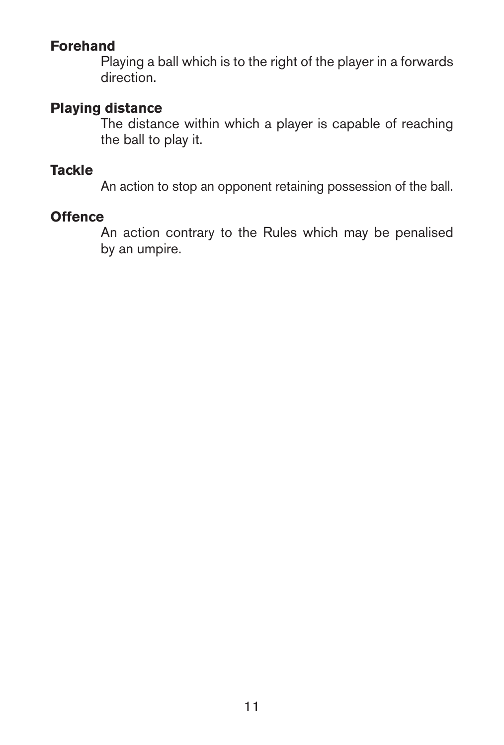**Forehand**

Playing a ball which is to the right of the player in a forwards direction.

**Playing distance**

The distance within which a player is capable of reaching the ball to play it.

**Tackle**

An action to stop an opponent retaining possession of the ball.

**Offence**

An action contrary to the Rules which may be penalised by an umpire.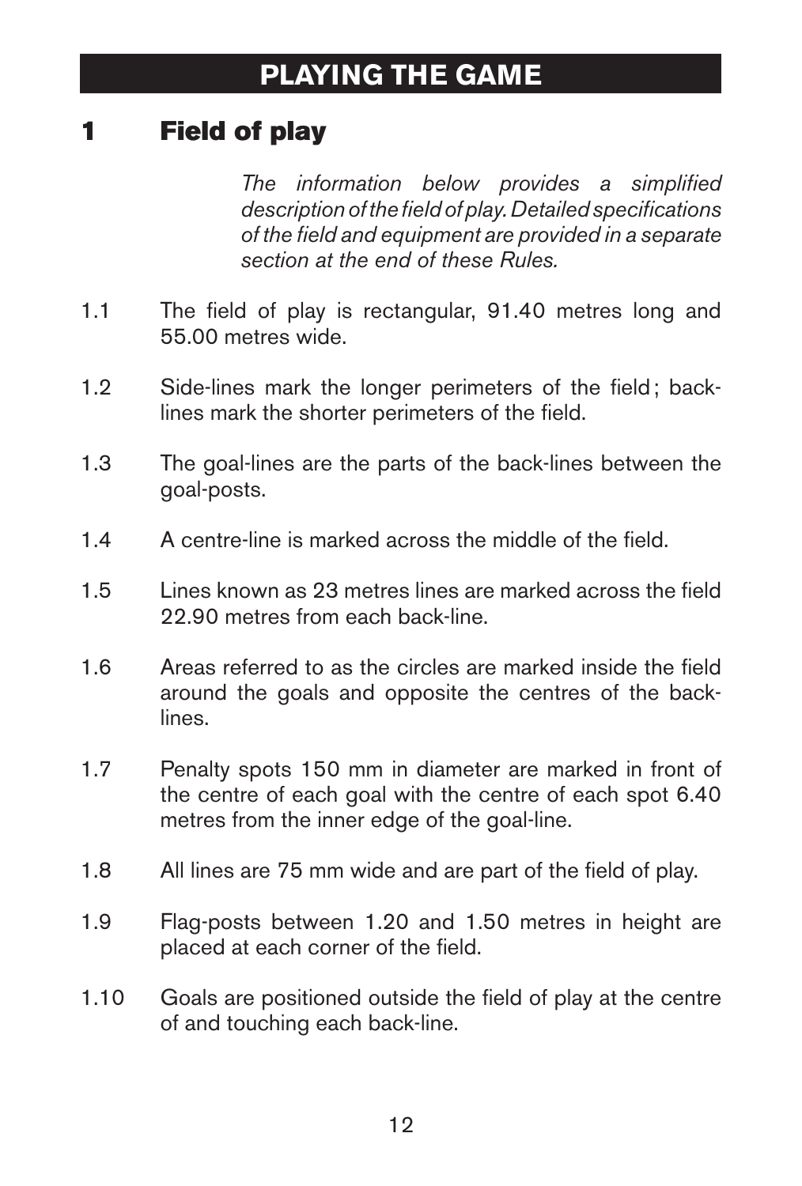# PLAYING THE GAME

## 1 Field of play

*The information below provides a simplified description of the field of play. Detailed specifications of the field and equipment are provided in a separate section at the end of these Rules.*

1.1 The field of play is rectangular, 91.40 metres long and 55.00 metres wide.

1.2 Side-lines mark the longer perimeters of the field ; back-lines mark the shorter perimeters of the field.

1.3 The goal-lines are the parts of the back-lines between the goal-posts.

1.4 A centre-line is marked across the middle of the field.

1.5 Lines known as 23 metres lines are marked across the field 22.90 metres from each back-line.

1.6 Areas referred to as the circles are marked inside the field around the goals and opposite the centres of the back-lines.

1.7 Penalty spots 150 mm in diameter are marked in front of the centre of each goal with the centre of each spot 6.40 metres from the inner edge of the goal-line.

1.8 All lines are 75 mm wide and are part of the field of play.

1.9 Flag-posts between 1.20 and 1.50 metres in height are placed at each corner of the field.

1.10 Goals are positioned outside the field of play at the centre of and touching each back-line.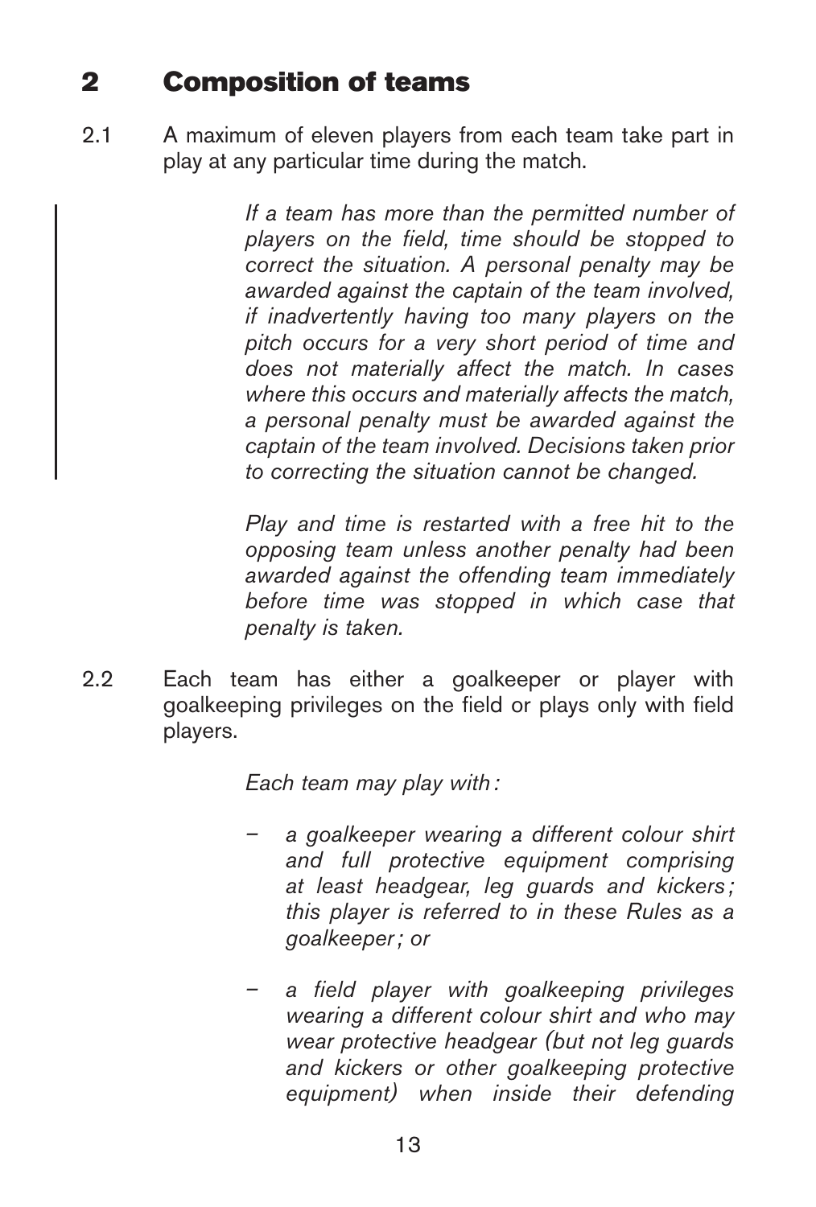## 2 Composition of teams

2.1 A maximum of eleven players from each team take part in play at any particular time during the match.

*If a team has more than the permitted number of players on the field, time should be stopped to correct the situation. A personal penalty may be awarded against the captain of the team involved, if inadvertently having too many players on the pitch occurs for a very short period of time and does not materially affect the match. In cases where this occurs and materially affects the match, a personal penalty must be awarded against the captain of the team involved. Decisions taken prior to correcting the situation cannot be changed.*

*Play and time is restarted with a free hit to the opposing team unless another penalty had been awarded against the offending team immediately before time was stopped in which case that penalty is taken.*

2.2 Each team has either a goalkeeper or player with goalkeeping privileges on the field or plays only with field players.

*Each team may play with :*

- *a goalkeeper wearing a different colour shirt and full protective equipment comprising at least headgear, leg guards and kickers ; this player is referred to in these Rules as a goalkeeper ; or*
- *a field player with goalkeeping privileges wearing a different colour shirt and who may wear protective headgear (but not leg guards and kickers or other goalkeeping protective equipment) when inside their defending*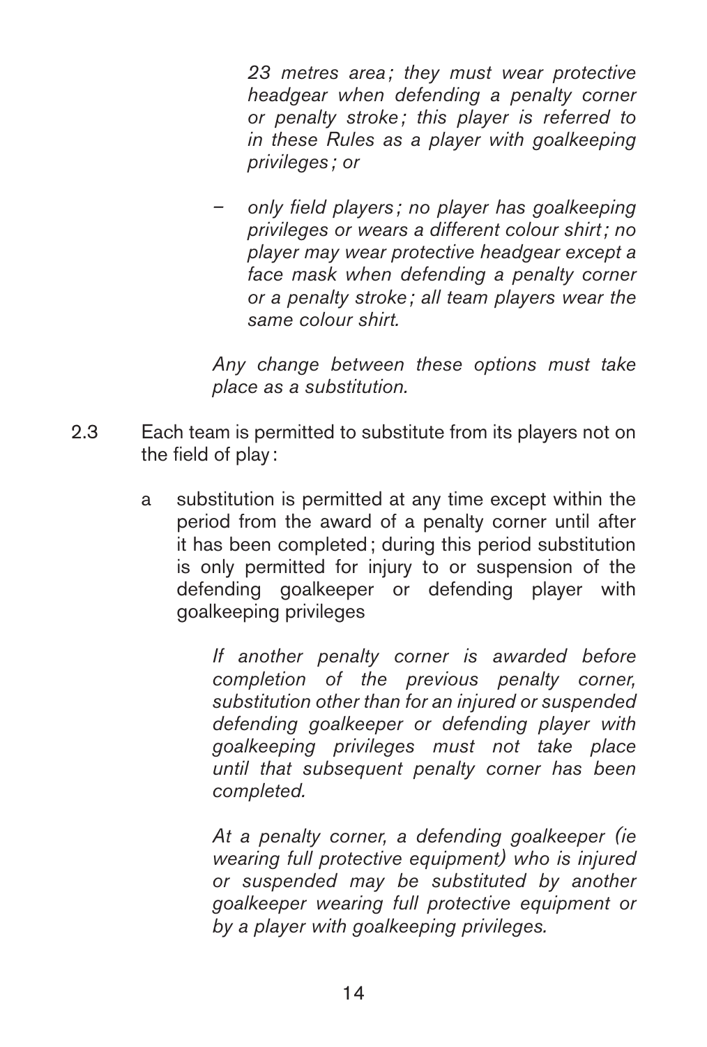*23 metres area ; they must wear protective headgear when defending a penalty corner or penalty stroke ; this player is referred to in these Rules as a player with goalkeeping privileges ; or*

- *only field players ; no player has goalkeeping privileges or wears a different colour shirt ; no player may wear protective headgear except a face mask when defending a penalty corner or a penalty stroke ; all team players wear the same colour shirt.*

*Any change between these options must take place as a substitution.*

2.3 Each team is permitted to substitute from its players not on the field of play :

a substitution is permitted at any time except within the period from the award of a penalty corner until after it has been completed ; during this period substitution is only permitted for injury to or suspension of the defending goalkeeper or defending player with goalkeeping privileges

*If another penalty corner is awarded before completion of the previous penalty corner, substitution other than for an injured or suspended defending goalkeeper or defending player with goalkeeping privileges must not take place until that subsequent penalty corner has been completed.*

*At a penalty corner, a defending goalkeeper (ie wearing full protective equipment) who is injured or suspended may be substituted by another goalkeeper wearing full protective equipment or by a player with goalkeeping privileges.*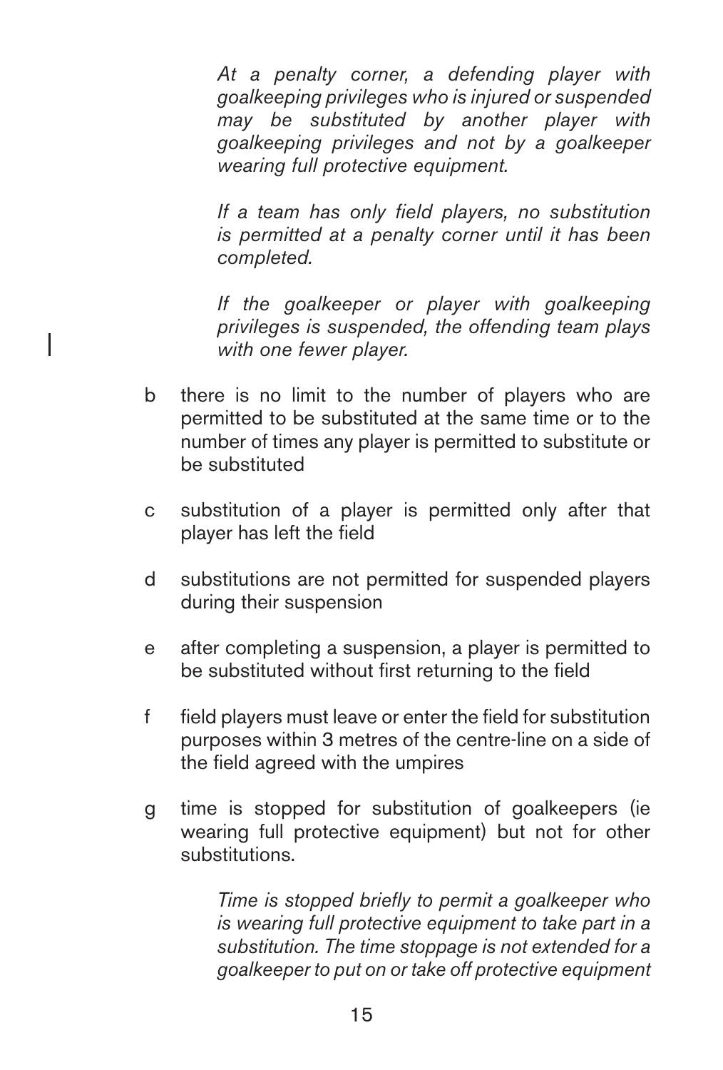*At a penalty corner, a defending player with goalkeeping privileges who is injured or suspended may be substituted by another player with goalkeeping privileges and not by a goalkeeper wearing full protective equipment.*

*If a team has only field players, no substitution is permitted at a penalty corner until it has been completed.*

*If the goalkeeper or player with goalkeeping privileges is suspended, the offending team plays with one fewer player.*

b there is no limit to the number of players who are permitted to be substituted at the same time or to the number of times any player is permitted to substitute or be substituted

c substitution of a player is permitted only after that player has left the field

d substitutions are not permitted for suspended players during their suspension

e after completing a suspension, a player is permitted to be substituted without first returning to the field

f field players must leave or enter the field for substitution purposes within 3 metres of the centre-line on a side of the field agreed with the umpires

g time is stopped for substitution of goalkeepers (ie wearing full protective equipment) but not for other substitutions.

*Time is stopped briefly to permit a goalkeeper who is wearing full protective equipment to take part in a substitution. The time stoppage is not extended for a goalkeeper to put on or take off protective equipment*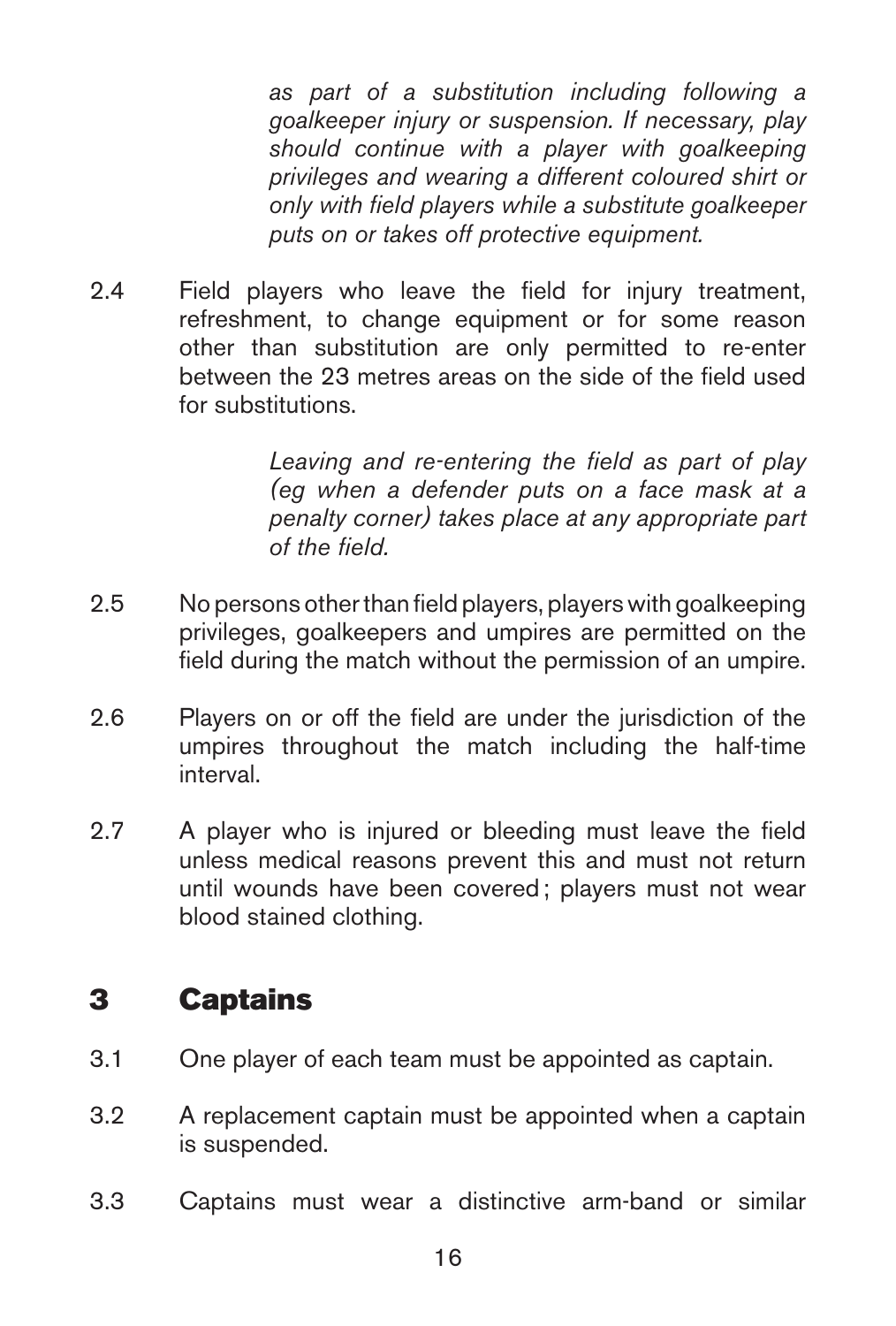*as part of a substitution including following a goalkeeper injury or suspension. If necessary, play should continue with a player with goalkeeping privileges and wearing a different coloured shirt or only with field players while a substitute goalkeeper puts on or takes off protective equipment.*

2.4 Field players who leave the field for injury treatment, refreshment, to change equipment or for some reason other than substitution are only permitted to re-enter between the 23 metres areas on the side of the field used for substitutions.

*Leaving and re-entering the field as part of play (eg when a defender puts on a face mask at a penalty corner) takes place at any appropriate part of the field.*

2.5 No persons other than field players, players with goalkeeping privileges, goalkeepers and umpires are permitted on the field during the match without the permission of an umpire.

2.6 Players on or off the field are under the jurisdiction of the umpires throughout the match including the half-time interval.

2.7 A player who is injured or bleeding must leave the field unless medical reasons prevent this and must not return until wounds have been covered ; players must not wear blood stained clothing.

## 3 Captains

3.1 One player of each team must be appointed as captain.

3.2 A replacement captain must be appointed when a captain is suspended.

3.3 Captains must wear a distinctive arm-band or similar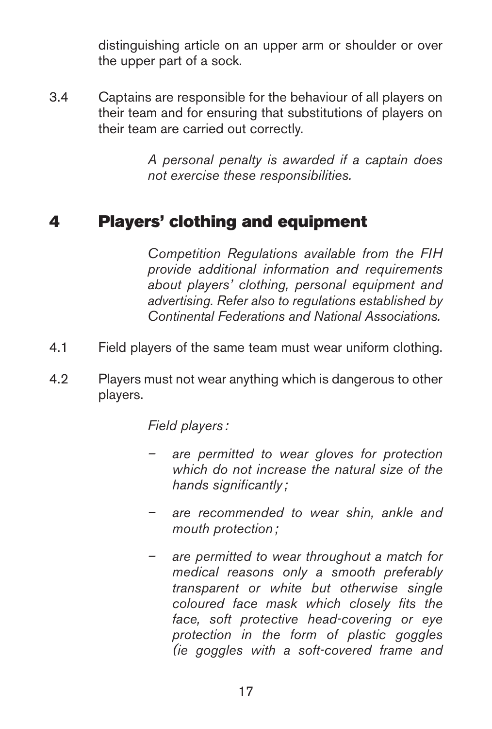distinguishing article on an upper arm or shoulder or over the upper part of a sock.

3.4 Captains are responsible for the behaviour of all players on their team and for ensuring that substitutions of players on their team are carried out correctly.

*A personal penalty is awarded if a captain does not exercise these responsibilities.*

## 4 Players' clothing and equipment

*Competition Regulations available from the FIH provide additional information and requirements about players' clothing, personal equipment and advertising. Refer also to regulations established by Continental Federations and National Associations.*

4.1 Field players of the same team must wear uniform clothing.

4.2 Players must not wear anything which is dangerous to other players.

*Field players :*

- *are permitted to wear gloves for protection which do not increase the natural size of the hands significantly ;*
- *are recommended to wear shin, ankle and mouth protection ;*
- *are permitted to wear throughout a match for medical reasons only a smooth preferably transparent or white but otherwise single coloured face mask which closely fits the face, soft protective head-covering or eye protection in the form of plastic goggles (ie goggles with a soft-covered frame and*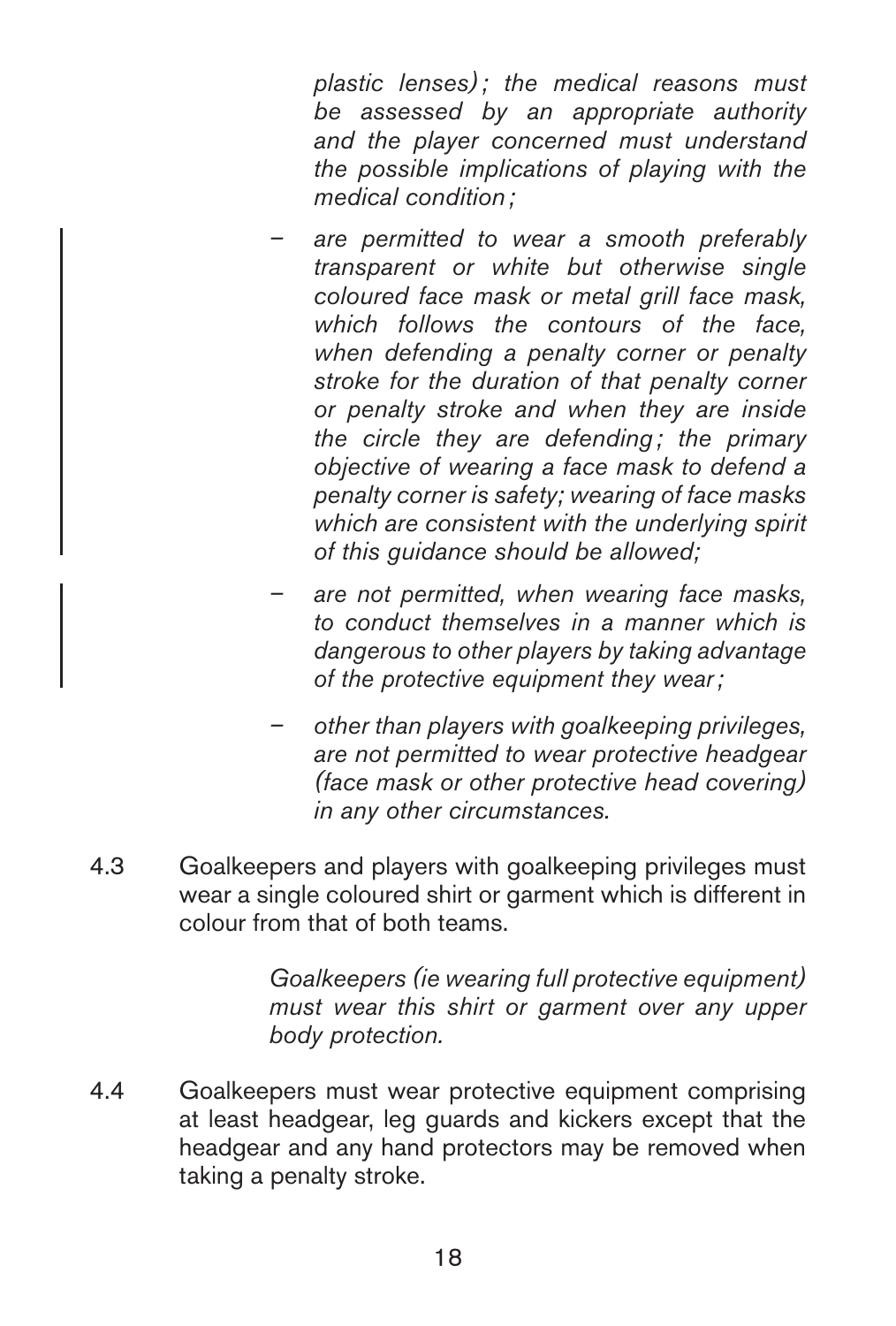*plastic lenses) ; the medical reasons must be assessed by an appropriate authority and the player concerned must understand the possible implications of playing with the medical condition ;*

- *are permitted to wear a smooth preferably transparent or white but otherwise single coloured face mask or metal grill face mask, which follows the contours of the face, when defending a penalty corner or penalty stroke for the duration of that penalty corner or penalty stroke and when they are inside the circle they are defending ; the primary objective of wearing a face mask to defend a penalty corner is safety; wearing of face masks which are consistent with the underlying spirit of this guidance should be allowed;*
- *are not permitted, when wearing face masks, to conduct themselves in a manner which is dangerous to other players by taking advantage of the protective equipment they wear ;*
- *other than players with goalkeeping privileges, are not permitted to wear protective headgear (face mask or other protective head covering) in any other circumstances.*

4.3 Goalkeepers and players with goalkeeping privileges must wear a single coloured shirt or garment which is different in colour from that of both teams.

*Goalkeepers (ie wearing full protective equipment) must wear this shirt or garment over any upper body protection.*

4.4 Goalkeepers must wear protective equipment comprising at least headgear, leg guards and kickers except that the headgear and any hand protectors may be removed when taking a penalty stroke.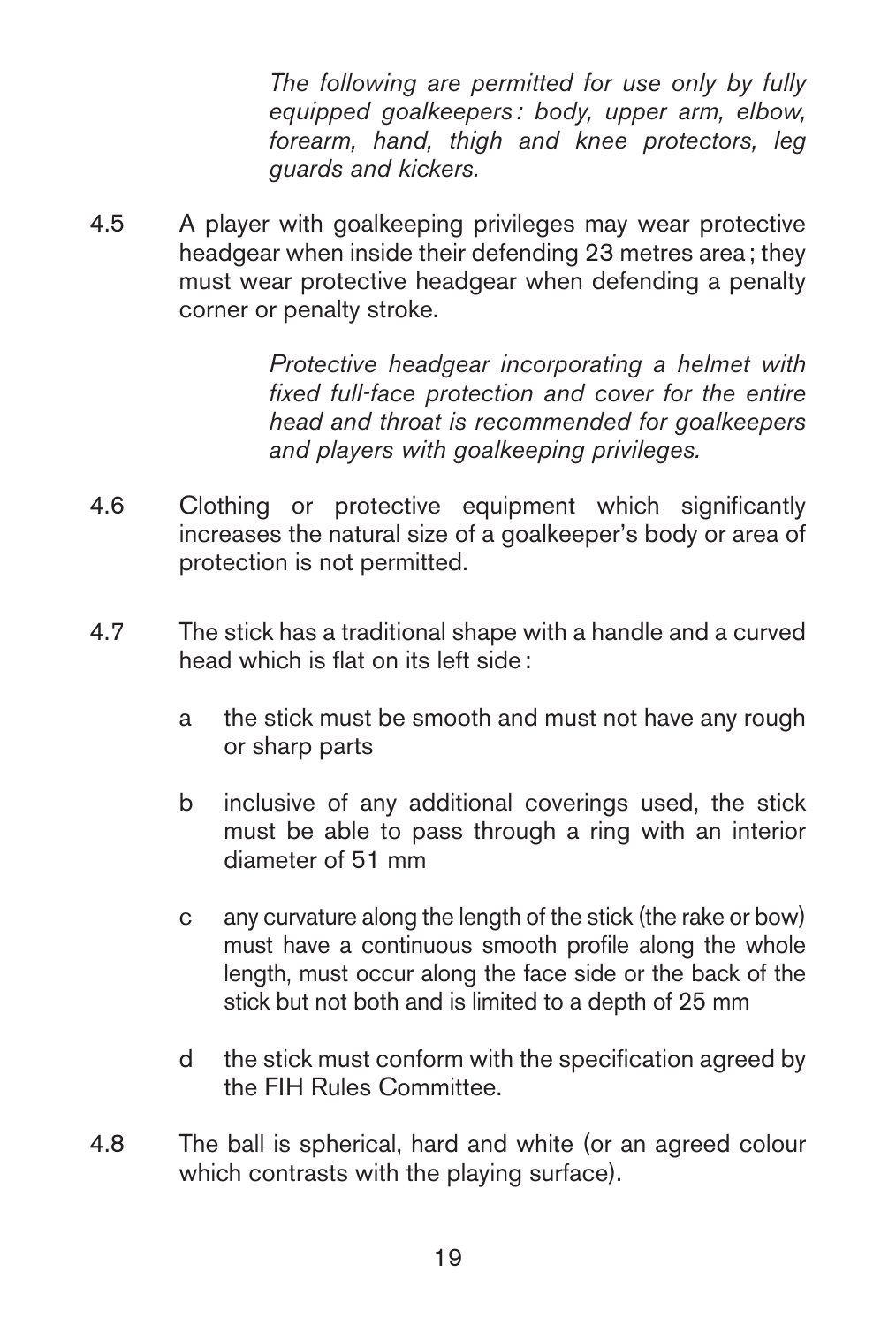*The following are permitted for use only by fully equipped goalkeepers : body, upper arm, elbow, forearm, hand, thigh and knee protectors, leg guards and kickers.*

4.5 A player with goalkeeping privileges may wear protective headgear when inside their defending 23 metres area ; they must wear protective headgear when defending a penalty corner or penalty stroke.

*Protective headgear incorporating a helmet with fixed full-face protection and cover for the entire head and throat is recommended for goalkeepers and players with goalkeeping privileges.*

4.6 Clothing or protective equipment which significantly increases the natural size of a goalkeeper's body or area of protection is not permitted.

4.7 The stick has a traditional shape with a handle and a curved head which is flat on its left side :

- a the stick must be smooth and must not have any rough or sharp parts
- b inclusive of any additional coverings used, the stick must be able to pass through a ring with an interior diameter of 51 mm
- c any curvature along the length of the stick (the rake or bow) must have a continuous smooth profile along the whole length, must occur along the face side or the back of the stick but not both and is limited to a depth of 25 mm
- d the stick must conform with the specification agreed by the FIH Rules Committee.

4.8 The ball is spherical, hard and white (or an agreed colour which contrasts with the playing surface).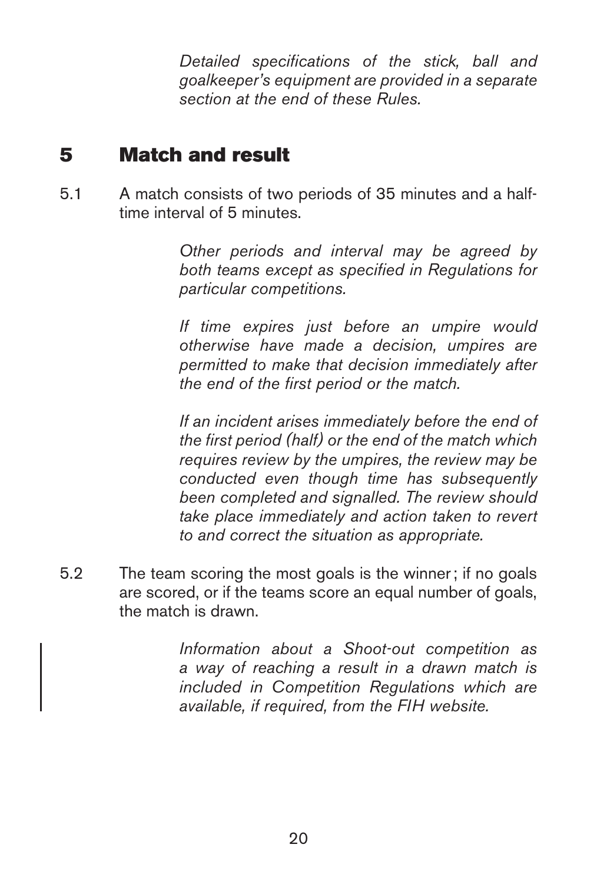*Detailed specifications of the stick, ball and goalkeeper's equipment are provided in a separate section at the end of these Rules.*

## 5 Match and result

5.1 A match consists of two periods of 35 minutes and a half-time interval of 5 minutes.

*Other periods and interval may be agreed by both teams except as specified in Regulations for particular competitions.*

*If time expires just before an umpire would otherwise have made a decision, umpires are permitted to make that decision immediately after the end of the first period or the match.*

*If an incident arises immediately before the end of the first period (half) or the end of the match which requires review by the umpires, the review may be conducted even though time has subsequently been completed and signalled. The review should take place immediately and action taken to revert to and correct the situation as appropriate.*

5.2 The team scoring the most goals is the winner; if no goals are scored, or if the teams score an equal number of goals, the match is drawn.

*Information about a Shoot-out competition as a way of reaching a result in a drawn match is included in Competition Regulations which are available, if required, from the FIH website.*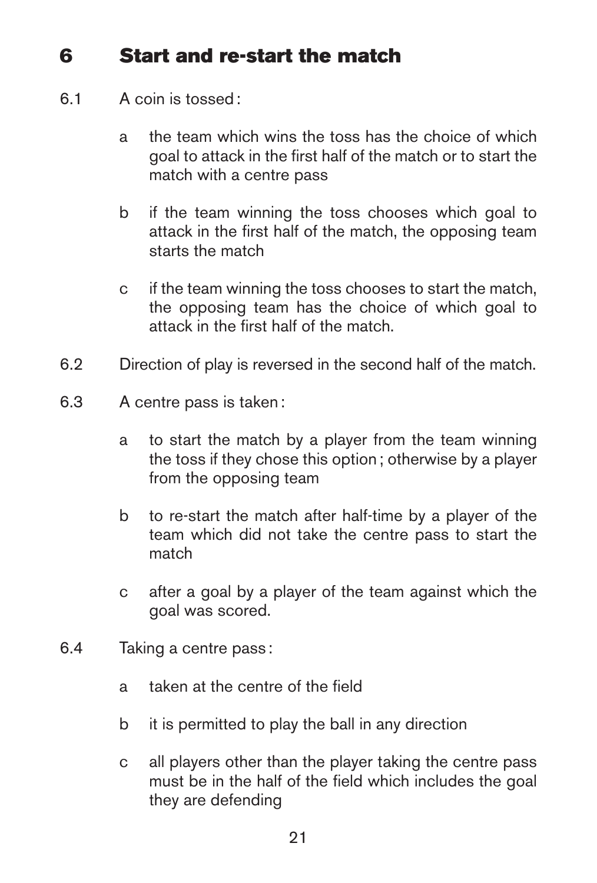## 6 Start and re-start the match

6.1 A coin is tossed :

- a the team which wins the toss has the choice of which goal to attack in the first half of the match or to start the match with a centre pass
- b if the team winning the toss chooses which goal to attack in the first half of the match, the opposing team starts the match
- c if the team winning the toss chooses to start the match, the opposing team has the choice of which goal to attack in the first half of the match.

6.2 Direction of play is reversed in the second half of the match.

6.3 A centre pass is taken :

- a to start the match by a player from the team winning the toss if they chose this option ; otherwise by a player from the opposing team
- b to re-start the match after half-time by a player of the team which did not take the centre pass to start the match
- c after a goal by a player of the team against which the goal was scored.

6.4 Taking a centre pass :

- a taken at the centre of the field
- b it is permitted to play the ball in any direction
- c all players other than the player taking the centre pass must be in the half of the field which includes the goal they are defending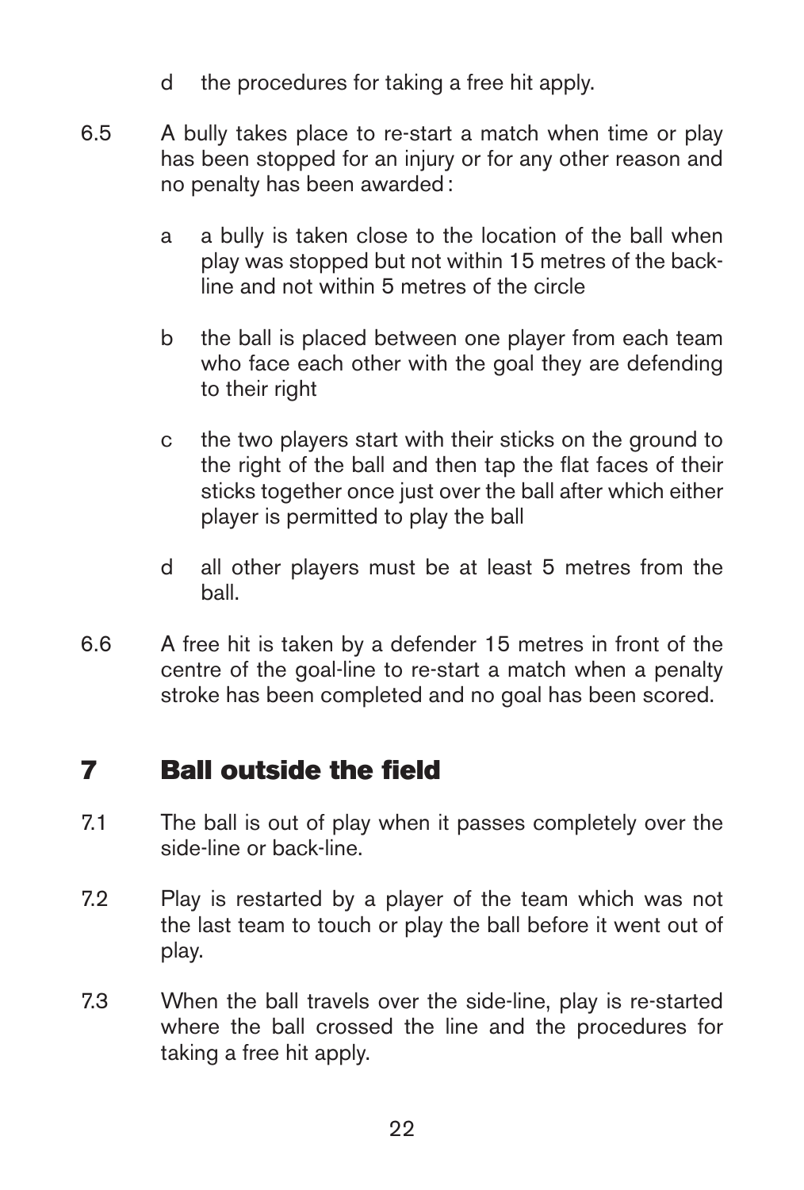d the procedures for taking a free hit apply.

6.5 A bully takes place to re-start a match when time or play has been stopped for an injury or for any other reason and no penalty has been awarded :

a a bully is taken close to the location of the ball when play was stopped but not within 15 metres of the back-line and not within 5 metres of the circle

b the ball is placed between one player from each team who face each other with the goal they are defending to their right

c the two players start with their sticks on the ground to the right of the ball and then tap the flat faces of their sticks together once just over the ball after which either player is permitted to play the ball

d all other players must be at least 5 metres from the ball.

6.6 A free hit is taken by a defender 15 metres in front of the centre of the goal-line to re-start a match when a penalty stroke has been completed and no goal has been scored.

# 7 Ball outside the field

7.1 The ball is out of play when it passes completely over the side-line or back-line.

7.2 Play is restarted by a player of the team which was not the last team to touch or play the ball before it went out of play.

7.3 When the ball travels over the side-line, play is re-started where the ball crossed the line and the procedures for taking a free hit apply.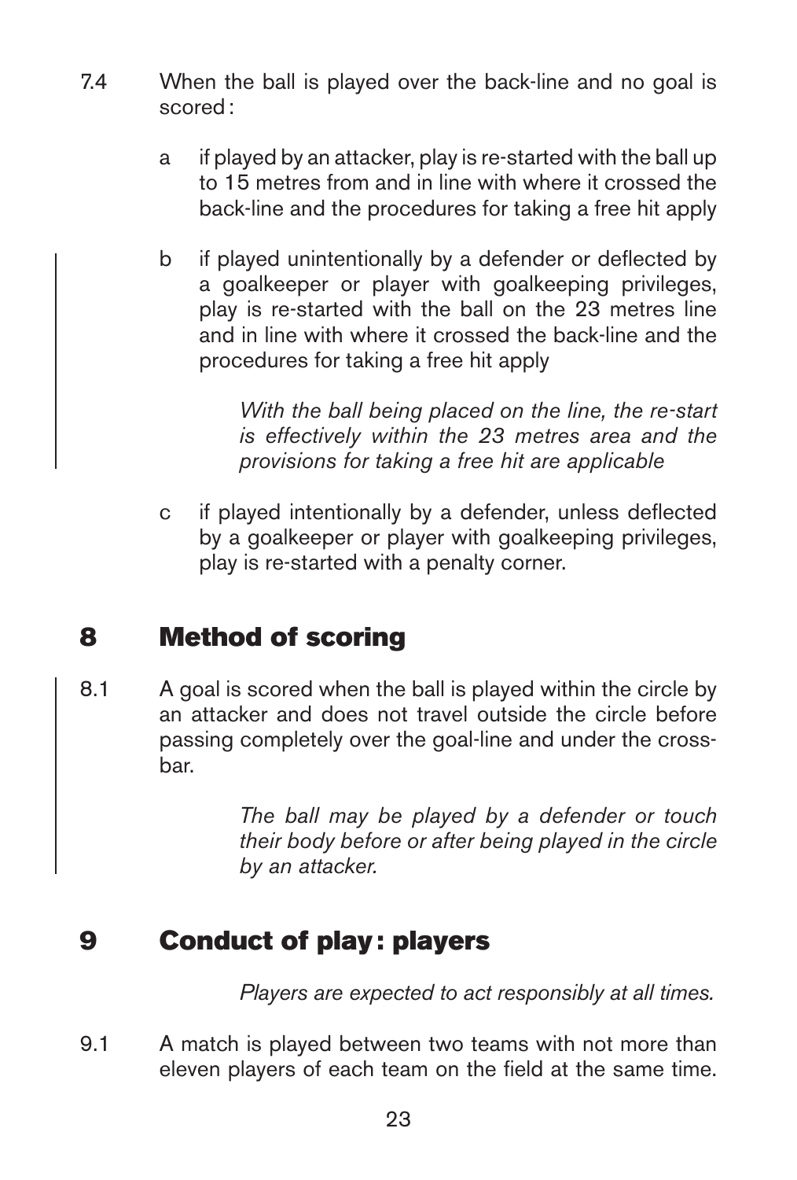7.4 When the ball is played over the back-line and no goal is scored :

a if played by an attacker, play is re-started with the ball up to 15 metres from and in line with where it crossed the back-line and the procedures for taking a free hit apply

b if played unintentionally by a defender or deflected by a goalkeeper or player with goalkeeping privileges, play is re-started with the ball on the 23 metres line and in line with where it crossed the back-line and the procedures for taking a free hit apply

*With the ball being placed on the line, the re-start is effectively within the 23 metres area and the provisions for taking a free hit are applicable*

c if played intentionally by a defender, unless deflected by a goalkeeper or player with goalkeeping privileges, play is re-started with a penalty corner.

## 8 Method of scoring

8.1 A goal is scored when the ball is played within the circle by an attacker and does not travel outside the circle before passing completely over the goal-line and under the cross-bar.

*The ball may be played by a defender or touch their body before or after being played in the circle by an attacker.*

## 9 Conduct of play : players

*Players are expected to act responsibly at all times.*

9.1 A match is played between two teams with not more than eleven players of each team on the field at the same time.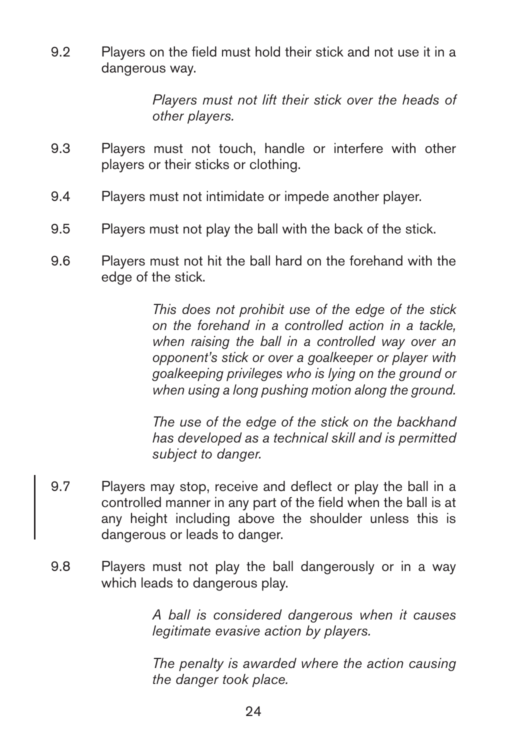9.2 Players on the field must hold their stick and not use it in a dangerous way.

*Players must not lift their stick over the heads of other players.*

9.3 Players must not touch, handle or interfere with other players or their sticks or clothing.

9.4 Players must not intimidate or impede another player.

9.5 Players must not play the ball with the back of the stick.

9.6 Players must not hit the ball hard on the forehand with the edge of the stick.

*This does not prohibit use of the edge of the stick on the forehand in a controlled action in a tackle, when raising the ball in a controlled way over an opponent's stick or over a goalkeeper or player with goalkeeping privileges who is lying on the ground or when using a long pushing motion along the ground.*

*The use of the edge of the stick on the backhand has developed as a technical skill and is permitted subject to danger.*

9.7 Players may stop, receive and deflect or play the ball in a controlled manner in any part of the field when the ball is at any height including above the shoulder unless this is dangerous or leads to danger.

9.8 Players must not play the ball dangerously or in a way which leads to dangerous play.

*A ball is considered dangerous when it causes legitimate evasive action by players.*

*The penalty is awarded where the action causing the danger took place.*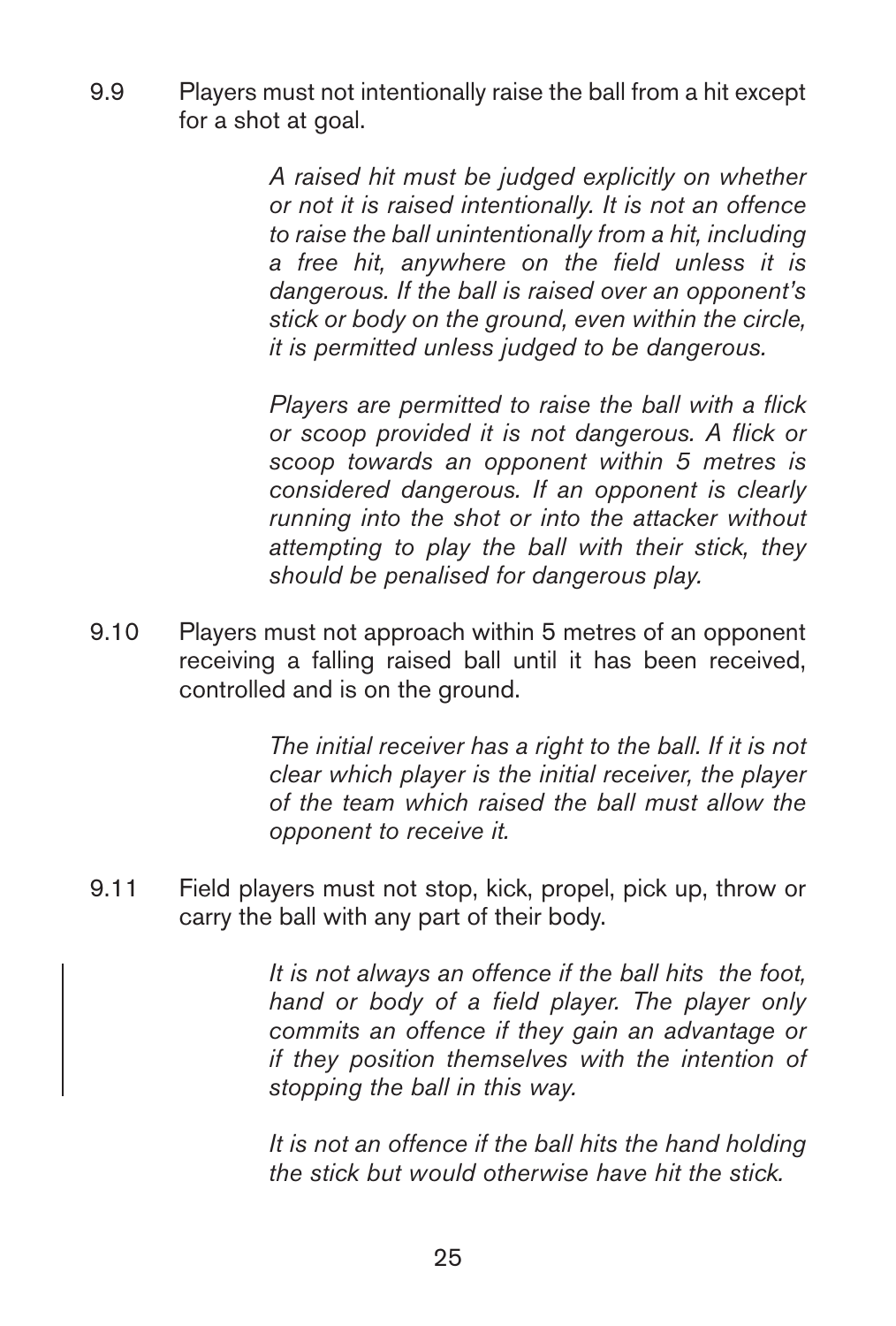9.9 Players must not intentionally raise the ball from a hit except for a shot at goal.

*A raised hit must be judged explicitly on whether or not it is raised intentionally. It is not an offence to raise the ball unintentionally from a hit, including a free hit, anywhere on the field unless it is dangerous. If the ball is raised over an opponent's stick or body on the ground, even within the circle, it is permitted unless judged to be dangerous.*

*Players are permitted to raise the ball with a flick or scoop provided it is not dangerous. A flick or scoop towards an opponent within 5 metres is considered dangerous. If an opponent is clearly running into the shot or into the attacker without attempting to play the ball with their stick, they should be penalised for dangerous play.*

9.10 Players must not approach within 5 metres of an opponent receiving a falling raised ball until it has been received, controlled and is on the ground.

*The initial receiver has a right to the ball. If it is not clear which player is the initial receiver, the player of the team which raised the ball must allow the opponent to receive it.*

9.11 Field players must not stop, kick, propel, pick up, throw or carry the ball with any part of their body.

*It is not always an offence if the ball hits the foot, hand or body of a field player. The player only commits an offence if they gain an advantage or if they position themselves with the intention of stopping the ball in this way.*

*It is not an offence if the ball hits the hand holding the stick but would otherwise have hit the stick.*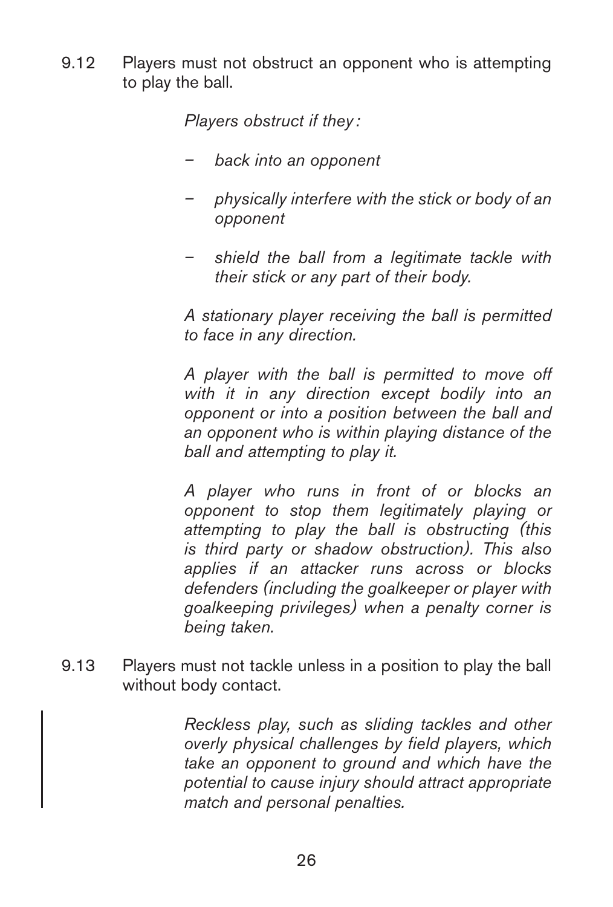9.12 Players must not obstruct an opponent who is attempting to play the ball.

*Players obstruct if they :*

- *back into an opponent*
- *physically interfere with the stick or body of an opponent*
- *shield the ball from a legitimate tackle with their stick or any part of their body.*

*A stationary player receiving the ball is permitted to face in any direction.*

*A player with the ball is permitted to move off with it in any direction except bodily into an opponent or into a position between the ball and an opponent who is within playing distance of the ball and attempting to play it.*

*A player who runs in front of or blocks an opponent to stop them legitimately playing or attempting to play the ball is obstructing (this is third party or shadow obstruction). This also applies if an attacker runs across or blocks defenders (including the goalkeeper or player with goalkeeping privileges) when a penalty corner is being taken.*

9.13 Players must not tackle unless in a position to play the ball without body contact.

*Reckless play, such as sliding tackles and other overly physical challenges by field players, which take an opponent to ground and which have the potential to cause injury should attract appropriate match and personal penalties.*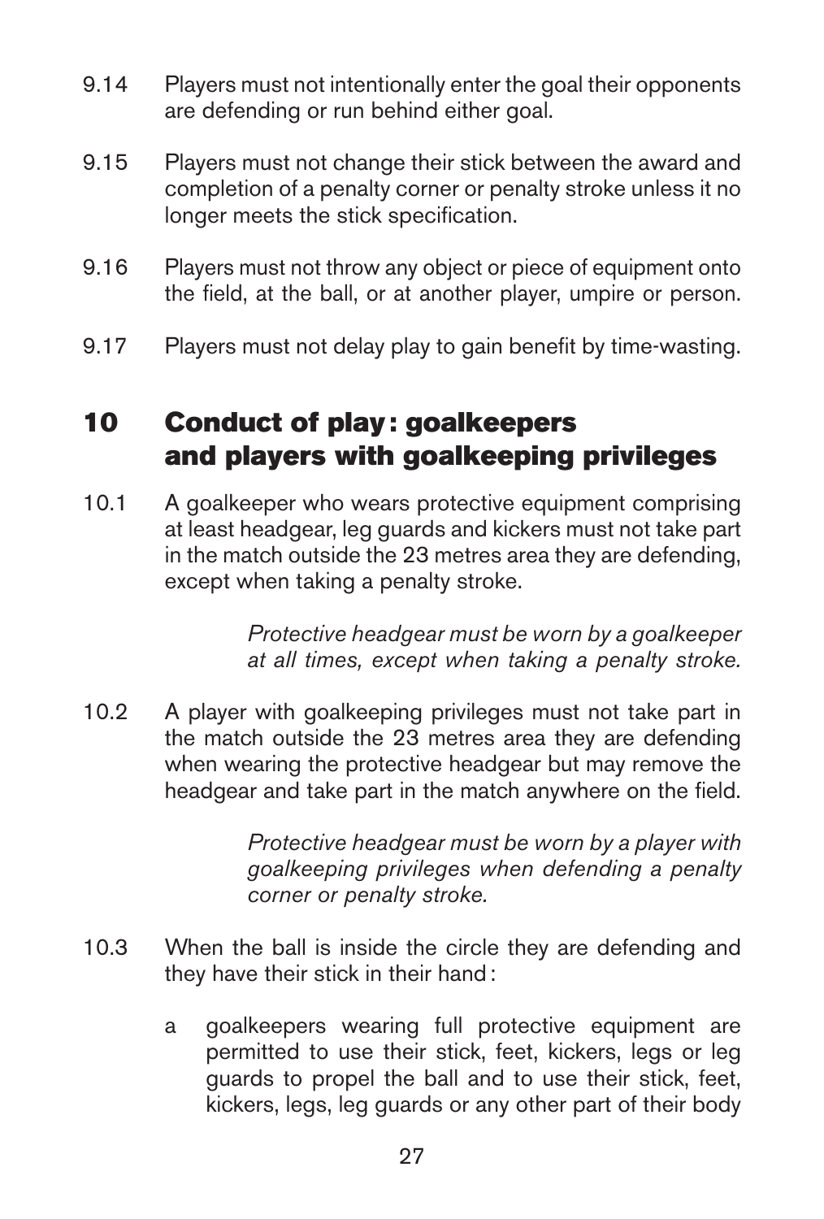9.14 Players must not intentionally enter the goal their opponents are defending or run behind either goal.

9.15 Players must not change their stick between the award and completion of a penalty corner or penalty stroke unless it no longer meets the stick specification.

9.16 Players must not throw any object or piece of equipment onto the field, at the ball, or at another player, umpire or person.

9.17 Players must not delay play to gain benefit by time-wasting.

## 10 Conduct of play: goalkeepers and players with goalkeeping privileges

10.1 A goalkeeper who wears protective equipment comprising at least headgear, leg guards and kickers must not take part in the match outside the 23 metres area they are defending, except when taking a penalty stroke.

> *Protective headgear must be worn by a goalkeeper at all times, except when taking a penalty stroke.*

10.2 A player with goalkeeping privileges must not take part in the match outside the 23 metres area they are defending when wearing the protective headgear but may remove the headgear and take part in the match anywhere on the field.

> *Protective headgear must be worn by a player with goalkeeping privileges when defending a penalty corner or penalty stroke.*

10.3 When the ball is inside the circle they are defending and they have their stick in their hand:

- a goalkeepers wearing full protective equipment are permitted to use their stick, feet, kickers, legs or leg guards to propel the ball and to use their stick, feet, kickers, legs, leg guards or any other part of their body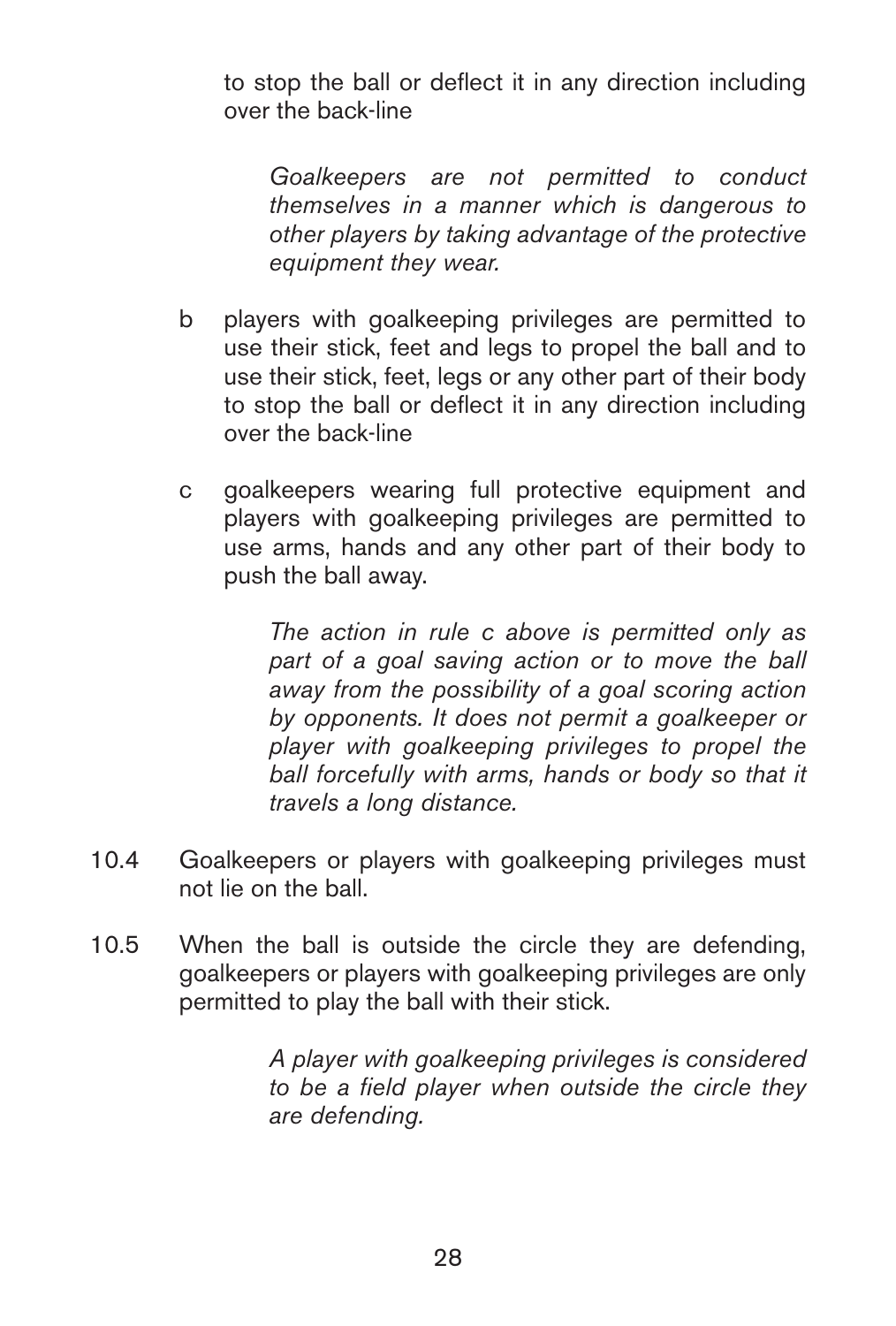to stop the ball or deflect it in any direction including over the back-line

*Goalkeepers are not permitted to conduct themselves in a manner which is dangerous to other players by taking advantage of the protective equipment they wear.*

b players with goalkeeping privileges are permitted to use their stick, feet and legs to propel the ball and to use their stick, feet, legs or any other part of their body to stop the ball or deflect it in any direction including over the back-line

c goalkeepers wearing full protective equipment and players with goalkeeping privileges are permitted to use arms, hands and any other part of their body to push the ball away.

*The action in rule c above is permitted only as part of a goal saving action or to move the ball away from the possibility of a goal scoring action by opponents. It does not permit a goalkeeper or player with goalkeeping privileges to propel the ball forcefully with arms, hands or body so that it travels a long distance.*

10.4 Goalkeepers or players with goalkeeping privileges must not lie on the ball.

10.5 When the ball is outside the circle they are defending, goalkeepers or players with goalkeeping privileges are only permitted to play the ball with their stick.

*A player with goalkeeping privileges is considered to be a field player when outside the circle they are defending.*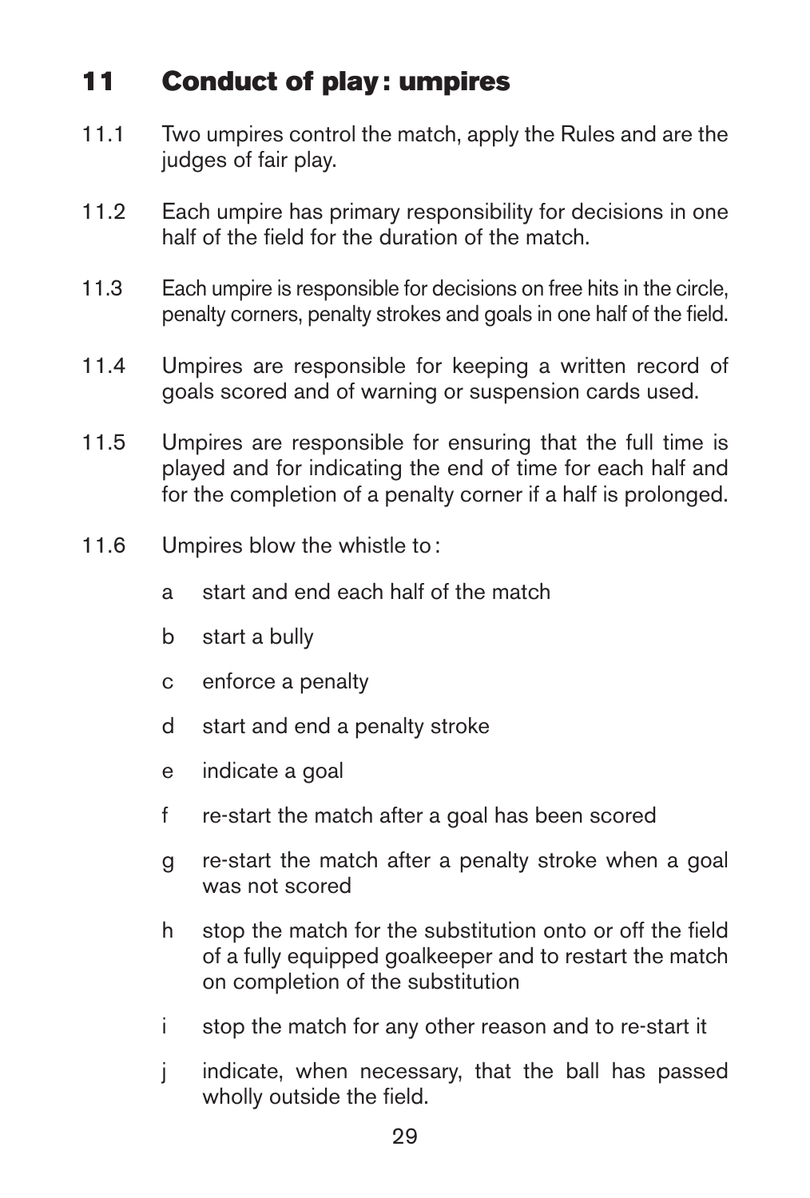## 11 Conduct of play: umpires

11.1 Two umpires control the match, apply the Rules and are the judges of fair play.

11.2 Each umpire has primary responsibility for decisions in one half of the field for the duration of the match.

11.3 Each umpire is responsible for decisions on free hits in the circle, penalty corners, penalty strokes and goals in one half of the field.

11.4 Umpires are responsible for keeping a written record of goals scored and of warning or suspension cards used.

11.5 Umpires are responsible for ensuring that the full time is played and for indicating the end of time for each half and for the completion of a penalty corner if a half is prolonged.

11.6 Umpires blow the whistle to:

- a start and end each half of the match
- b start a bully
- c enforce a penalty
- d start and end a penalty stroke
- e indicate a goal
- f re-start the match after a goal has been scored
- g re-start the match after a penalty stroke when a goal was not scored
- h stop the match for the substitution onto or off the field of a fully equipped goalkeeper and to restart the match on completion of the substitution
- i stop the match for any other reason and to re-start it
- j indicate, when necessary, that the ball has passed wholly outside the field.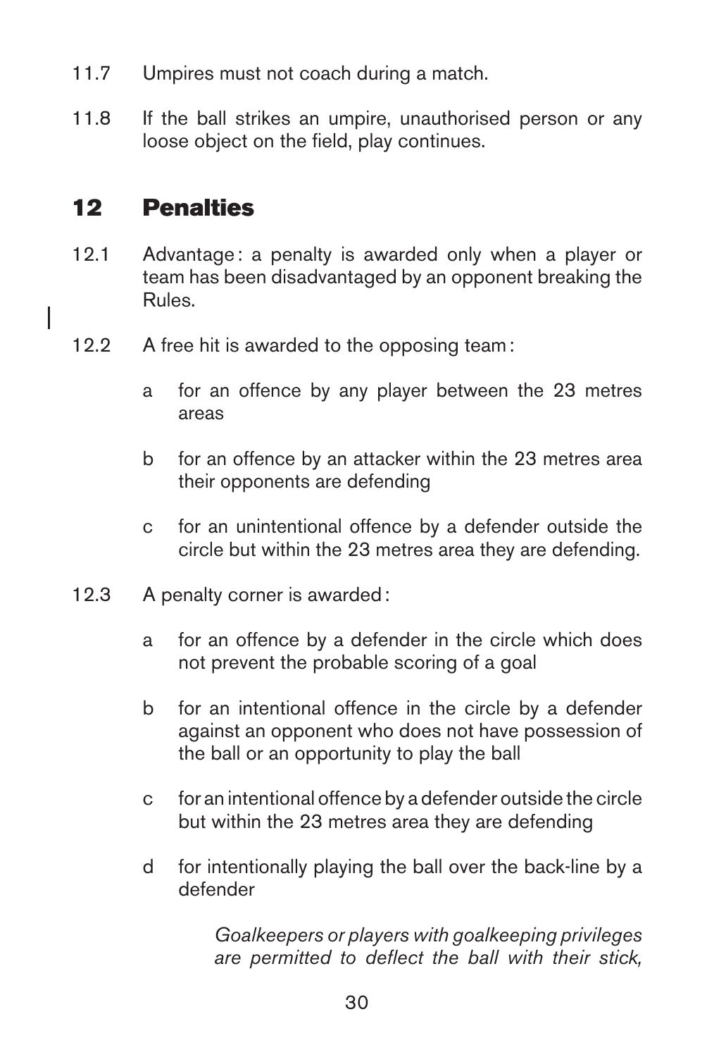11.7 Umpires must not coach during a match.

11.8 If the ball strikes an umpire, unauthorised person or any loose object on the field, play continues.

## 12 Penalties

12.1 Advantage : a penalty is awarded only when a player or team has been disadvantaged by an opponent breaking the Rules.

12.2 A free hit is awarded to the opposing team :

- a for an offence by any player between the 23 metres areas
- b for an offence by an attacker within the 23 metres area their opponents are defending
- c for an unintentional offence by a defender outside the circle but within the 23 metres area they are defending.

12.3 A penalty corner is awarded :

- a for an offence by a defender in the circle which does not prevent the probable scoring of a goal
- b for an intentional offence in the circle by a defender against an opponent who does not have possession of the ball or an opportunity to play the ball
- c for an intentional offence by a defender outside the circle but within the 23 metres area they are defending
- d for intentionally playing the ball over the back-line by a defender

*Goalkeepers or players with goalkeeping privileges are permitted to deflect the ball with their stick,*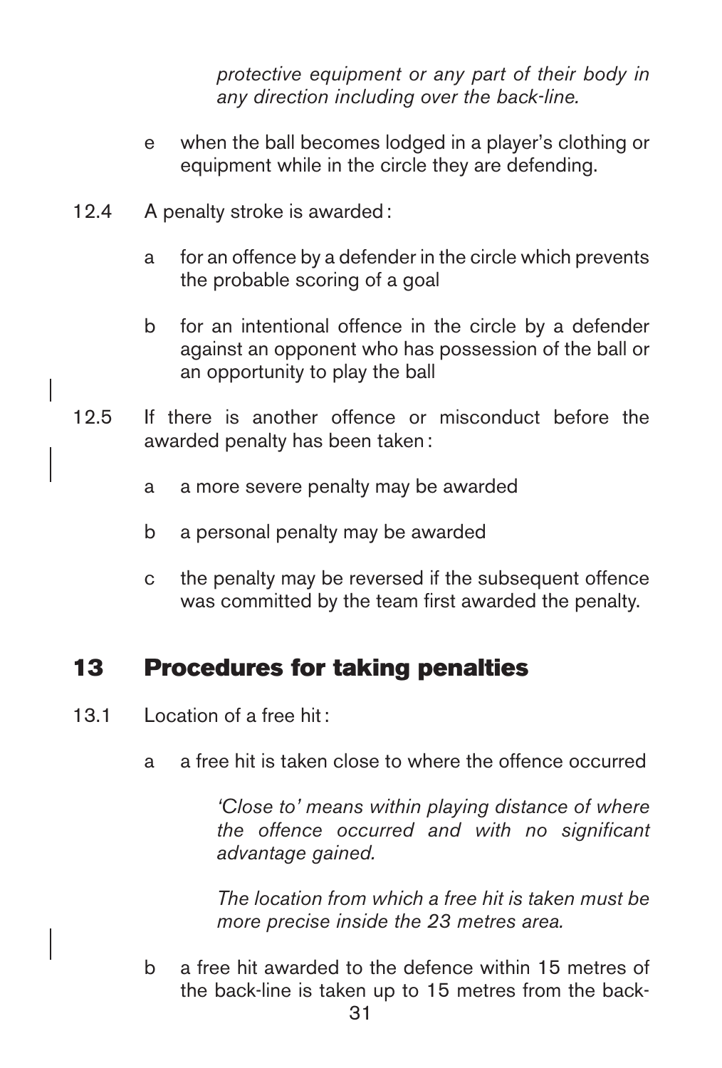*protective equipment or any part of their body in any direction including over the back-line.*

e when the ball becomes lodged in a player's clothing or equipment while in the circle they are defending.

12.4 A penalty stroke is awarded :

a for an offence by a defender in the circle which prevents the probable scoring of a goal

b for an intentional offence in the circle by a defender against an opponent who has possession of the ball or an opportunity to play the ball

12.5 If there is another offence or misconduct before the awarded penalty has been taken :

a a more severe penalty may be awarded

b a personal penalty may be awarded

c the penalty may be reversed if the subsequent offence was committed by the team first awarded the penalty.

## 13 Procedures for taking penalties

13.1 Location of a free hit :

a a free hit is taken close to where the offence occurred

*'Close to' means within playing distance of where the offence occurred and with no significant advantage gained.*

*The location from which a free hit is taken must be more precise inside the 23 metres area.*

b a free hit awarded to the defence within 15 metres of the back-line is taken up to 15 metres from the back-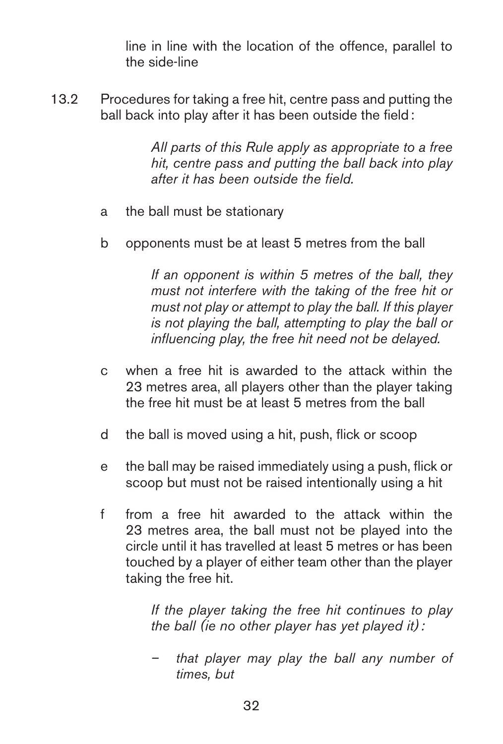line in line with the location of the offence, parallel to the side-line

13.2 Procedures for taking a free hit, centre pass and putting the ball back into play after it has been outside the field :

*All parts of this Rule apply as appropriate to a free hit, centre pass and putting the ball back into play after it has been outside the field.*

a the ball must be stationary

b opponents must be at least 5 metres from the ball

*If an opponent is within 5 metres of the ball, they must not interfere with the taking of the free hit or must not play or attempt to play the ball. If this player is not playing the ball, attempting to play the ball or influencing play, the free hit need not be delayed.*

c when a free hit is awarded to the attack within the 23 metres area, all players other than the player taking the free hit must be at least 5 metres from the ball

d the ball is moved using a hit, push, flick or scoop

e the ball may be raised immediately using a push, flick or scoop but must not be raised intentionally using a hit

f from a free hit awarded to the attack within the 23 metres area, the ball must not be played into the circle until it has travelled at least 5 metres or has been touched by a player of either team other than the player taking the free hit.

*If the player taking the free hit continues to play the ball (ie no other player has yet played it) :*

- *that player may play the ball any number of times, but*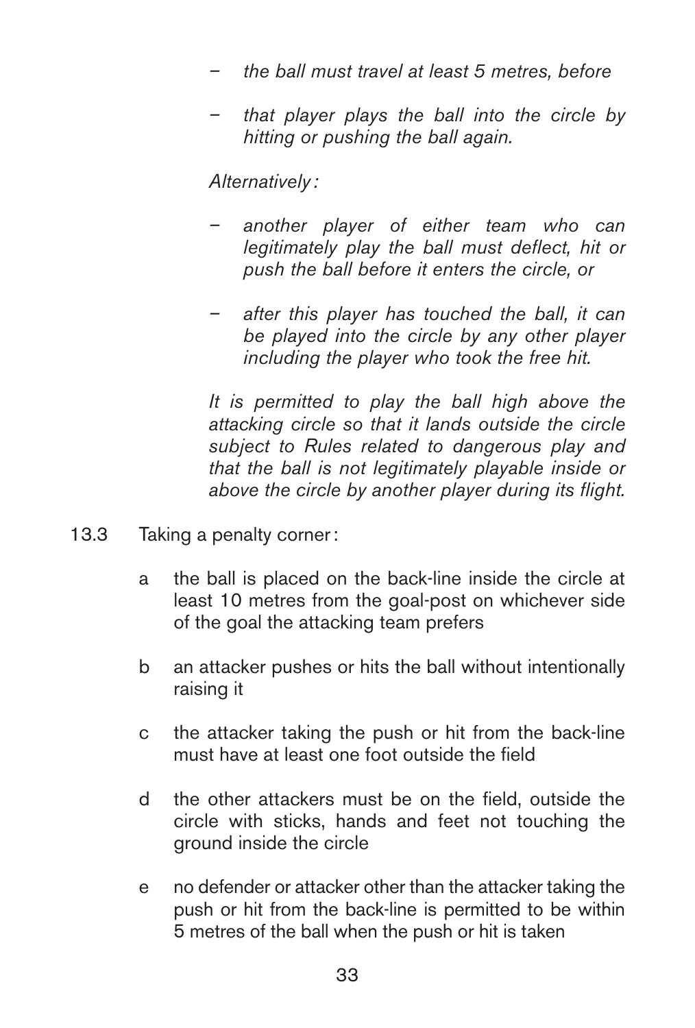- *the ball must travel at least 5 metres, before*

- *that player plays the ball into the circle by hitting or pushing the ball again.*

*Alternatively :*

- *another player of either team who can legitimately play the ball must deflect, hit or push the ball before it enters the circle, or*

- *after this player has touched the ball, it can be played into the circle by any other player including the player who took the free hit.*

*It is permitted to play the ball high above the attacking circle so that it lands outside the circle subject to Rules related to dangerous play and that the ball is not legitimately playable inside or above the circle by another player during its flight.*

13.3 Taking a penalty corner :

a the ball is placed on the back-line inside the circle at least 10 metres from the goal-post on whichever side of the goal the attacking team prefers

b an attacker pushes or hits the ball without intentionally raising it

c the attacker taking the push or hit from the back-line must have at least one foot outside the field

d the other attackers must be on the field, outside the circle with sticks, hands and feet not touching the ground inside the circle

e no defender or attacker other than the attacker taking the push or hit from the back-line is permitted to be within 5 metres of the ball when the push or hit is taken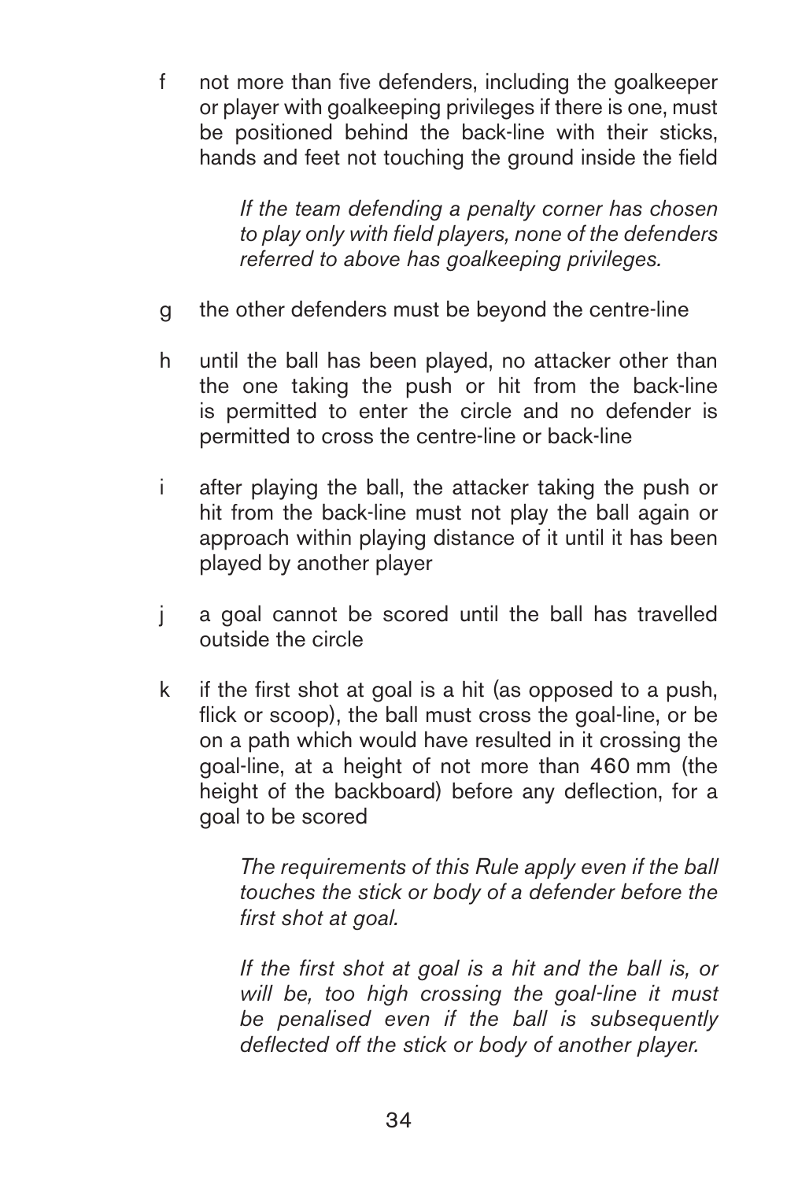f not more than five defenders, including the goalkeeper or player with goalkeeping privileges if there is one, must be positioned behind the back-line with their sticks, hands and feet not touching the ground inside the field

*If the team defending a penalty corner has chosen to play only with field players, none of the defenders referred to above has goalkeeping privileges.*

g the other defenders must be beyond the centre-line

h until the ball has been played, no attacker other than the one taking the push or hit from the back-line is permitted to enter the circle and no defender is permitted to cross the centre-line or back-line

i after playing the ball, the attacker taking the push or hit from the back-line must not play the ball again or approach within playing distance of it until it has been played by another player

j a goal cannot be scored until the ball has travelled outside the circle

k if the first shot at goal is a hit (as opposed to a push, flick or scoop), the ball must cross the goal-line, or be on a path which would have resulted in it crossing the goal-line, at a height of not more than 460 mm (the height of the backboard) before any deflection, for a goal to be scored

*The requirements of this Rule apply even if the ball touches the stick or body of a defender before the first shot at goal.*

*If the first shot at goal is a hit and the ball is, or will be, too high crossing the goal-line it must be penalised even if the ball is subsequently deflected off the stick or body of another player.*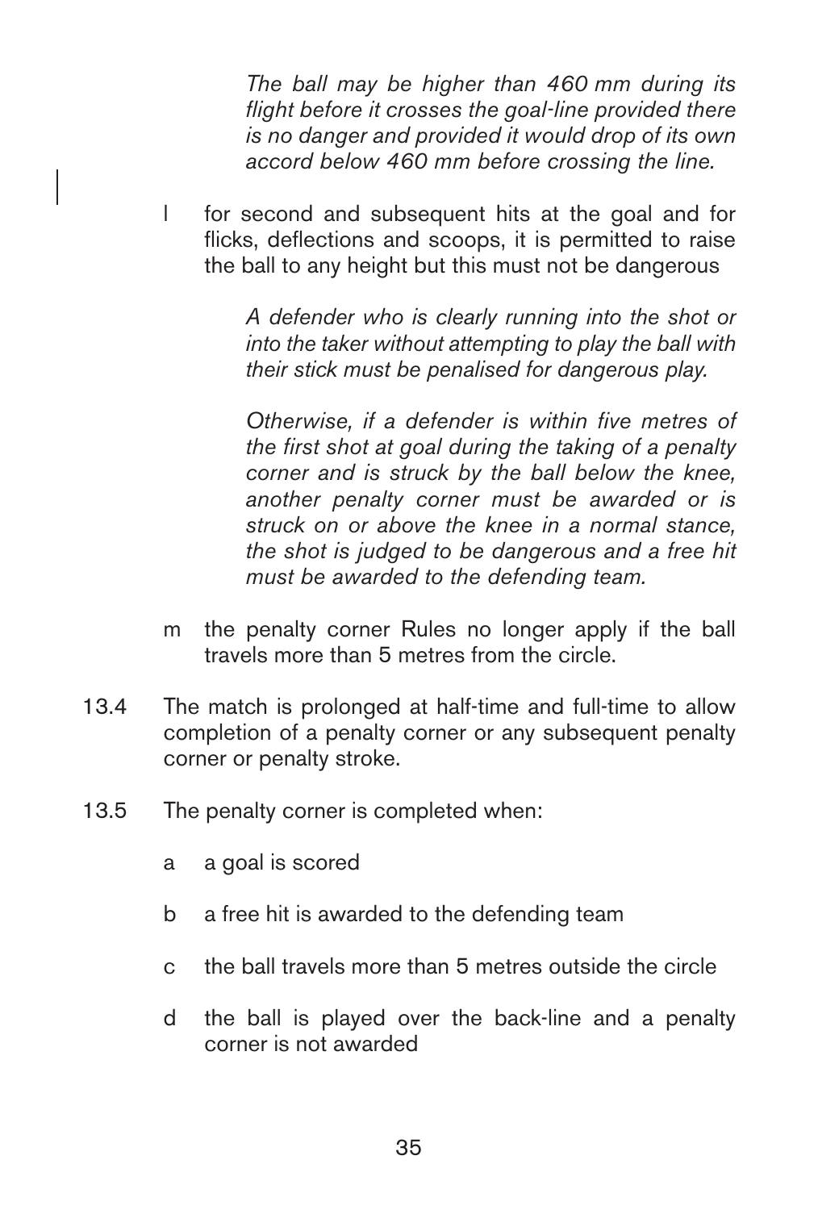*The ball may be higher than 460 mm during its flight before it crosses the goal-line provided there is no danger and provided it would drop of its own accord below 460 mm before crossing the line.*

l for second and subsequent hits at the goal and for flicks, deflections and scoops, it is permitted to raise the ball to any height but this must not be dangerous

*A defender who is clearly running into the shot or into the taker without attempting to play the ball with their stick must be penalised for dangerous play.*

*Otherwise, if a defender is within five metres of the first shot at goal during the taking of a penalty corner and is struck by the ball below the knee, another penalty corner must be awarded or is struck on or above the knee in a normal stance, the shot is judged to be dangerous and a free hit must be awarded to the defending team.*

m the penalty corner Rules no longer apply if the ball travels more than 5 metres from the circle.

13.4 The match is prolonged at half-time and full-time to allow completion of a penalty corner or any subsequent penalty corner or penalty stroke.

13.5 The penalty corner is completed when:

a a goal is scored

b a free hit is awarded to the defending team

c the ball travels more than 5 metres outside the circle

d the ball is played over the back-line and a penalty corner is not awarded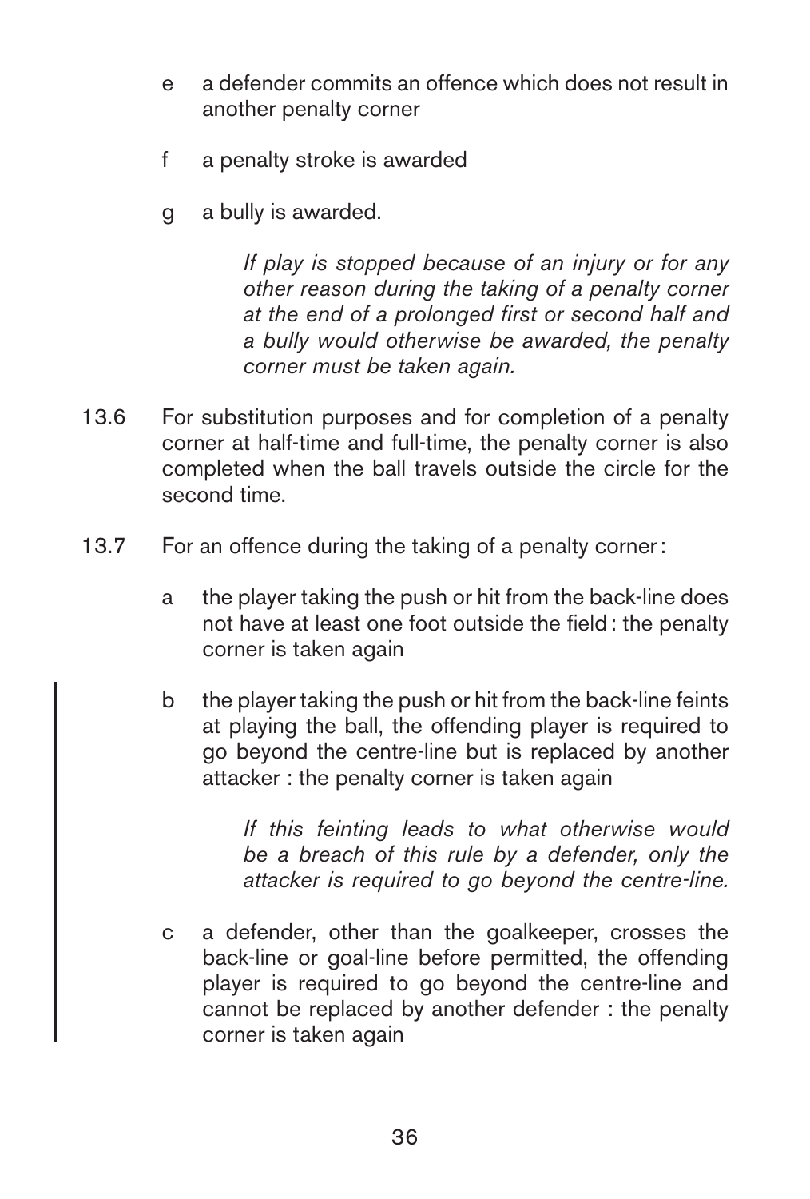- e a defender commits an offence which does not result in another penalty corner
- f a penalty stroke is awarded
- g a bully is awarded.

  *If play is stopped because of an injury or for any other reason during the taking of a penalty corner at the end of a prolonged first or second half and a bully would otherwise be awarded, the penalty corner must be taken again.*

13.6 For substitution purposes and for completion of a penalty corner at half-time and full-time, the penalty corner is also completed when the ball travels outside the circle for the second time.

13.7 For an offence during the taking of a penalty corner :

- a the player taking the push or hit from the back-line does not have at least one foot outside the field : the penalty corner is taken again
- b the player taking the push or hit from the back-line feints at playing the ball, the offending player is required to go beyond the centre-line but is replaced by another attacker : the penalty corner is taken again

  *If this feinting leads to what otherwise would be a breach of this rule by a defender, only the attacker is required to go beyond the centre-line.*

- c a defender, other than the goalkeeper, crosses the back-line or goal-line before permitted, the offending player is required to go beyond the centre-line and cannot be replaced by another defender : the penalty corner is taken again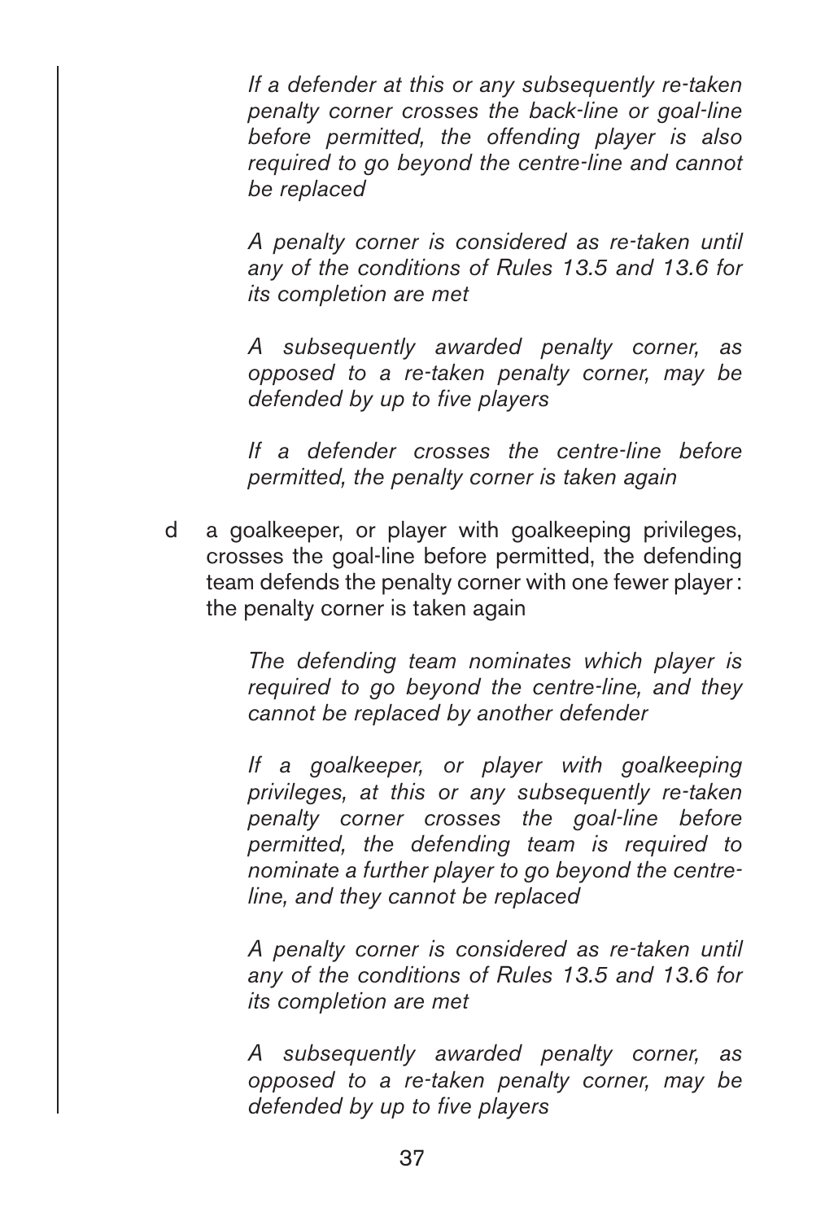*If a defender at this or any subsequently re-taken penalty corner crosses the back-line or goal-line before permitted, the offending player is also required to go beyond the centre-line and cannot be replaced*

*A penalty corner is considered as re-taken until any of the conditions of Rules 13.5 and 13.6 for its completion are met*

*A subsequently awarded penalty corner, as opposed to a re-taken penalty corner, may be defended by up to five players*

*If a defender crosses the centre-line before permitted, the penalty corner is taken again*

d a goalkeeper, or player with goalkeeping privileges, crosses the goal-line before permitted, the defending team defends the penalty corner with one fewer player : the penalty corner is taken again

*The defending team nominates which player is required to go beyond the centre-line, and they cannot be replaced by another defender*

*If a goalkeeper, or player with goalkeeping privileges, at this or any subsequently re-taken penalty corner crosses the goal-line before permitted, the defending team is required to nominate a further player to go beyond the centre-line, and they cannot be replaced*

*A penalty corner is considered as re-taken until any of the conditions of Rules 13.5 and 13.6 for its completion are met*

*A subsequently awarded penalty corner, as opposed to a re-taken penalty corner, may be defended by up to five players*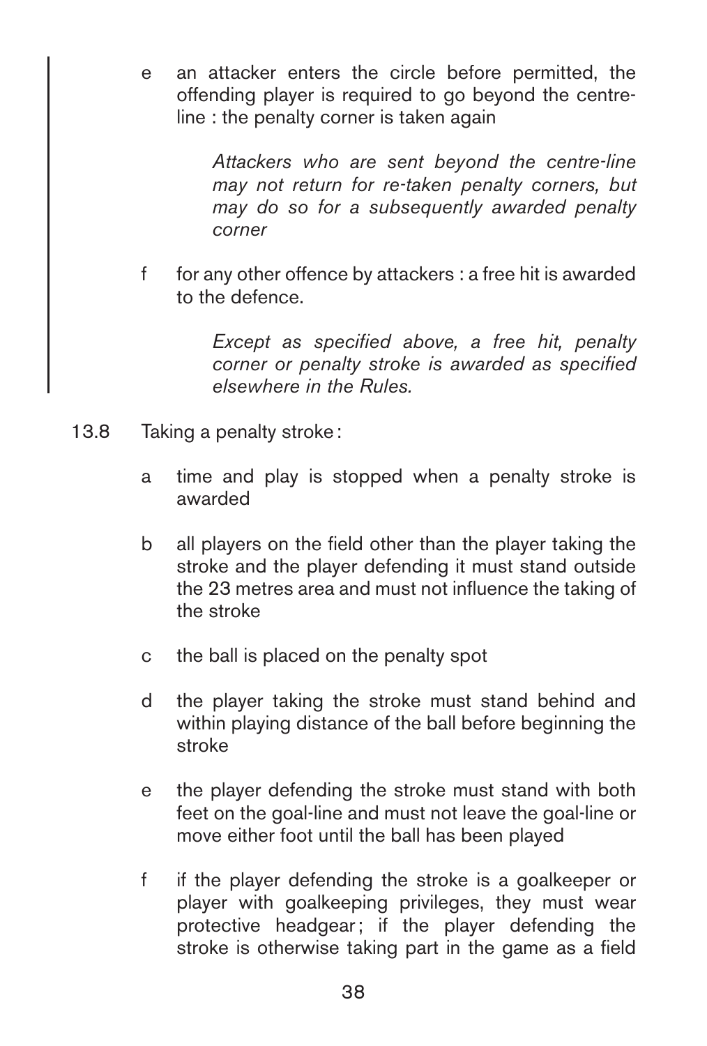e  an attacker enters the circle before permitted, the offending player is required to go beyond the centre-line : the penalty corner is taken again

> *Attackers who are sent beyond the centre-line may not return for re-taken penalty corners, but may do so for a subsequently awarded penalty corner*

f  for any other offence by attackers : a free hit is awarded to the defence.

> *Except as specified above, a free hit, penalty corner or penalty stroke is awarded as specified elsewhere in the Rules.*

13.8  Taking a penalty stroke :

a  time and play is stopped when a penalty stroke is awarded

b  all players on the field other than the player taking the stroke and the player defending it must stand outside the 23 metres area and must not influence the taking of the stroke

c  the ball is placed on the penalty spot

d  the player taking the stroke must stand behind and within playing distance of the ball before beginning the stroke

e  the player defending the stroke must stand with both feet on the goal-line and must not leave the goal-line or move either foot until the ball has been played

f  if the player defending the stroke is a goalkeeper or player with goalkeeping privileges, they must wear protective headgear ; if the player defending the stroke is otherwise taking part in the game as a field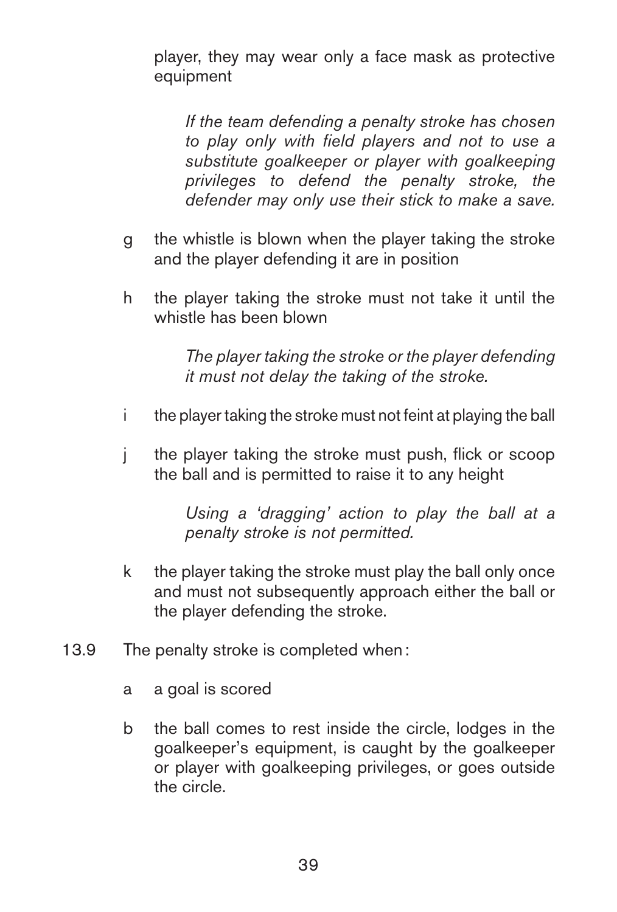player, they may wear only a face mask as protective equipment

*If the team defending a penalty stroke has chosen to play only with field players and not to use a substitute goalkeeper or player with goalkeeping privileges to defend the penalty stroke, the defender may only use their stick to make a save.*

g the whistle is blown when the player taking the stroke and the player defending it are in position

h the player taking the stroke must not take it until the whistle has been blown

*The player taking the stroke or the player defending it must not delay the taking of the stroke.*

i the player taking the stroke must not feint at playing the ball

j the player taking the stroke must push, flick or scoop the ball and is permitted to raise it to any height

*Using a 'dragging' action to play the ball at a penalty stroke is not permitted.*

k the player taking the stroke must play the ball only once and must not subsequently approach either the ball or the player defending the stroke.

13.9 The penalty stroke is completed when :

a a goal is scored

b the ball comes to rest inside the circle, lodges in the goalkeeper's equipment, is caught by the goalkeeper or player with goalkeeping privileges, or goes outside the circle.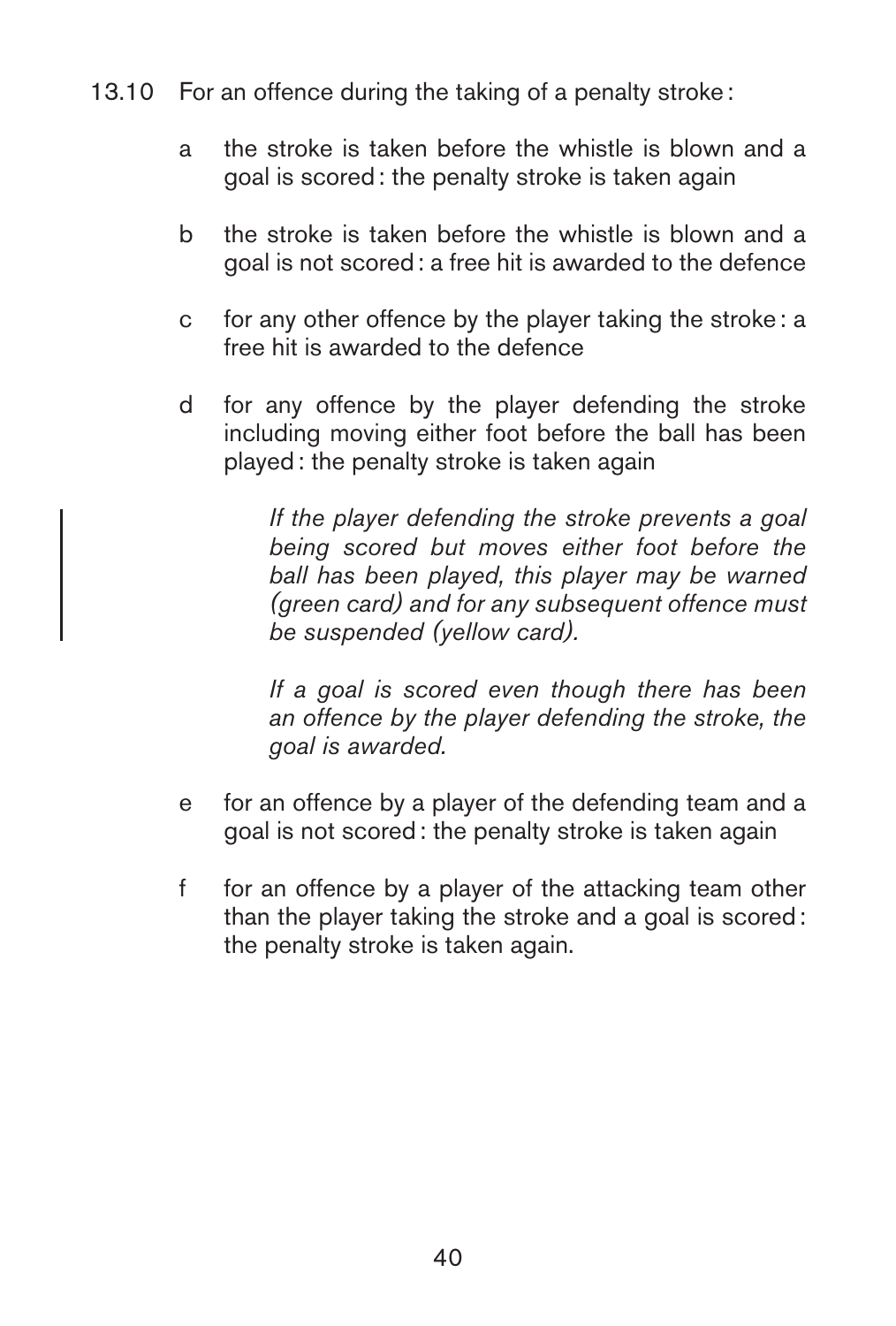13.10 For an offence during the taking of a penalty stroke :

a. the stroke is taken before the whistle is blown and a goal is scored : the penalty stroke is taken again

b. the stroke is taken before the whistle is blown and a goal is not scored : a free hit is awarded to the defence

c. for any other offence by the player taking the stroke : a free hit is awarded to the defence

d. for any offence by the player defending the stroke including moving either foot before the ball has been played : the penalty stroke is taken again

   *If the player defending the stroke prevents a goal being scored but moves either foot before the ball has been played, this player may be warned (green card) and for any subsequent offence must be suspended (yellow card).*

   *If a goal is scored even though there has been an offence by the player defending the stroke, the goal is awarded.*

e. for an offence by a player of the defending team and a goal is not scored : the penalty stroke is taken again

f. for an offence by a player of the attacking team other than the player taking the stroke and a goal is scored : the penalty stroke is taken again.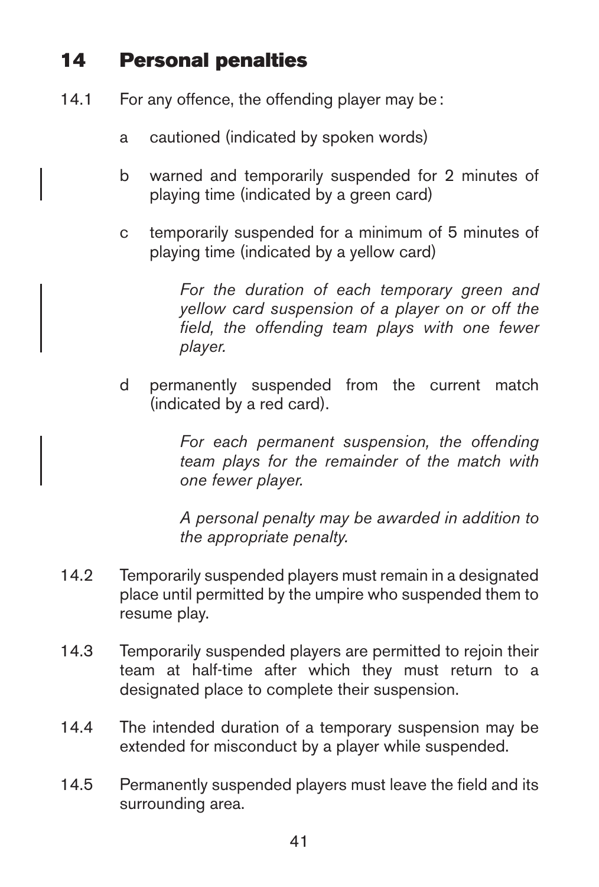## 14 Personal penalties

14.1 For any offence, the offending player may be :

a cautioned (indicated by spoken words)

b warned and temporarily suspended for 2 minutes of playing time (indicated by a green card)

c temporarily suspended for a minimum of 5 minutes of playing time (indicated by a yellow card)

*For the duration of each temporary green and yellow card suspension of a player on or off the field, the offending team plays with one fewer player.*

d permanently suspended from the current match (indicated by a red card).

*For each permanent suspension, the offending team plays for the remainder of the match with one fewer player.*

*A personal penalty may be awarded in addition to the appropriate penalty.*

14.2 Temporarily suspended players must remain in a designated place until permitted by the umpire who suspended them to resume play.

14.3 Temporarily suspended players are permitted to rejoin their team at half-time after which they must return to a designated place to complete their suspension.

14.4 The intended duration of a temporary suspension may be extended for misconduct by a player while suspended.

14.5 Permanently suspended players must leave the field and its surrounding area.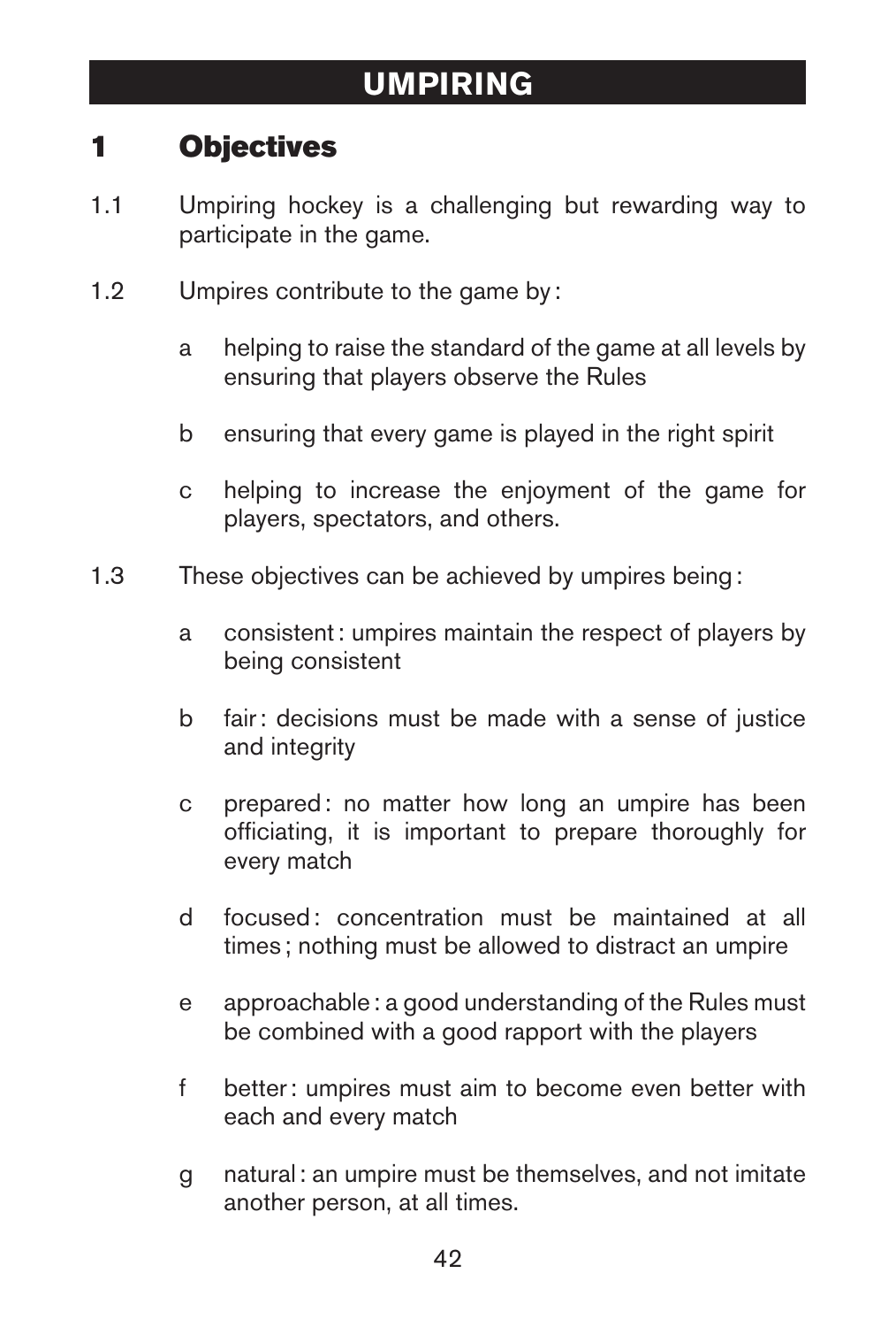# UMPIRING

## 1 Objectives

1.1 Umpiring hockey is a challenging but rewarding way to participate in the game.

1.2 Umpires contribute to the game by :

- a helping to raise the standard of the game at all levels by ensuring that players observe the Rules
- b ensuring that every game is played in the right spirit
- c helping to increase the enjoyment of the game for players, spectators, and others.

1.3 These objectives can be achieved by umpires being :

- a consistent : umpires maintain the respect of players by being consistent
- b fair : decisions must be made with a sense of justice and integrity
- c prepared : no matter how long an umpire has been officiating, it is important to prepare thoroughly for every match
- d focused : concentration must be maintained at all times ; nothing must be allowed to distract an umpire
- e approachable : a good understanding of the Rules must be combined with a good rapport with the players
- f better : umpires must aim to become even better with each and every match
- g natural : an umpire must be themselves, and not imitate another person, at all times.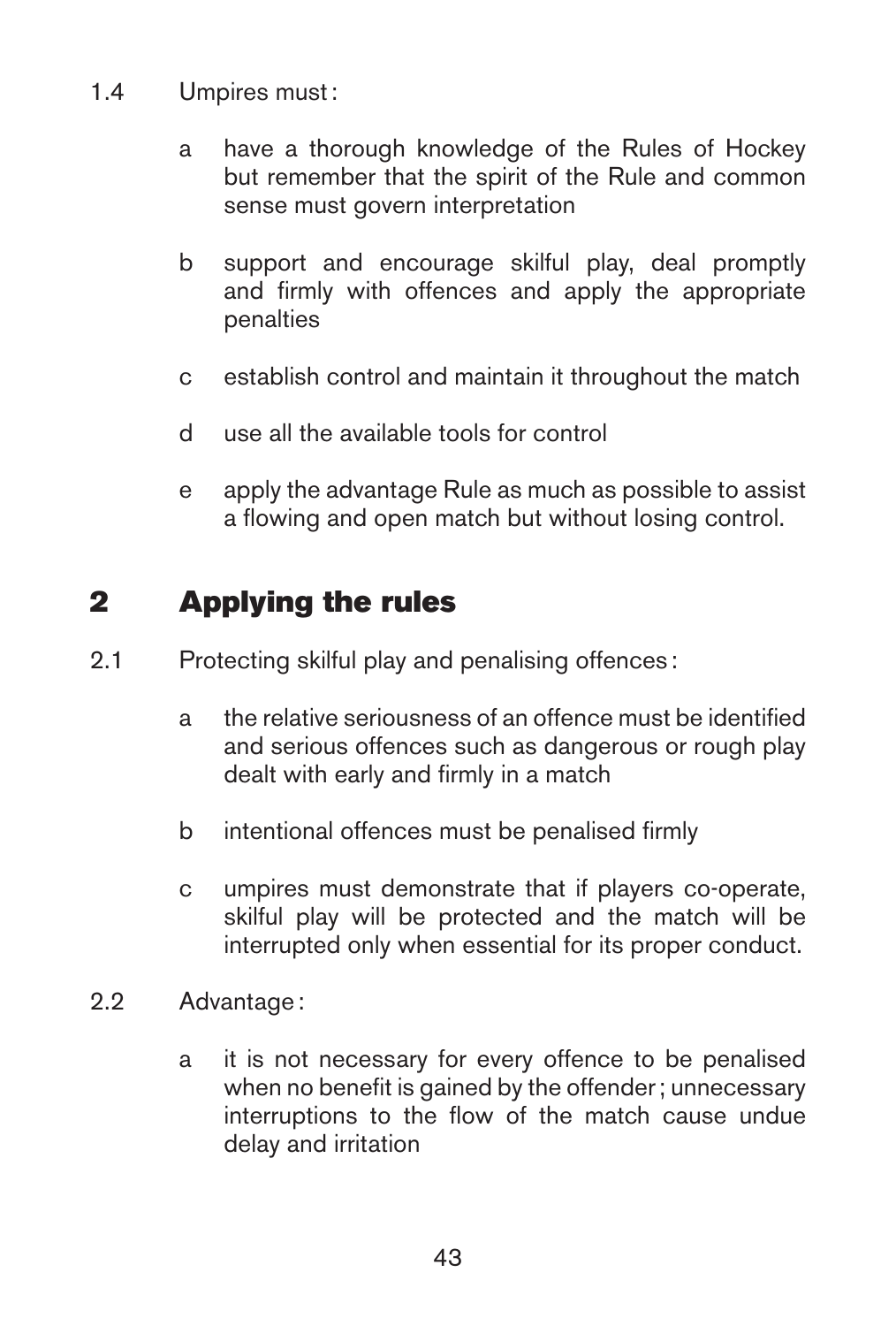1.4 Umpires must :

- a have a thorough knowledge of the Rules of Hockey but remember that the spirit of the Rule and common sense must govern interpretation
- b support and encourage skilful play, deal promptly and firmly with offences and apply the appropriate penalties
- c establish control and maintain it throughout the match
- d use all the available tools for control
- e apply the advantage Rule as much as possible to assist a flowing and open match but without losing control.

## 2 Applying the rules

2.1 Protecting skilful play and penalising offences :

- a the relative seriousness of an offence must be identified and serious offences such as dangerous or rough play dealt with early and firmly in a match
- b intentional offences must be penalised firmly
- c umpires must demonstrate that if players co-operate, skilful play will be protected and the match will be interrupted only when essential for its proper conduct.

2.2 Advantage :

- a it is not necessary for every offence to be penalised when no benefit is gained by the offender ; unnecessary interruptions to the flow of the match cause undue delay and irritation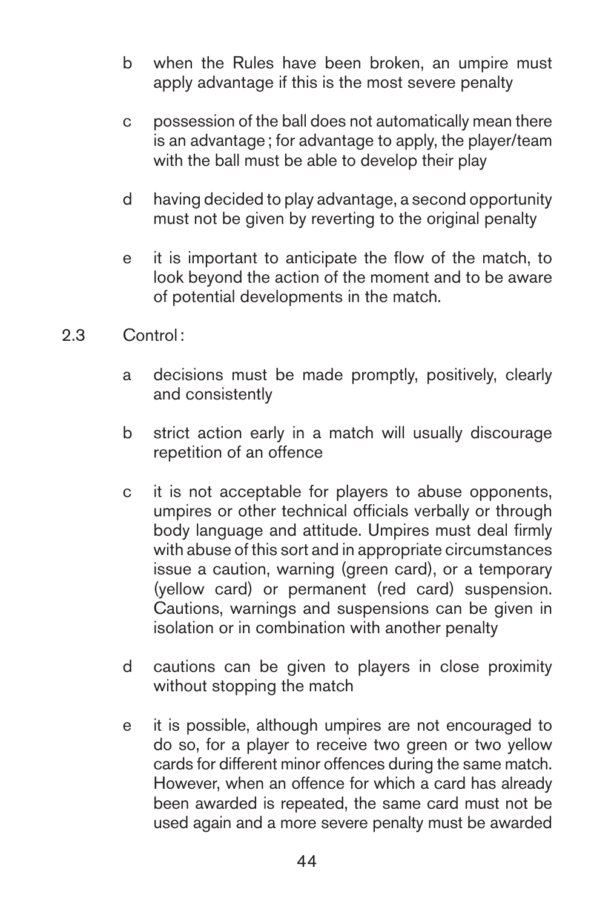b when the Rules have been broken, an umpire must apply advantage if this is the most severe penalty

c possession of the ball does not automatically mean there is an advantage ; for advantage to apply, the player/team with the ball must be able to develop their play

d having decided to play advantage, a second opportunity must not be given by reverting to the original penalty

e it is important to anticipate the flow of the match, to look beyond the action of the moment and to be aware of potential developments in the match.

2.3 Control :

a decisions must be made promptly, positively, clearly and consistently

b strict action early in a match will usually discourage repetition of an offence

c it is not acceptable for players to abuse opponents, umpires or other technical officials verbally or through body language and attitude. Umpires must deal firmly with abuse of this sort and in appropriate circumstances issue a caution, warning (green card), or a temporary (yellow card) or permanent (red card) suspension. Cautions, warnings and suspensions can be given in isolation or in combination with another penalty

d cautions can be given to players in close proximity without stopping the match

e it is possible, although umpires are not encouraged to do so, for a player to receive two green or two yellow cards for different minor offences during the same match. However, when an offence for which a card has already been awarded is repeated, the same card must not be used again and a more severe penalty must be awarded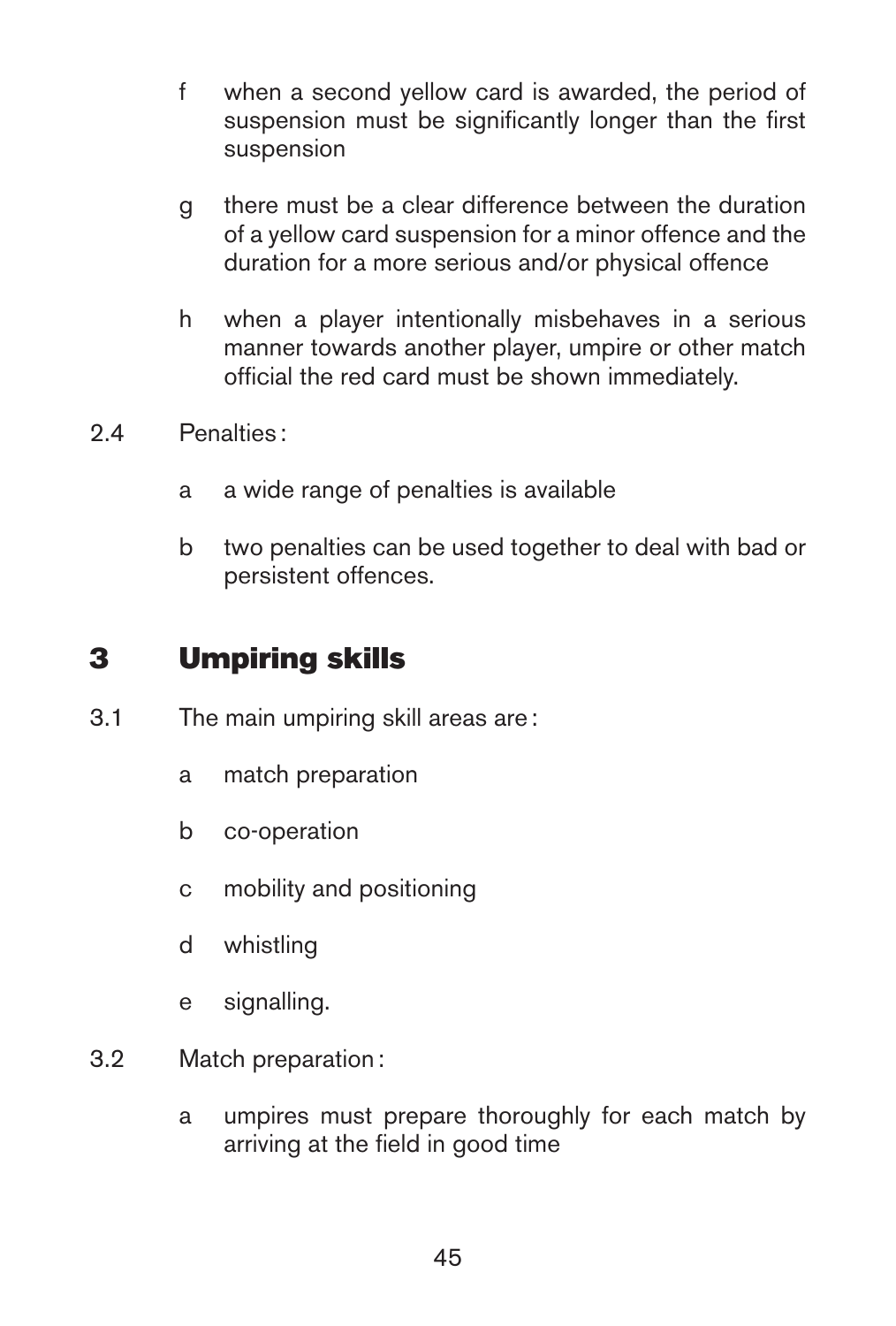f when a second yellow card is awarded, the period of suspension must be significantly longer than the first suspension

g there must be a clear difference between the duration of a yellow card suspension for a minor offence and the duration for a more serious and/or physical offence

h when a player intentionally misbehaves in a serious manner towards another player, umpire or other match official the red card must be shown immediately.

2.4 Penalties :

a a wide range of penalties is available

b two penalties can be used together to deal with bad or persistent offences.

## 3 Umpiring skills

3.1 The main umpiring skill areas are :

a match preparation

b co-operation

c mobility and positioning

d whistling

e signalling.

3.2 Match preparation :

a umpires must prepare thoroughly for each match by arriving at the field in good time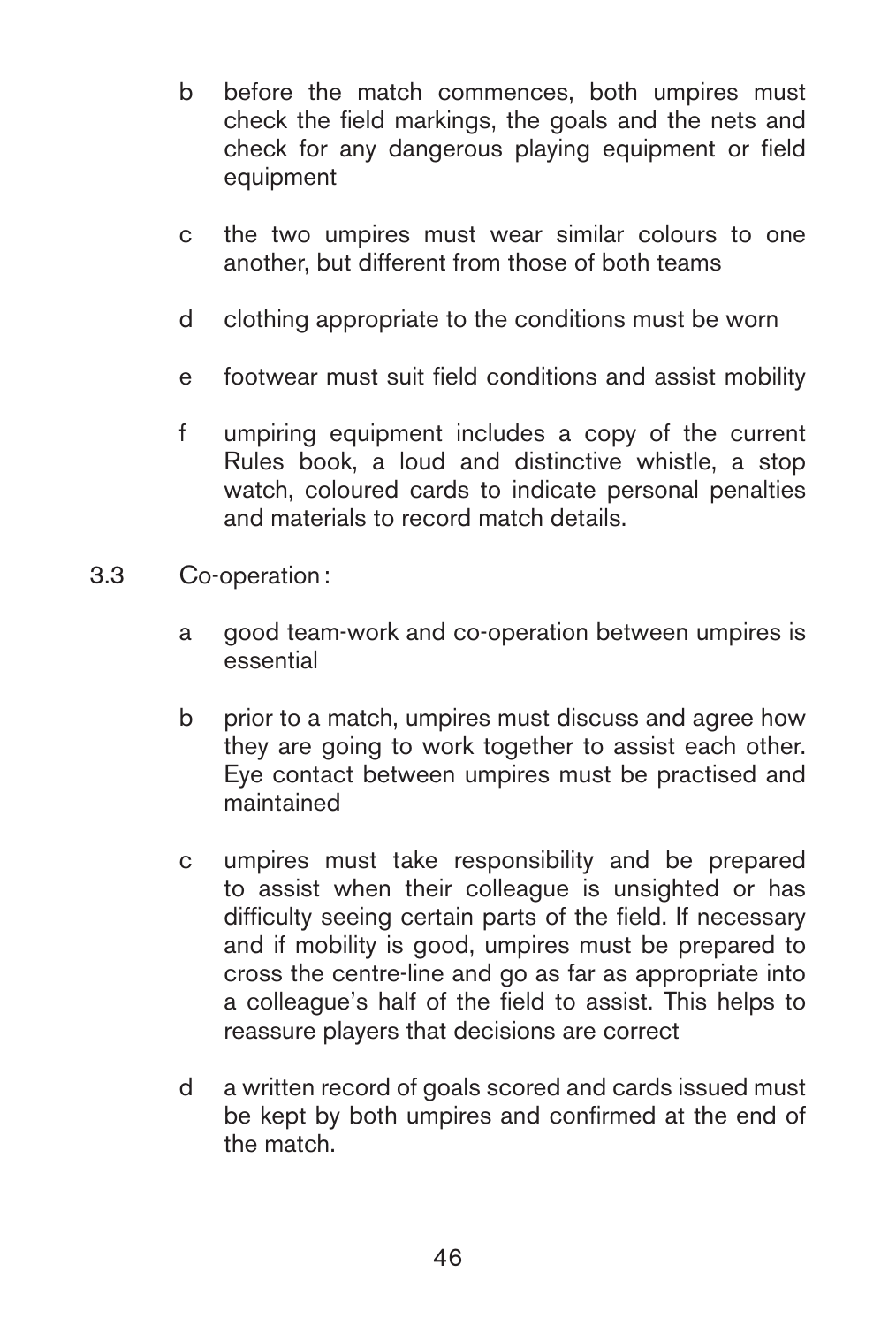b before the match commences, both umpires must check the field markings, the goals and the nets and check for any dangerous playing equipment or field equipment

c the two umpires must wear similar colours to one another, but different from those of both teams

d clothing appropriate to the conditions must be worn

e footwear must suit field conditions and assist mobility

f umpiring equipment includes a copy of the current Rules book, a loud and distinctive whistle, a stop watch, coloured cards to indicate personal penalties and materials to record match details.

3.3 Co-operation :

a good team-work and co-operation between umpires is essential

b prior to a match, umpires must discuss and agree how they are going to work together to assist each other. Eye contact between umpires must be practised and maintained

c umpires must take responsibility and be prepared to assist when their colleague is unsighted or has difficulty seeing certain parts of the field. If necessary and if mobility is good, umpires must be prepared to cross the centre-line and go as far as appropriate into a colleague's half of the field to assist. This helps to reassure players that decisions are correct

d a written record of goals scored and cards issued must be kept by both umpires and confirmed at the end of the match.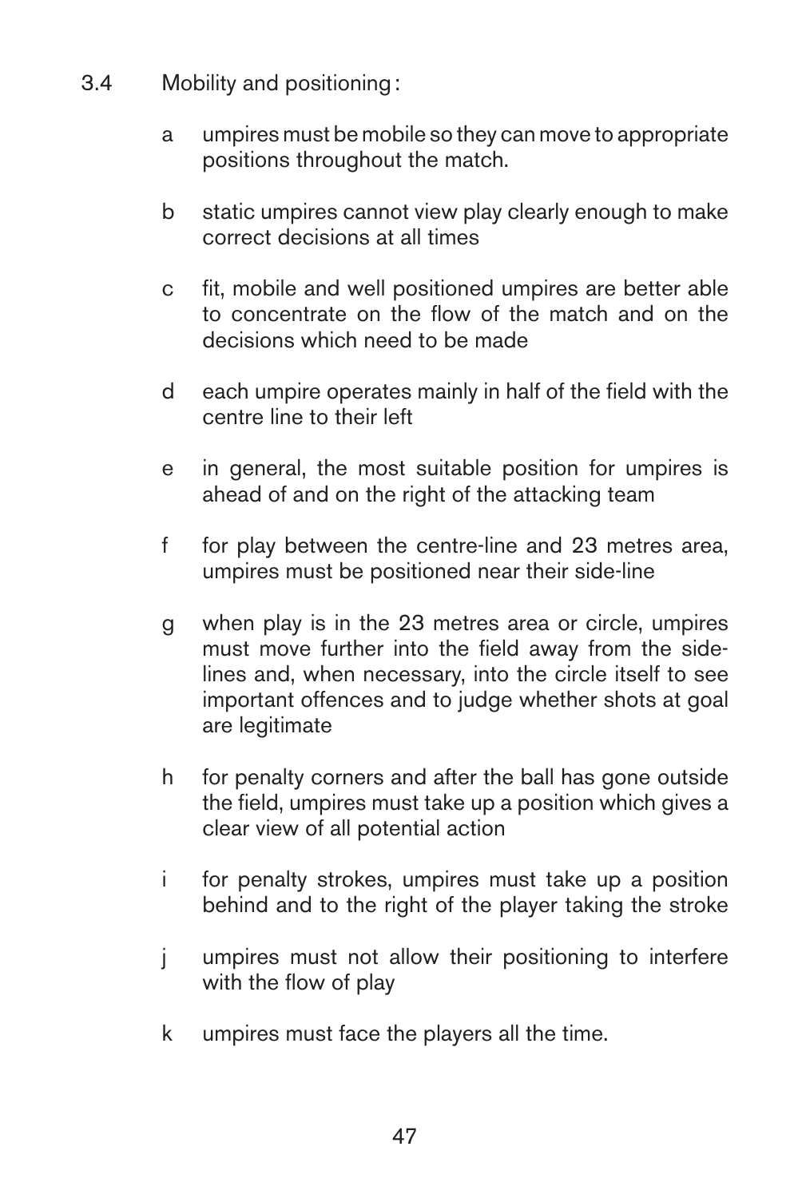3.4 Mobility and positioning :

- a umpires must be mobile so they can move to appropriate positions throughout the match.
- b static umpires cannot view play clearly enough to make correct decisions at all times
- c fit, mobile and well positioned umpires are better able to concentrate on the flow of the match and on the decisions which need to be made
- d each umpire operates mainly in half of the field with the centre line to their left
- e in general, the most suitable position for umpires is ahead of and on the right of the attacking team
- f for play between the centre-line and 23 metres area, umpires must be positioned near their side-line
- g when play is in the 23 metres area or circle, umpires must move further into the field away from the side-lines and, when necessary, into the circle itself to see important offences and to judge whether shots at goal are legitimate
- h for penalty corners and after the ball has gone outside the field, umpires must take up a position which gives a clear view of all potential action
- i for penalty strokes, umpires must take up a position behind and to the right of the player taking the stroke
- j umpires must not allow their positioning to interfere with the flow of play
- k umpires must face the players all the time.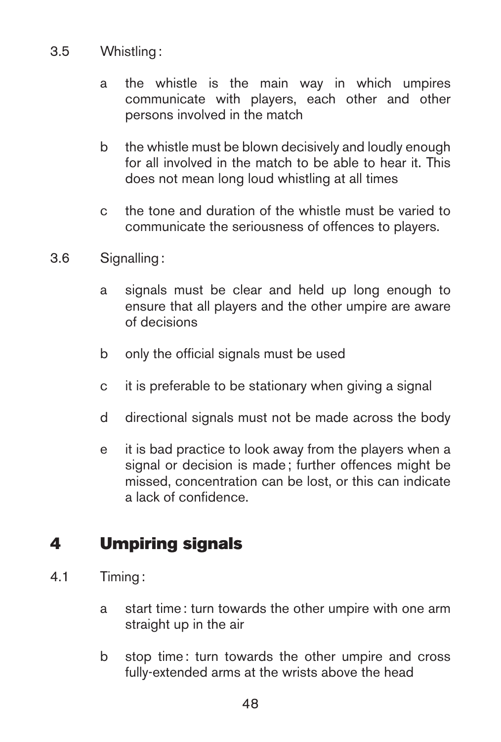3.5 Whistling :

a the whistle is the main way in which umpires communicate with players, each other and other persons involved in the match

b the whistle must be blown decisively and loudly enough for all involved in the match to be able to hear it. This does not mean long loud whistling at all times

c the tone and duration of the whistle must be varied to communicate the seriousness of offences to players.

3.6 Signalling :

a signals must be clear and held up long enough to ensure that all players and the other umpire are aware of decisions

b only the official signals must be used

c it is preferable to be stationary when giving a signal

d directional signals must not be made across the body

e it is bad practice to look away from the players when a signal or decision is made ; further offences might be missed, concentration can be lost, or this can indicate a lack of confidence.

## 4 Umpiring signals

4.1 Timing :

a start time : turn towards the other umpire with one arm straight up in the air

b stop time : turn towards the other umpire and cross fully-extended arms at the wrists above the head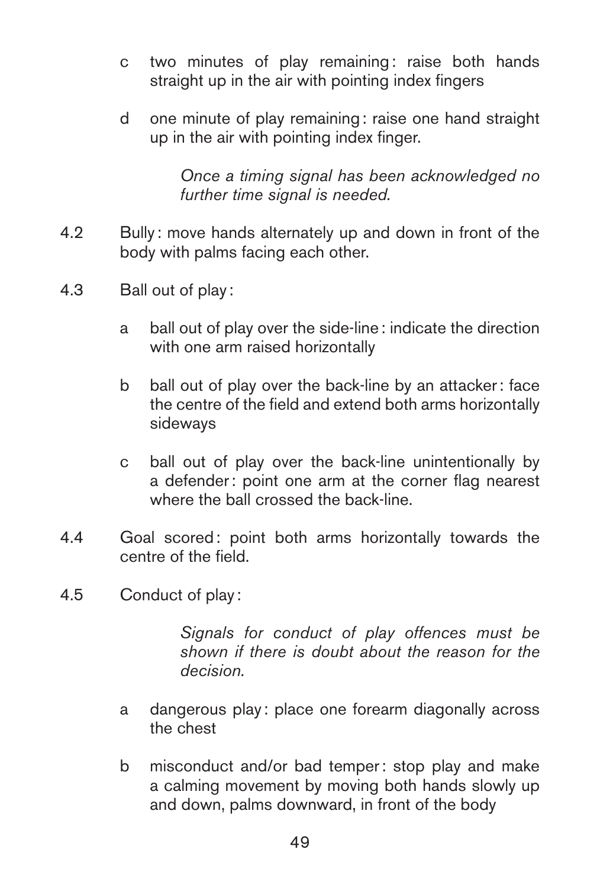c two minutes of play remaining : raise both hands straight up in the air with pointing index fingers

d one minute of play remaining : raise one hand straight up in the air with pointing index finger.

*Once a timing signal has been acknowledged no further time signal is needed.*

4.2 Bully : move hands alternately up and down in front of the body with palms facing each other.

4.3 Ball out of play :

a ball out of play over the side-line : indicate the direction with one arm raised horizontally

b ball out of play over the back-line by an attacker : face the centre of the field and extend both arms horizontally sideways

c ball out of play over the back-line unintentionally by a defender : point one arm at the corner flag nearest where the ball crossed the back-line.

4.4 Goal scored : point both arms horizontally towards the centre of the field.

4.5 Conduct of play :

*Signals for conduct of play offences must be shown if there is doubt about the reason for the decision.*

a dangerous play : place one forearm diagonally across the chest

b misconduct and/or bad temper : stop play and make a calming movement by moving both hands slowly up and down, palms downward, in front of the body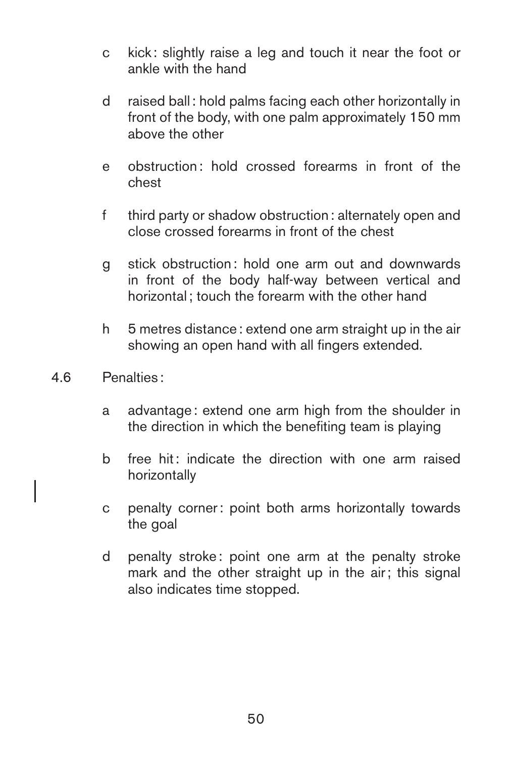- c kick : slightly raise a leg and touch it near the foot or ankle with the hand

- d raised ball : hold palms facing each other horizontally in front of the body, with one palm approximately 150 mm above the other

- e obstruction : hold crossed forearms in front of the chest

- f third party or shadow obstruction : alternately open and close crossed forearms in front of the chest

- g stick obstruction : hold one arm out and downwards in front of the body half-way between vertical and horizontal ; touch the forearm with the other hand

- h 5 metres distance : extend one arm straight up in the air showing an open hand with all fingers extended.

4.6 Penalties :

- a advantage : extend one arm high from the shoulder in the direction in which the benefiting team is playing

- b free hit : indicate the direction with one arm raised horizontally

- c penalty corner : point both arms horizontally towards the goal

- d penalty stroke : point one arm at the penalty stroke mark and the other straight up in the air ; this signal also indicates time stopped.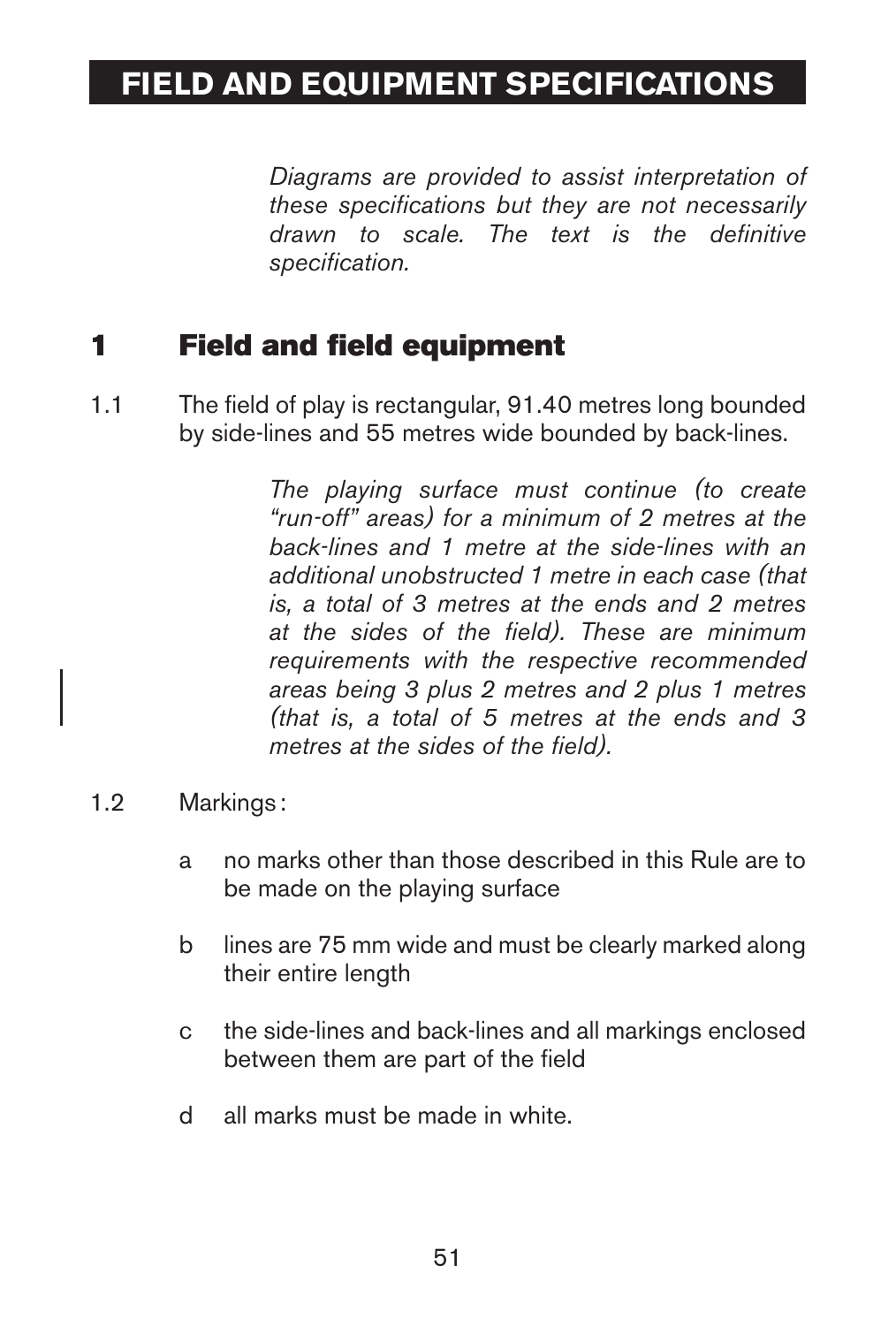# FIELD AND EQUIPMENT SPECIFICATIONS

*Diagrams are provided to assist interpretation of these specifications but they are not necessarily drawn to scale. The text is the definitive specification.*

## 1 Field and field equipment

1.1 The field of play is rectangular, 91.40 metres long bounded by side-lines and 55 metres wide bounded by back-lines.

*The playing surface must continue (to create "run-off" areas) for a minimum of 2 metres at the back-lines and 1 metre at the side-lines with an additional unobstructed 1 metre in each case (that is, a total of 3 metres at the ends and 2 metres at the sides of the field). These are minimum requirements with the respective recommended areas being 3 plus 2 metres and 2 plus 1 metres (that is, a total of 5 metres at the ends and 3 metres at the sides of the field).*

1.2 Markings :

a no marks other than those described in this Rule are to be made on the playing surface

b lines are 75 mm wide and must be clearly marked along their entire length

c the side-lines and back-lines and all markings enclosed between them are part of the field

d all marks must be made in white.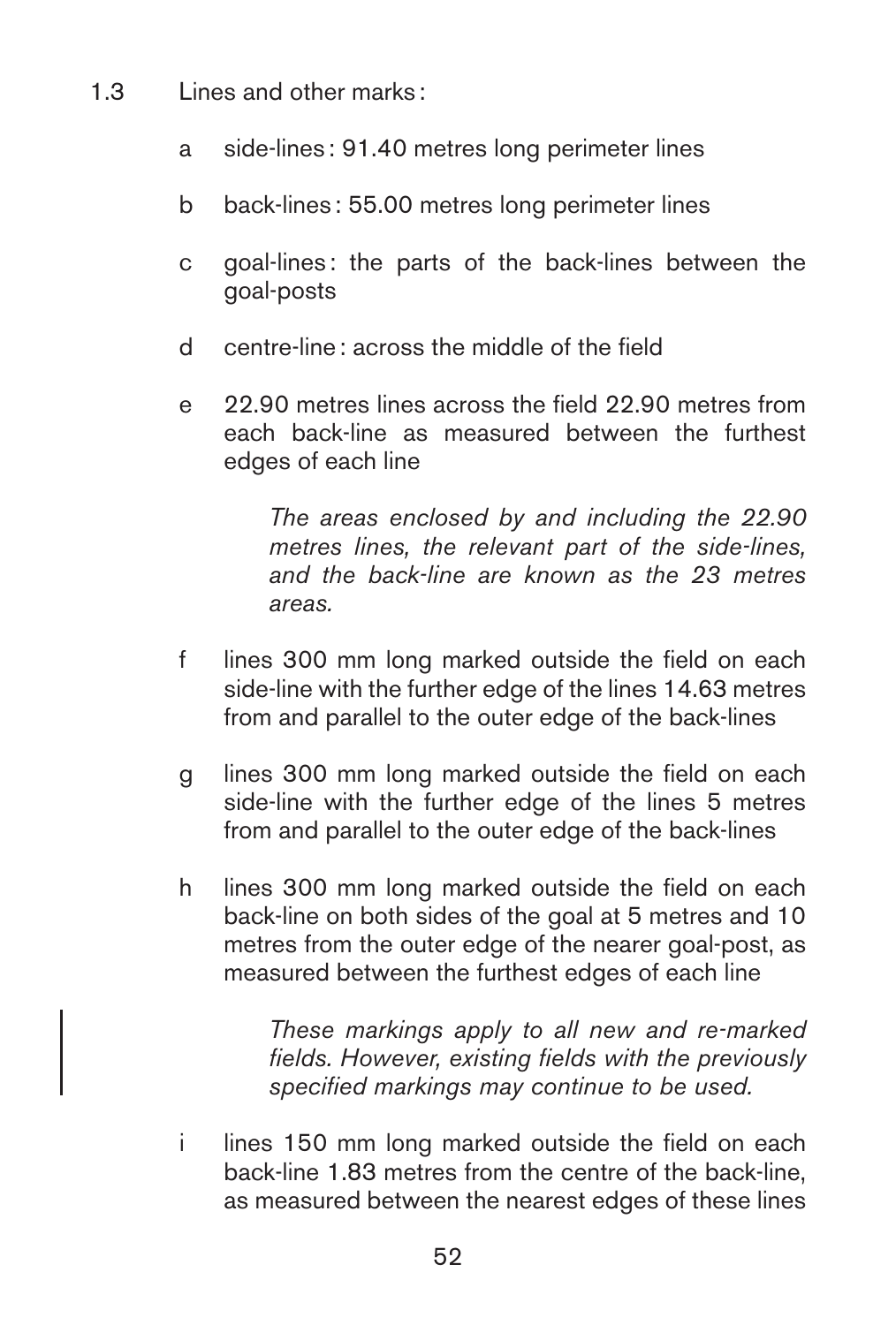1.3 Lines and other marks :

a side-lines : 91.40 metres long perimeter lines

b back-lines : 55.00 metres long perimeter lines

c goal-lines : the parts of the back-lines between the goal-posts

d centre-line : across the middle of the field

e 22.90 metres lines across the field 22.90 metres from each back-line as measured between the furthest edges of each line

*The areas enclosed by and including the 22.90 metres lines, the relevant part of the side-lines, and the back-line are known as the 23 metres areas.*

f lines 300 mm long marked outside the field on each side-line with the further edge of the lines 14.63 metres from and parallel to the outer edge of the back-lines

g lines 300 mm long marked outside the field on each side-line with the further edge of the lines 5 metres from and parallel to the outer edge of the back-lines

h lines 300 mm long marked outside the field on each back-line on both sides of the goal at 5 metres and 10 metres from the outer edge of the nearer goal-post, as measured between the furthest edges of each line

*These markings apply to all new and re-marked fields. However, existing fields with the previously specified markings may continue to be used.*

i lines 150 mm long marked outside the field on each back-line 1.83 metres from the centre of the back-line, as measured between the nearest edges of these lines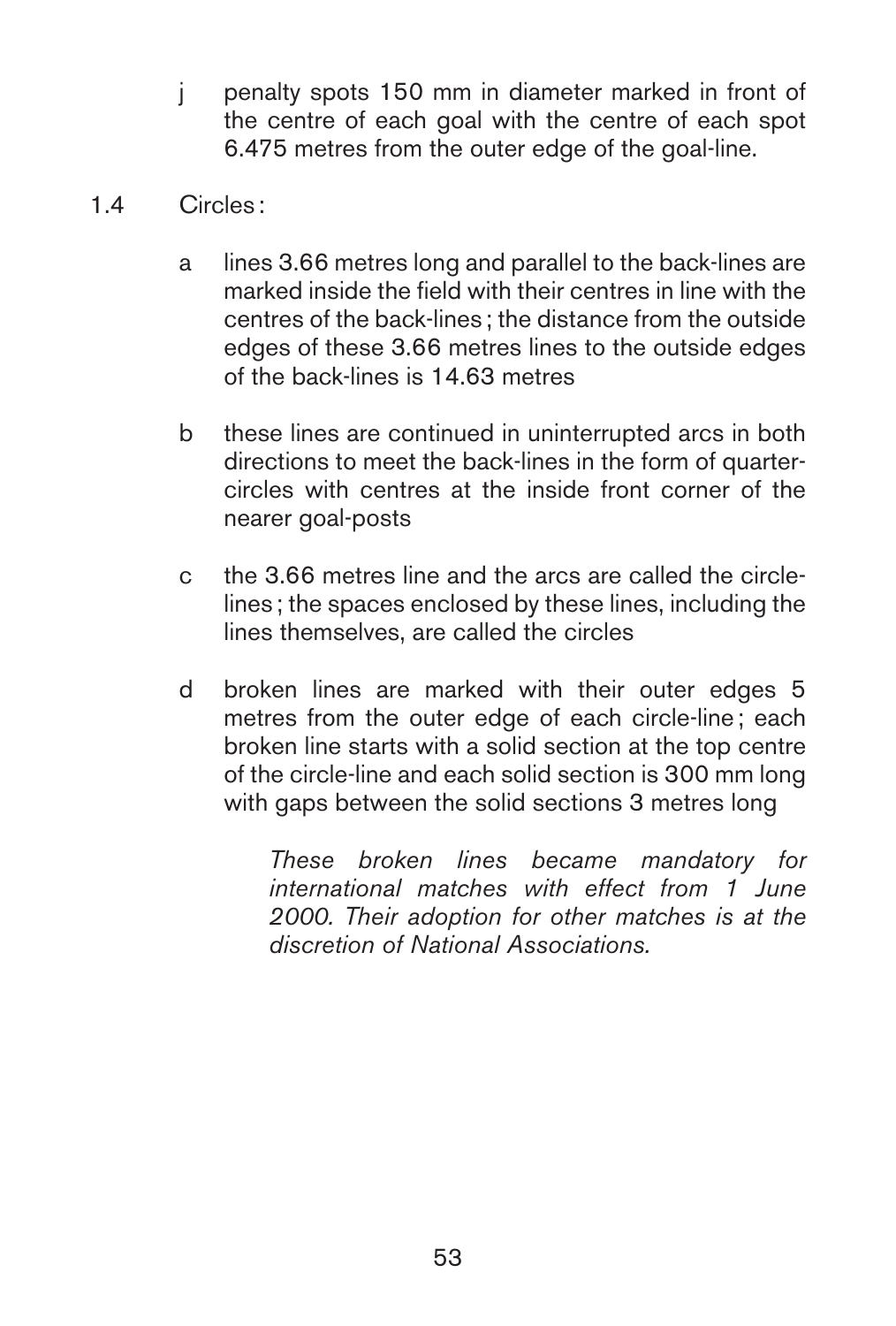j penalty spots 150 mm in diameter marked in front of the centre of each goal with the centre of each spot 6.475 metres from the outer edge of the goal-line.

1.4 Circles :

a lines 3.66 metres long and parallel to the back-lines are marked inside the field with their centres in line with the centres of the back-lines ; the distance from the outside edges of these 3.66 metres lines to the outside edges of the back-lines is 14.63 metres

b these lines are continued in uninterrupted arcs in both directions to meet the back-lines in the form of quarter-circles with centres at the inside front corner of the nearer goal-posts

c the 3.66 metres line and the arcs are called the circle-lines ; the spaces enclosed by these lines, including the lines themselves, are called the circles

d broken lines are marked with their outer edges 5 metres from the outer edge of each circle-line ; each broken line starts with a solid section at the top centre of the circle-line and each solid section is 300 mm long with gaps between the solid sections 3 metres long

*These broken lines became mandatory for international matches with effect from 1 June 2000. Their adoption for other matches is at the discretion of National Associations.*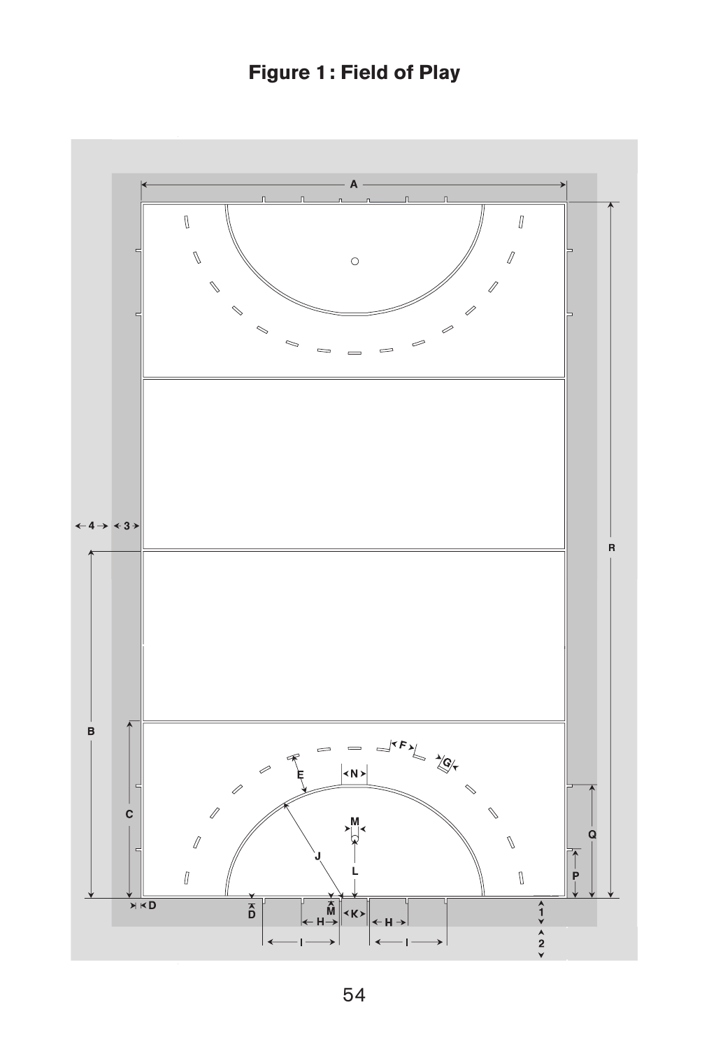## Figure 1 : Field of Play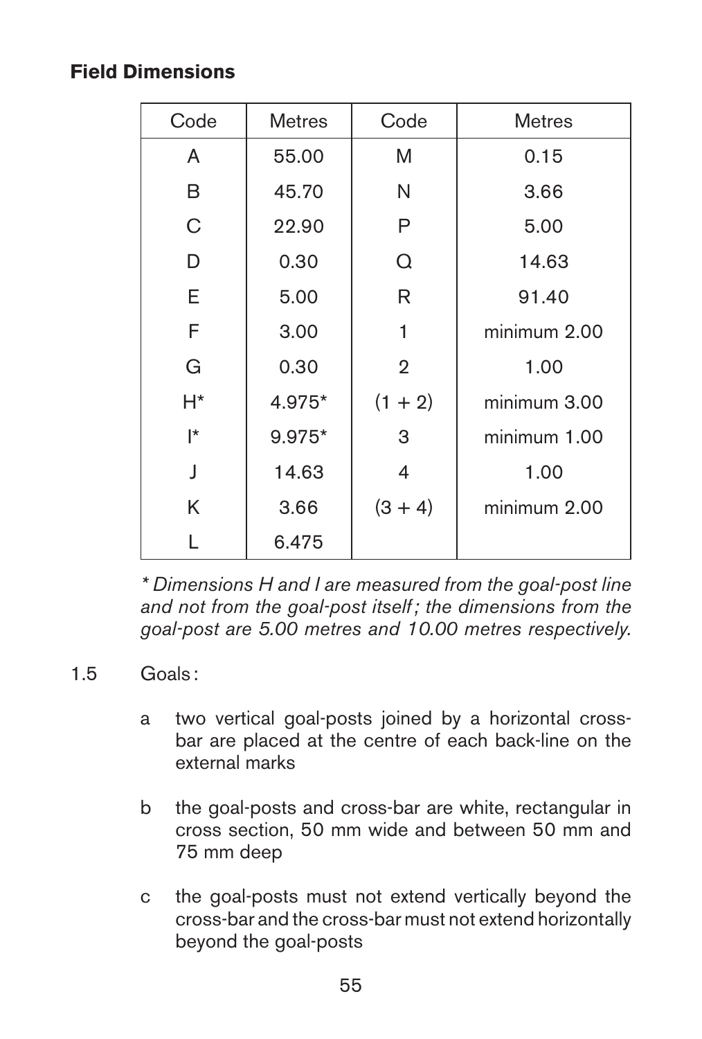### Field Dimensions

| Code | Metres | Code | Metres |
| --- | --- | --- | --- |
| A | 55.00 | M | 0.15 |
| B | 45.70 | N | 3.66 |
| C | 22.90 | P | 5.00 |
| D | 0.30 | Q | 14.63 |
| E | 5.00 | R | 91.40 |
| F | 3.00 | 1 | minimum 2.00 |
| G | 0.30 | 2 | 1.00 |
| H* | 4.975* | (1 + 2) | minimum 3.00 |
| I* | 9.975* | 3 | minimum 1.00 |
| J | 14.63 | 4 | 1.00 |
| K | 3.66 | (3 + 4) | minimum 2.00 |
| L | 6.475 | | |

*\* Dimensions H and I are measured from the goal-post line and not from the goal-post itself; the dimensions from the goal-post are 5.00 metres and 10.00 metres respectively.*

1.5 Goals:

- a two vertical goal-posts joined by a horizontal cross-bar are placed at the centre of each back-line on the external marks
- b the goal-posts and cross-bar are white, rectangular in cross section, 50 mm wide and between 50 mm and 75 mm deep
- c the goal-posts must not extend vertically beyond the cross-bar and the cross-bar must not extend horizontally beyond the goal-posts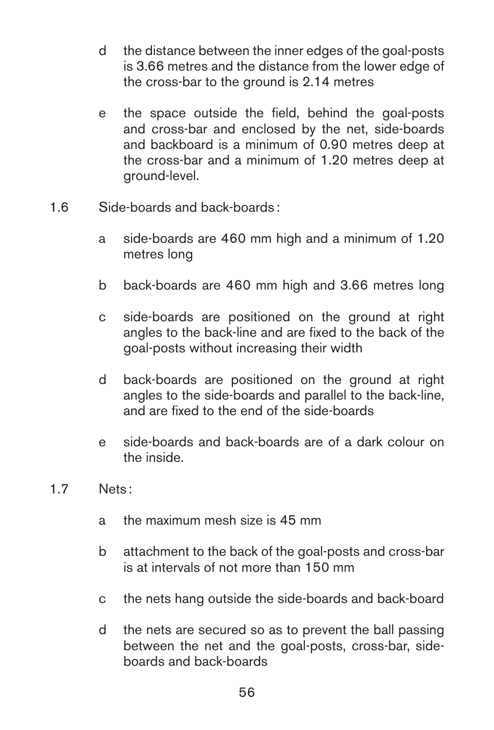d the distance between the inner edges of the goal-posts is 3.66 metres and the distance from the lower edge of the cross-bar to the ground is 2.14 metres

e the space outside the field, behind the goal-posts and cross-bar and enclosed by the net, side-boards and backboard is a minimum of 0.90 metres deep at the cross-bar and a minimum of 1.20 metres deep at ground-level.

1.6 Side-boards and back-boards :

a side-boards are 460 mm high and a minimum of 1.20 metres long

b back-boards are 460 mm high and 3.66 metres long

c side-boards are positioned on the ground at right angles to the back-line and are fixed to the back of the goal-posts without increasing their width

d back-boards are positioned on the ground at right angles to the side-boards and parallel to the back-line, and are fixed to the end of the side-boards

e side-boards and back-boards are of a dark colour on the inside.

1.7 Nets :

a the maximum mesh size is 45 mm

b attachment to the back of the goal-posts and cross-bar is at intervals of not more than 150 mm

c the nets hang outside the side-boards and back-board

d the nets are secured so as to prevent the ball passing between the net and the goal-posts, cross-bar, side-boards and back-boards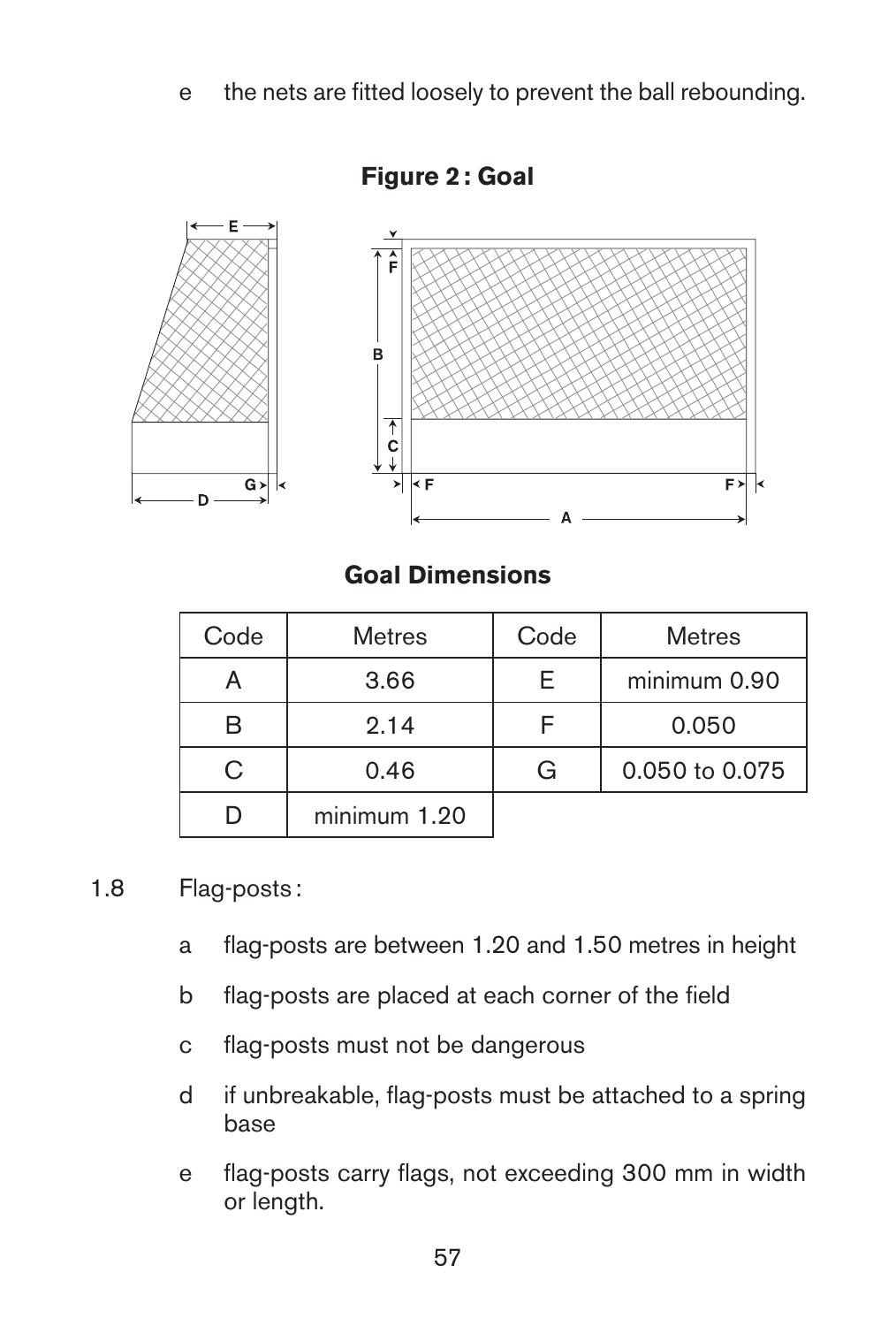e the nets are fitted loosely to prevent the ball rebounding.

**Figure 2 : Goal**

**Goal Dimensions**

| Code | Metres | Code | Metres |
|---|---|---|---|
| A | 3.66 | E | minimum 0.90 |
| B | 2.14 | F | 0.050 |
| C | 0.46 | G | 0.050 to 0.075 |
| D | minimum 1.20 | | |

1.8 Flag-posts :

a flag-posts are between 1.20 and 1.50 metres in height

b flag-posts are placed at each corner of the field

c flag-posts must not be dangerous

d if unbreakable, flag-posts must be attached to a spring base

e flag-posts carry flags, not exceeding 300 mm in width or length.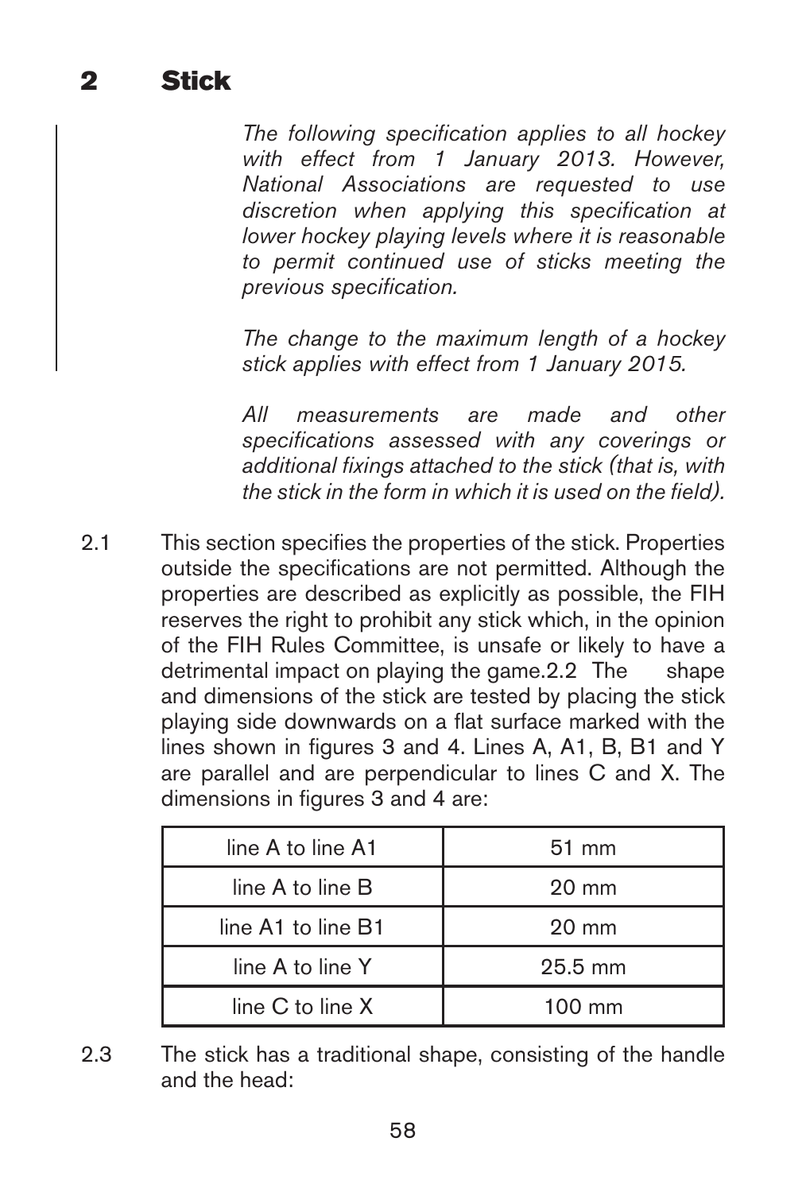## 2 Stick

*The following specification applies to all hockey with effect from 1 January 2013. However, National Associations are requested to use discretion when applying this specification at lower hockey playing levels where it is reasonable to permit continued use of sticks meeting the previous specification.*

*The change to the maximum length of a hockey stick applies with effect from 1 January 2015.*

*All measurements are made and other specifications assessed with any coverings or additional fixings attached to the stick (that is, with the stick in the form in which it is used on the field).*

2.1 This section specifies the properties of the stick. Properties outside the specifications are not permitted. Although the properties are described as explicitly as possible, the FIH reserves the right to prohibit any stick which, in the opinion of the FIH Rules Committee, is unsafe or likely to have a detrimental impact on playing the game.

2.2 The shape and dimensions of the stick are tested by placing the stick playing side downwards on a flat surface marked with the lines shown in figures 3 and 4. Lines A, A1, B, B1 and Y are parallel and are perpendicular to lines C and X. The dimensions in figures 3 and 4 are:

| | |
|---|---|
| line A to line A1 | 51 mm |
| line A to line B | 20 mm |
| line A1 to line B1 | 20 mm |
| line A to line Y | 25.5 mm |
| line C to line X | 100 mm |

2.3 The stick has a traditional shape, consisting of the handle and the head: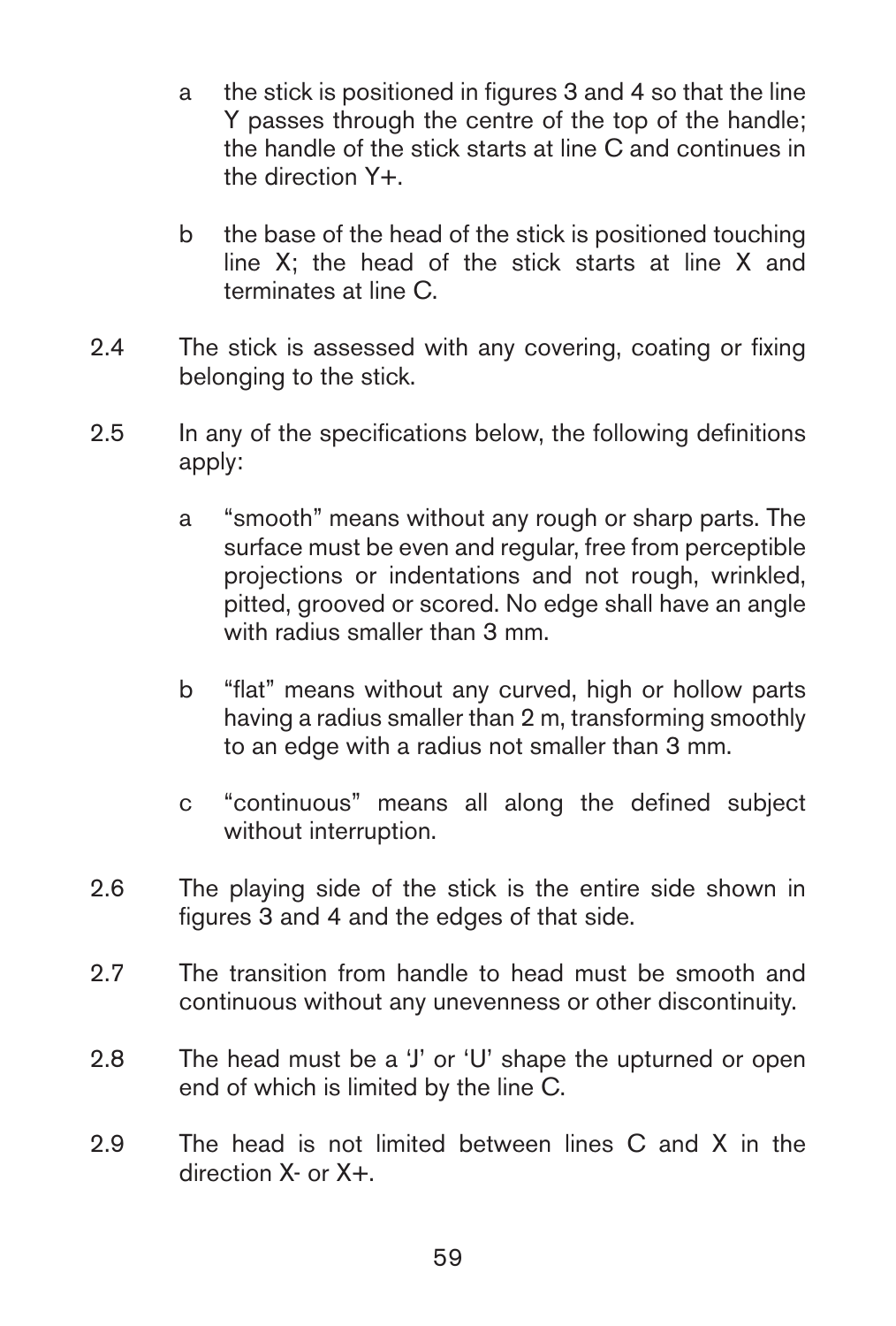a the stick is positioned in figures 3 and 4 so that the line Y passes through the centre of the top of the handle; the handle of the stick starts at line C and continues in the direction Y+.

b the base of the head of the stick is positioned touching line X; the head of the stick starts at line X and terminates at line C.

2.4 The stick is assessed with any covering, coating or fixing belonging to the stick.

2.5 In any of the specifications below, the following definitions apply:

a "smooth" means without any rough or sharp parts. The surface must be even and regular, free from perceptible projections or indentations and not rough, wrinkled, pitted, grooved or scored. No edge shall have an angle with radius smaller than 3 mm.

b "flat" means without any curved, high or hollow parts having a radius smaller than 2 m, transforming smoothly to an edge with a radius not smaller than 3 mm.

c "continuous" means all along the defined subject without interruption.

2.6 The playing side of the stick is the entire side shown in figures 3 and 4 and the edges of that side.

2.7 The transition from handle to head must be smooth and continuous without any unevenness or other discontinuity.

2.8 The head must be a 'J' or 'U' shape the upturned or open end of which is limited by the line C.

2.9 The head is not limited between lines C and X in the direction X- or X+.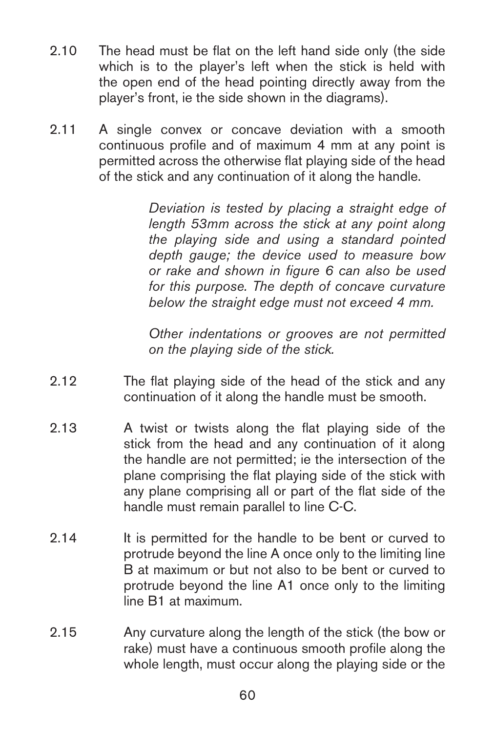2.10 The head must be flat on the left hand side only (the side which is to the player's left when the stick is held with the open end of the head pointing directly away from the player's front, ie the side shown in the diagrams).

2.11 A single convex or concave deviation with a smooth continuous profile and of maximum 4 mm at any point is permitted across the otherwise flat playing side of the head of the stick and any continuation of it along the handle.

> *Deviation is tested by placing a straight edge of length 53mm across the stick at any point along the playing side and using a standard pointed depth gauge; the device used to measure bow or rake and shown in figure 6 can also be used for this purpose. The depth of concave curvature below the straight edge must not exceed 4 mm.*
>
> *Other indentations or grooves are not permitted on the playing side of the stick.*

2.12 The flat playing side of the head of the stick and any continuation of it along the handle must be smooth.

2.13 A twist or twists along the flat playing side of the stick from the head and any continuation of it along the handle are not permitted; ie the intersection of the plane comprising the flat playing side of the stick with any plane comprising all or part of the flat side of the handle must remain parallel to line C-C.

2.14 It is permitted for the handle to be bent or curved to protrude beyond the line A once only to the limiting line B at maximum or but not also to be bent or curved to protrude beyond the line A1 once only to the limiting line B1 at maximum.

2.15 Any curvature along the length of the stick (the bow or rake) must have a continuous smooth profile along the whole length, must occur along the playing side or the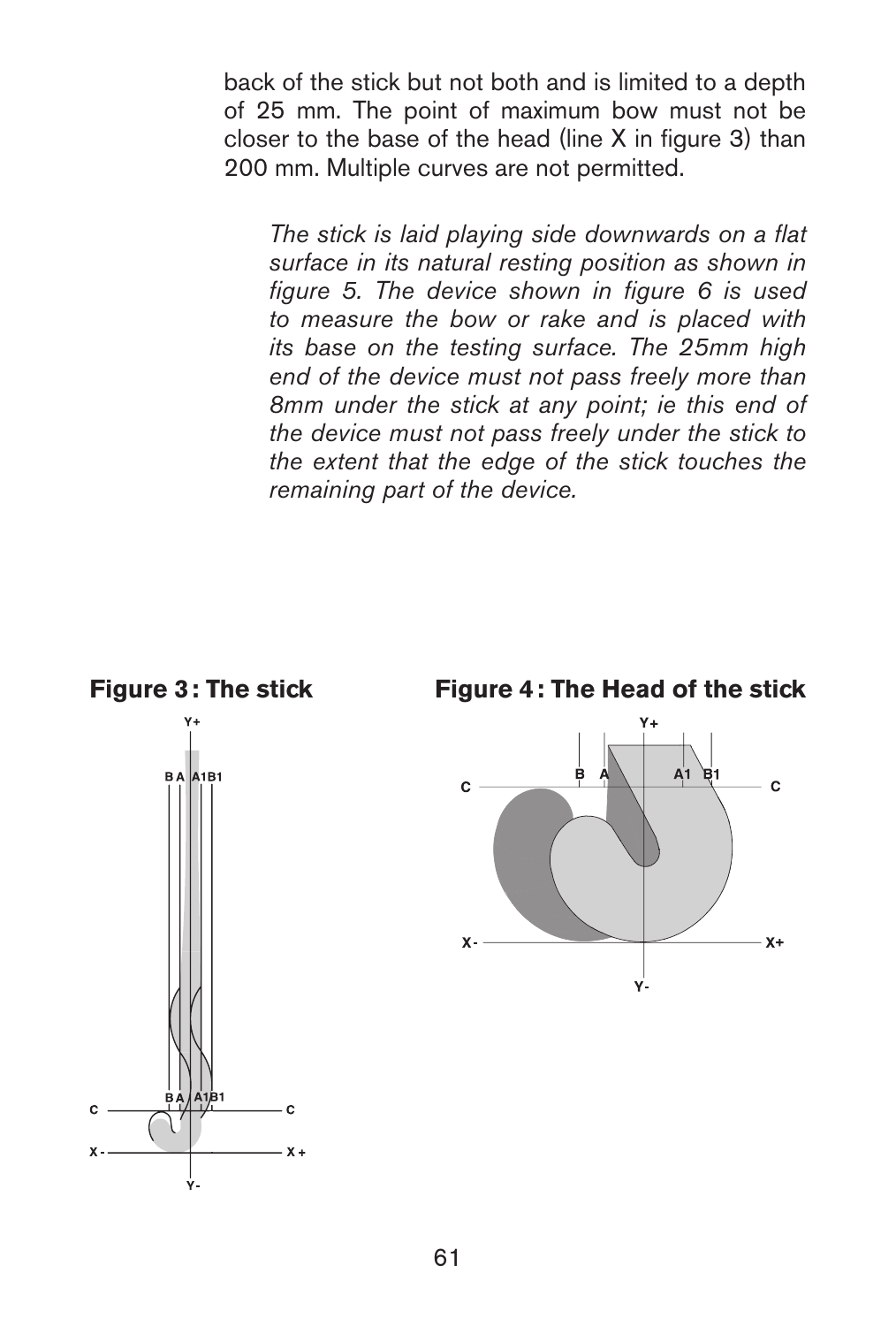back of the stick but not both and is limited to a depth of 25 mm. The point of maximum bow must not be closer to the base of the head (line X in figure 3) than 200 mm. Multiple curves are not permitted.

*The stick is laid playing side downwards on a flat surface in its natural resting position as shown in figure 5. The device shown in figure 6 is used to measure the bow or rake and is placed with its base on the testing surface. The 25mm high end of the device must not pass freely more than 8mm under the stick at any point; ie this end of the device must not pass freely under the stick to the extent that the edge of the stick touches the remaining part of the device.*

**Figure 3 : The stick**

**Figure 4 : The Head of the stick**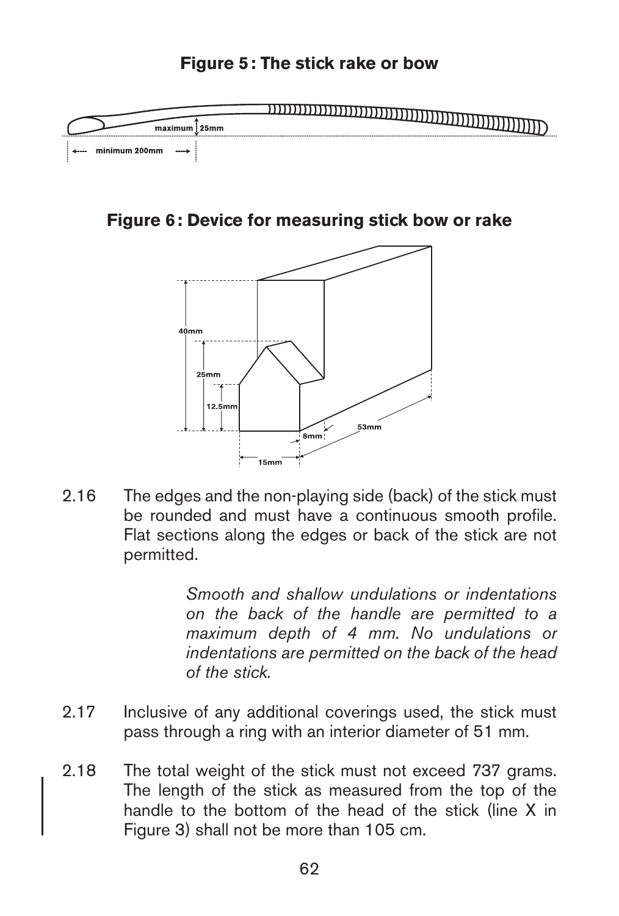**Figure 5 : The stick rake or bow**

maximum 25mm

minimum 200mm

**Figure 6 : Device for measuring stick bow or rake**

40mm

25mm

12.5mm

8mm

53mm

15mm

2.16 The edges and the non-playing side (back) of the stick must be rounded and must have a continuous smooth profile. Flat sections along the edges or back of the stick are not permitted.

*Smooth and shallow undulations or indentations on the back of the handle are permitted to a maximum depth of 4 mm. No undulations or indentations are permitted on the back of the head of the stick.*

2.17 Inclusive of any additional coverings used, the stick must pass through a ring with an interior diameter of 51 mm.

2.18 The total weight of the stick must not exceed 737 grams. The length of the stick as measured from the top of the handle to the bottom of the head of the stick (line X in Figure 3) shall not be more than 105 cm.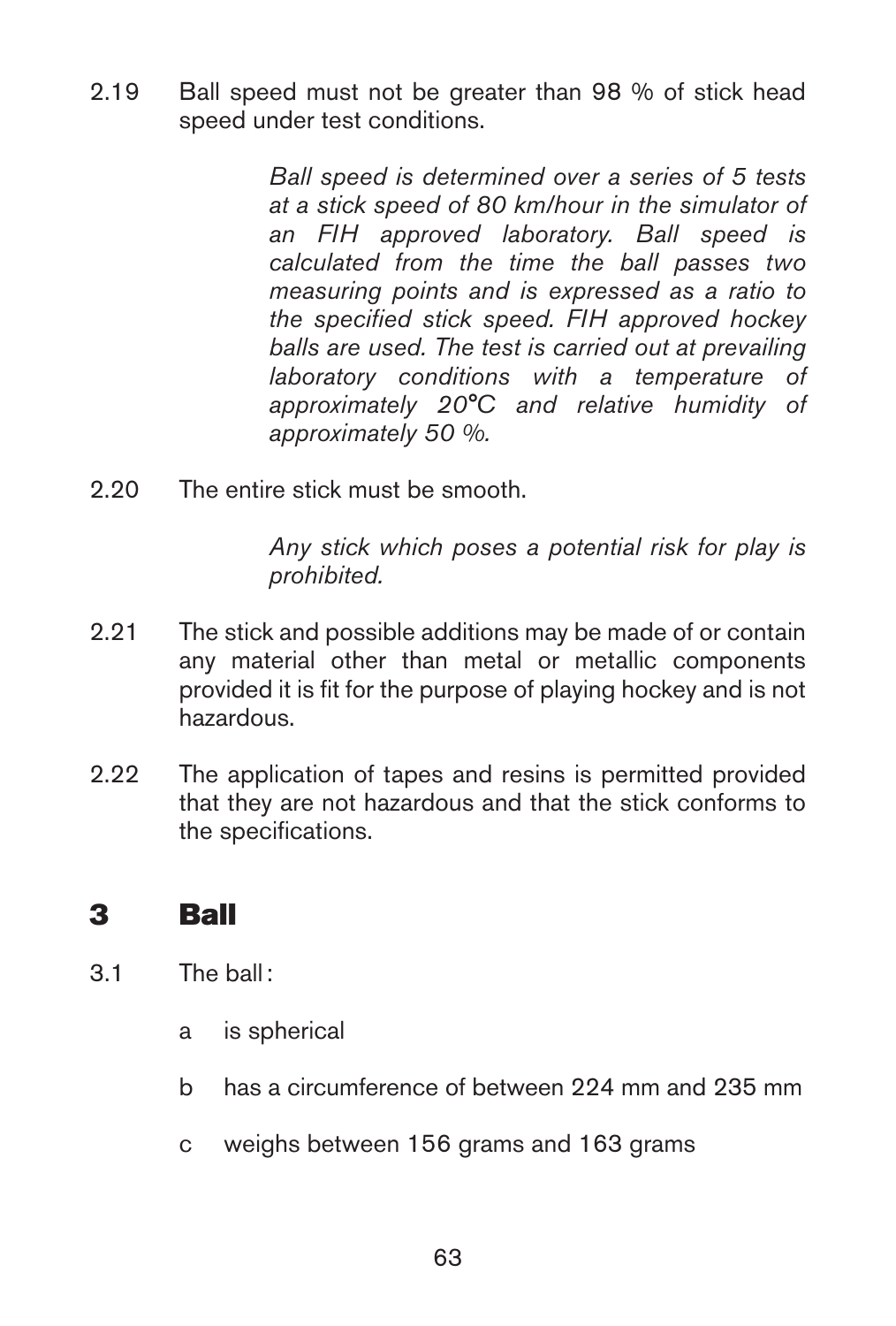2.19 Ball speed must not be greater than 98 % of stick head speed under test conditions.

*Ball speed is determined over a series of 5 tests at a stick speed of 80 km/hour in the simulator of an FIH approved laboratory. Ball speed is calculated from the time the ball passes two measuring points and is expressed as a ratio to the specified stick speed. FIH approved hockey balls are used. The test is carried out at prevailing laboratory conditions with a temperature of approximately 20°C and relative humidity of approximately 50 %.*

2.20 The entire stick must be smooth.

*Any stick which poses a potential risk for play is prohibited.*

2.21 The stick and possible additions may be made of or contain any material other than metal or metallic components provided it is fit for the purpose of playing hockey and is not hazardous.

2.22 The application of tapes and resins is permitted provided that they are not hazardous and that the stick conforms to the specifications.

## 3 Ball

3.1 The ball :

- a is spherical
- b has a circumference of between 224 mm and 235 mm
- c weighs between 156 grams and 163 grams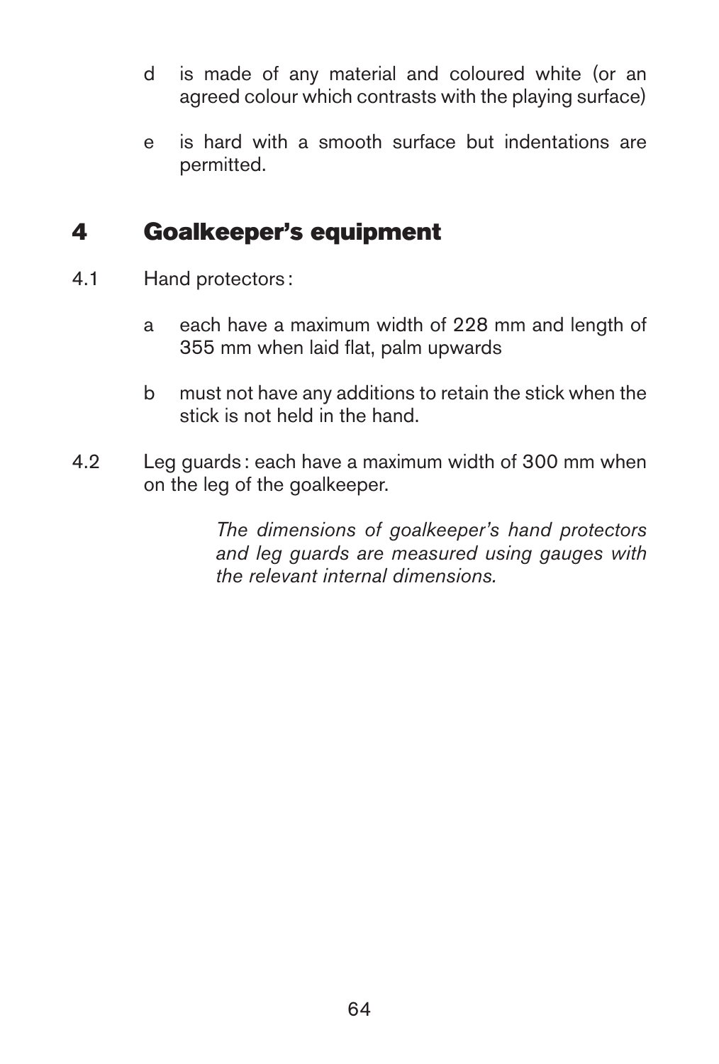d is made of any material and coloured white (or an agreed colour which contrasts with the playing surface)

e is hard with a smooth surface but indentations are permitted.

## 4 Goalkeeper's equipment

4.1 Hand protectors :

a each have a maximum width of 228 mm and length of 355 mm when laid flat, palm upwards

b must not have any additions to retain the stick when the stick is not held in the hand.

4.2 Leg guards : each have a maximum width of 300 mm when on the leg of the goalkeeper.

*The dimensions of goalkeeper's hand protectors and leg guards are measured using gauges with the relevant internal dimensions.*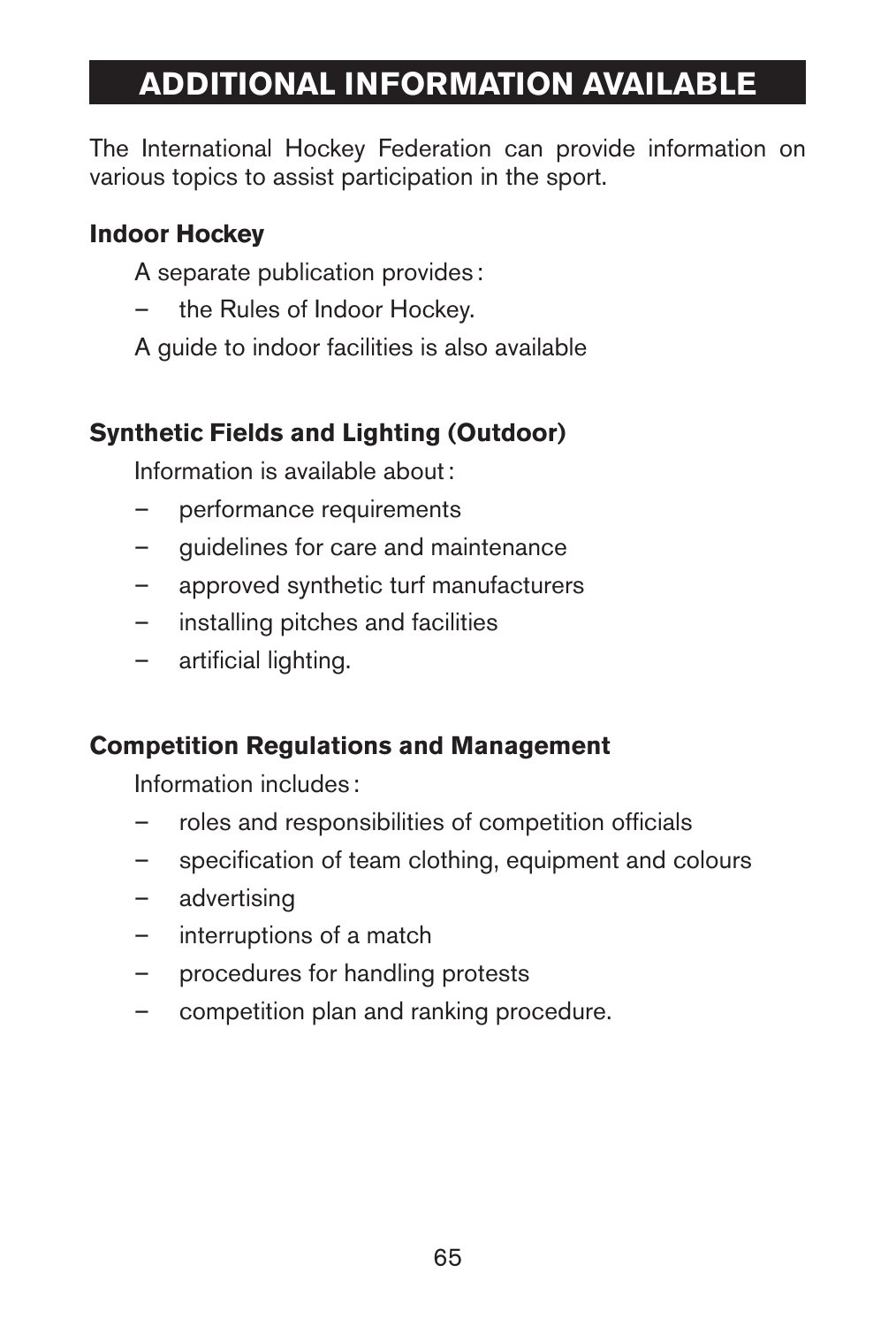# ADDITIONAL INFORMATION AVAILABLE

The International Hockey Federation can provide information on various topics to assist participation in the sport.

### Indoor Hockey

A separate publication provides :

- the Rules of Indoor Hockey.

A guide to indoor facilities is also available

### Synthetic Fields and Lighting (Outdoor)

Information is available about :

- performance requirements
- guidelines for care and maintenance
- approved synthetic turf manufacturers
- installing pitches and facilities
- artificial lighting.

### Competition Regulations and Management

Information includes :

- roles and responsibilities of competition officials
- specification of team clothing, equipment and colours
- advertising
- interruptions of a match
- procedures for handling protests
- competition plan and ranking procedure.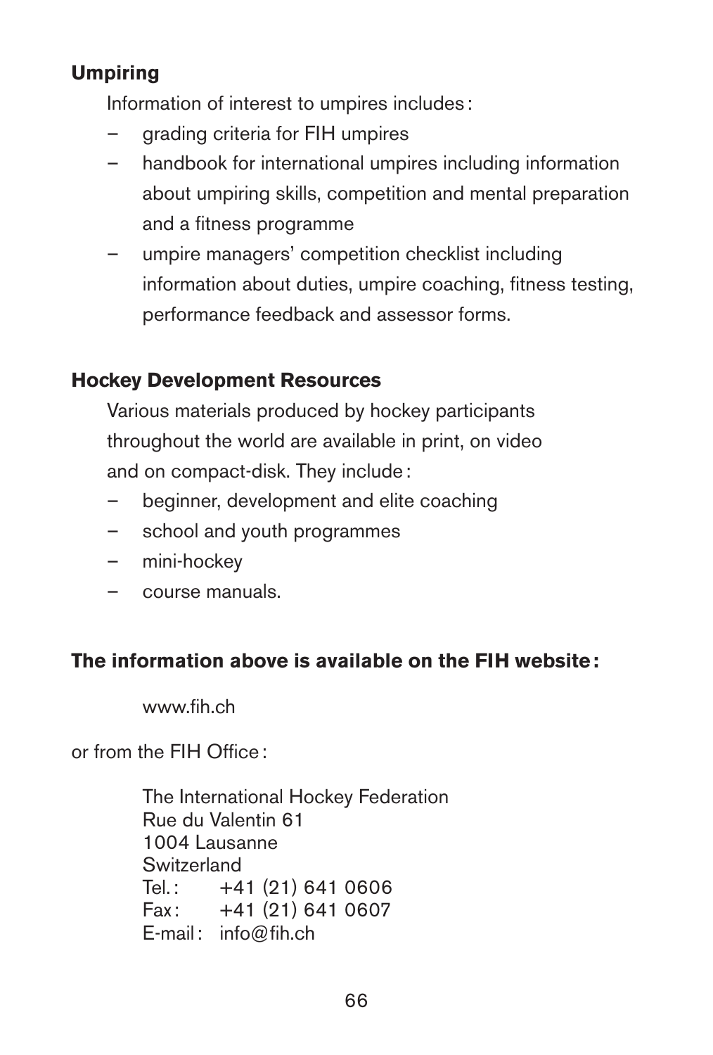**Umpiring**

Information of interest to umpires includes :

- grading criteria for FIH umpires
- handbook for international umpires including information about umpiring skills, competition and mental preparation and a fitness programme
- umpire managers' competition checklist including information about duties, umpire coaching, fitness testing, performance feedback and assessor forms.

**Hockey Development Resources**

Various materials produced by hockey participants throughout the world are available in print, on video and on compact-disk. They include :

- beginner, development and elite coaching
- school and youth programmes
- mini-hockey
- course manuals.

**The information above is available on the FIH website :**

www.fih.ch

or from the FIH Office :

The International Hockey Federation
Rue du Valentin 61
1004 Lausanne
Switzerland
Tel. : +41 (21) 641 0606
Fax : +41 (21) 641 0607
E-mail : info@fih.ch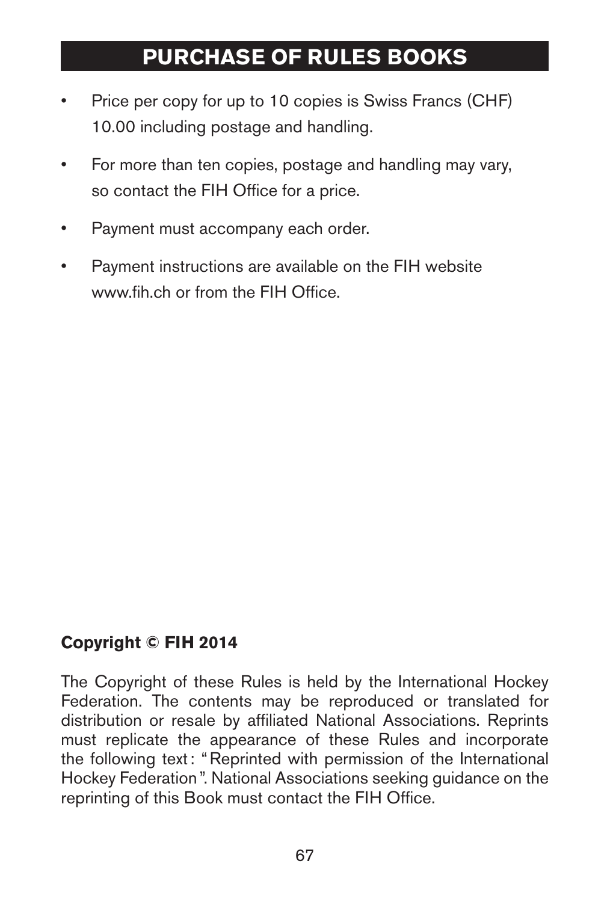# PURCHASE OF RULES BOOKS

- Price per copy for up to 10 copies is Swiss Francs (CHF) 10.00 including postage and handling.
- For more than ten copies, postage and handling may vary, so contact the FIH Office for a price.
- Payment must accompany each order.
- Payment instructions are available on the FIH website www.fih.ch or from the FIH Office.

**Copyright © FIH 2014**

The Copyright of these Rules is held by the International Hockey Federation. The contents may be reproduced or translated for distribution or resale by affiliated National Associations. Reprints must replicate the appearance of these Rules and incorporate the following text : " Reprinted with permission of the International Hockey Federation ". National Associations seeking guidance on the reprinting of this Book must contact the FIH Office.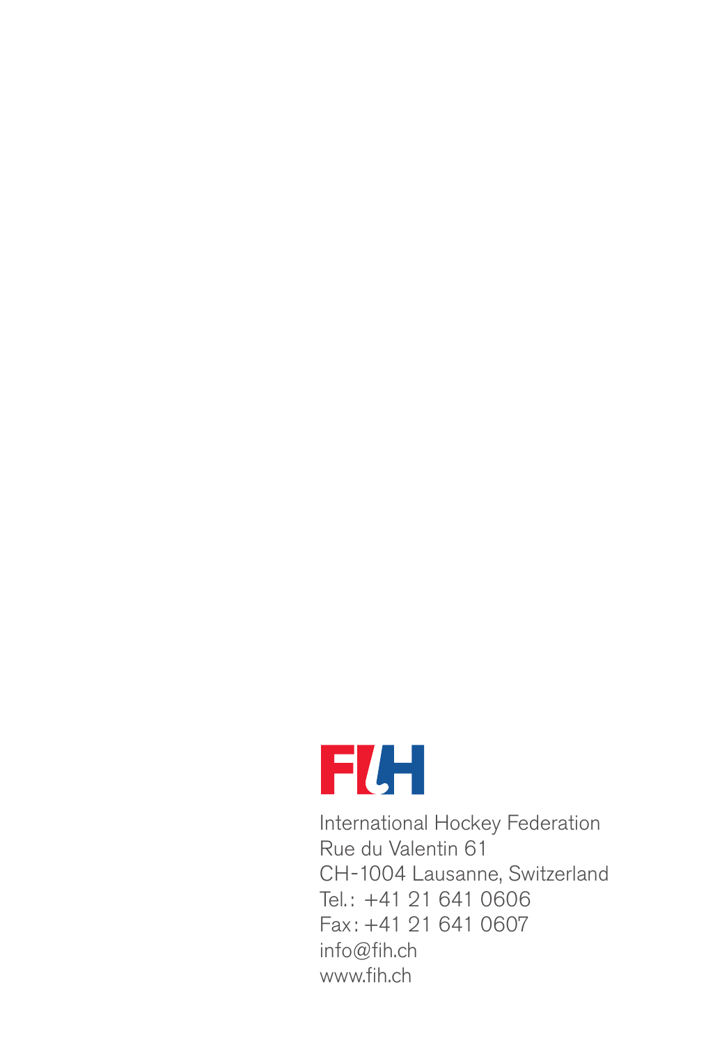FIH

International Hockey Federation
Rue du Valentin 61
CH-1004 Lausanne, Switzerland
Tel.: +41 21 641 0606
Fax: +41 21 641 0607
info@fih.ch
www.fih.ch